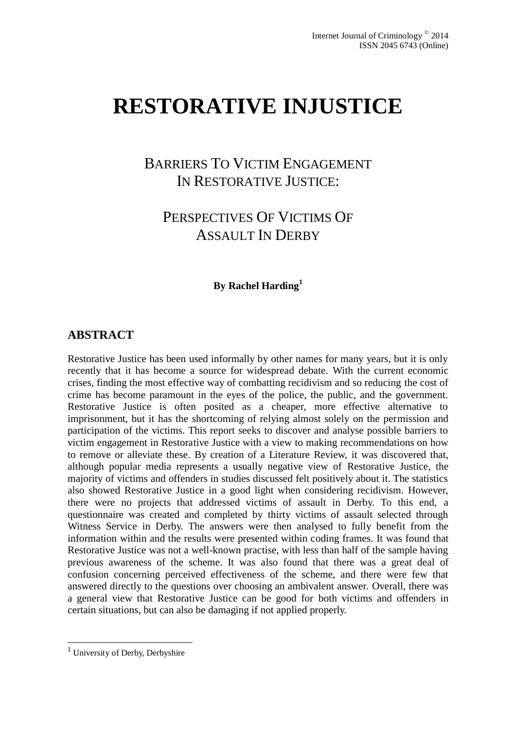# RESTORATIVE INJUSTICE

## BARRIERS TO VICTIM ENGAGEMENT IN RESTORATIVE JUSTICE:

## PERSPECTIVES OF VICTIMS OF ASSAULT IN DERBY

**By Rachel Harding**[1]

## ABSTRACT

Restorative Justice has been used informally by other names for many years, but it is only recently that it has become a source for widespread debate. With the current economic crises, finding the most effective way of combatting recidivism and so reducing the cost of crime has become paramount in the eyes of the police, the public, and the government. Restorative Justice is often posited as a cheaper, more effective alternative to imprisonment, but it has the shortcoming of relying almost solely on the permission and participation of the victims. This report seeks to discover and analyse possible barriers to victim engagement in Restorative Justice with a view to making recommendations on how to remove or alleviate these. By creation of a Literature Review, it was discovered that, although popular media represents a usually negative view of Restorative Justice, the majority of victims and offenders in studies discussed felt positively about it. The statistics also showed Restorative Justice in a good light when considering recidivism. However, there were no projects that addressed victims of assault in Derby. To this end, a questionnaire was created and completed by thirty victims of assault selected through Witness Service in Derby. The answers were then analysed to fully benefit from the information within and the results were presented within coding frames. It was found that Restorative Justice was not a well-known practise, with less than half of the sample having previous awareness of the scheme. It was also found that there was a great deal of confusion concerning perceived effectiveness of the scheme, and there were few that answered directly to the questions over choosing an ambivalent answer. Overall, there was a general view that Restorative Justice can be good for both victims and offenders in certain situations, but can also be damaging if not applied properly.

---

[1] University of Derby, Derbyshire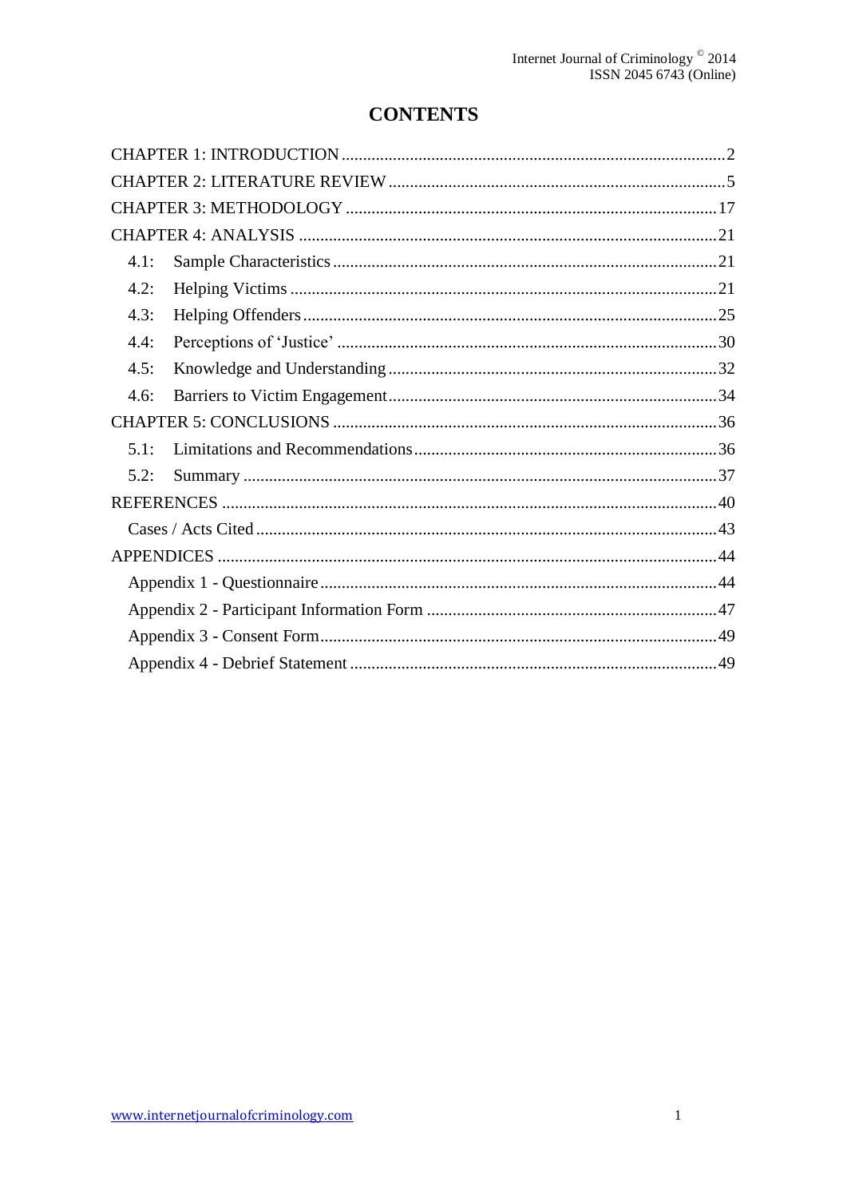# CONTENTS

CHAPTER 1: INTRODUCTION ..... 2

CHAPTER 2: LITERATURE REVIEW ..... 5

CHAPTER 3: METHODOLOGY ..... 17

CHAPTER 4: ANALYSIS ..... 21

- 4.1: Sample Characteristics ..... 21
- 4.2: Helping Victims ..... 21
- 4.3: Helping Offenders ..... 25
- 4.4: Perceptions of 'Justice' ..... 30
- 4.5: Knowledge and Understanding ..... 32
- 4.6: Barriers to Victim Engagement ..... 34

CHAPTER 5: CONCLUSIONS ..... 36

- 5.1: Limitations and Recommendations ..... 36
- 5.2: Summary ..... 37

REFERENCES ..... 40

- Cases / Acts Cited ..... 43

APPENDICES ..... 44

- Appendix 1 - Questionnaire ..... 44
- Appendix 2 - Participant Information Form ..... 47
- Appendix 3 - Consent Form ..... 49
- Appendix 4 - Debrief Statement ..... 49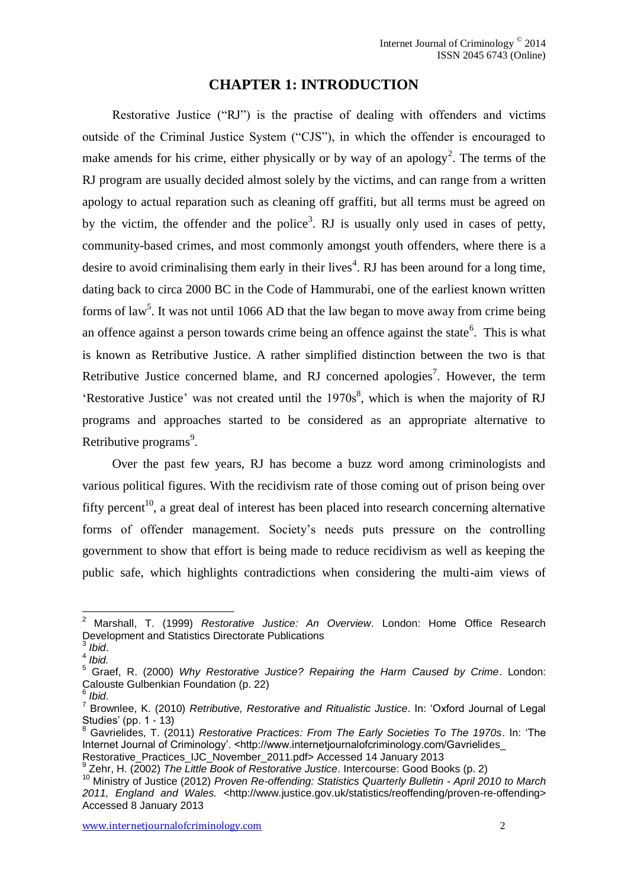# CHAPTER 1: INTRODUCTION

Restorative Justice ("RJ") is the practise of dealing with offenders and victims outside of the Criminal Justice System ("CJS"), in which the offender is encouraged to make amends for his crime, either physically or by way of an apology[2]. The terms of the RJ program are usually decided almost solely by the victims, and can range from a written apology to actual reparation such as cleaning off graffiti, but all terms must be agreed on by the victim, the offender and the police[3]. RJ is usually only used in cases of petty, community-based crimes, and most commonly amongst youth offenders, where there is a desire to avoid criminalising them early in their lives[4]. RJ has been around for a long time, dating back to circa 2000 BC in the Code of Hammurabi, one of the earliest known written forms of law[5]. It was not until 1066 AD that the law began to move away from crime being an offence against a person towards crime being an offence against the state[6]. This is what is known as Retributive Justice. A rather simplified distinction between the two is that Retributive Justice concerned blame, and RJ concerned apologies[7]. However, the term 'Restorative Justice' was not created until the 1970s[8], which is when the majority of RJ programs and approaches started to be considered as an appropriate alternative to Retributive programs[9].

Over the past few years, RJ has become a buzz word among criminologists and various political figures. With the recidivism rate of those coming out of prison being over fifty percent[10], a great deal of interest has been placed into research concerning alternative forms of offender management. Society's needs puts pressure on the controlling government to show that effort is being made to reduce recidivism as well as keeping the public safe, which highlights contradictions when considering the multi-aim views of

---

[2] Marshall, T. (1999) *Restorative Justice: An Overview*. London: Home Office Research Development and Statistics Directorate Publications

[3] *Ibid*.

[4] *Ibid.*

[5] Graef, R. (2000) *Why Restorative Justice? Repairing the Harm Caused by Crime*. London: Calouste Gulbenkian Foundation (p. 22)

[6] *Ibid*.

[7] Brownlee, K. (2010) *Retributive, Restorative and Ritualistic Justice*. In: 'Oxford Journal of Legal Studies' (pp. 1 - 13)

[8] Gavrielides, T. (2011) *Restorative Practices: From The Early Societies To The 1970s*. In: 'The Internet Journal of Criminology'. <http://www.internetjournalofcriminology.com/Gavrielides_Restorative_Practices_IJC_November_2011.pdf> Accessed 14 January 2013

[9] Zehr, H. (2002) *The Little Book of Restorative Justice*. Intercourse: Good Books (p. 2)

[10] Ministry of Justice (2012) *Proven Re-offending: Statistics Quarterly Bulletin - April 2010 to March 2011, England and Wales.* <http://www.justice.gov.uk/statistics/reoffending/proven-re-offending> Accessed 8 January 2013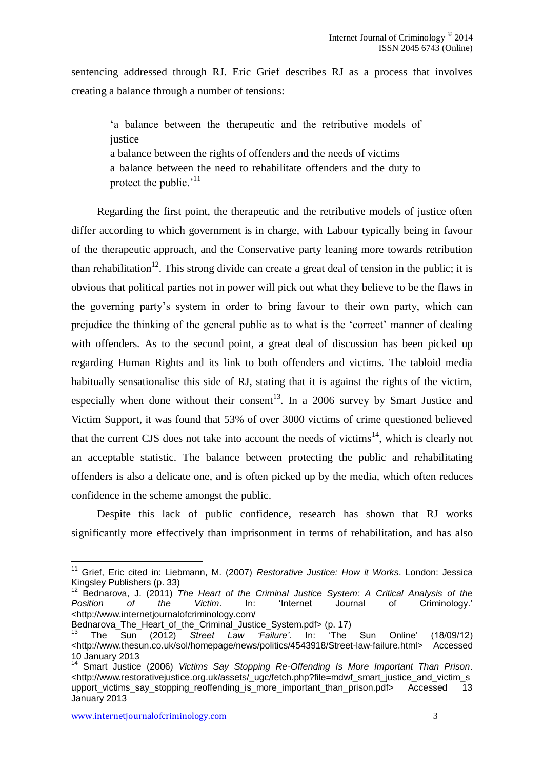sentencing addressed through RJ. Eric Grief describes RJ as a process that involves creating a balance through a number of tensions:

> 'a balance between the therapeutic and the retributive models of justice
> a balance between the rights of offenders and the needs of victims
> a balance between the need to rehabilitate offenders and the duty to protect the public.'[11]

Regarding the first point, the therapeutic and the retributive models of justice often differ according to which government is in charge, with Labour typically being in favour of the therapeutic approach, and the Conservative party leaning more towards retribution than rehabilitation[12]. This strong divide can create a great deal of tension in the public; it is obvious that political parties not in power will pick out what they believe to be the flaws in the governing party's system in order to bring favour to their own party, which can prejudice the thinking of the general public as to what is the 'correct' manner of dealing with offenders. As to the second point, a great deal of discussion has been picked up regarding Human Rights and its link to both offenders and victims. The tabloid media habitually sensationalise this side of RJ, stating that it is against the rights of the victim, especially when done without their consent[13]. In a 2006 survey by Smart Justice and Victim Support, it was found that 53% of over 3000 victims of crime questioned believed that the current CJS does not take into account the needs of victims[14], which is clearly not an acceptable statistic. The balance between protecting the public and rehabilitating offenders is also a delicate one, and is often picked up by the media, which often reduces confidence in the scheme amongst the public.

Despite this lack of public confidence, research has shown that RJ works significantly more effectively than imprisonment in terms of rehabilitation, and has also

---

[11] Grief, Eric cited in: Liebmann, M. (2007) *Restorative Justice: How it Works*. London: Jessica Kingsley Publishers (p. 33)

[12] Bednarova, J. (2011) *The Heart of the Criminal Justice System: A Critical Analysis of the Position of the Victim*. In: 'Internet Journal of Criminology.' <http://www.internetjournalofcriminology.com/Bednarova_The_Heart_of_the_Criminal_Justice_System.pdf> (p. 17)

[13] The Sun (2012) *Street Law 'Failure'*. In: 'The Sun Online' (18/09/12) <http://www.thesun.co.uk/sol/homepage/news/politics/4543918/Street-law-failure.html> Accessed 10 January 2013

[14] Smart Justice (2006) *Victims Say Stopping Re-Offending Is More Important Than Prison*. <http://www.restorativejustice.org.uk/assets/_ugc/fetch.php?file=mdwf_smart_justice_and_victim_support_victims_say_stopping_reoffending_is_more_important_than_prison.pdf> Accessed 13 January 2013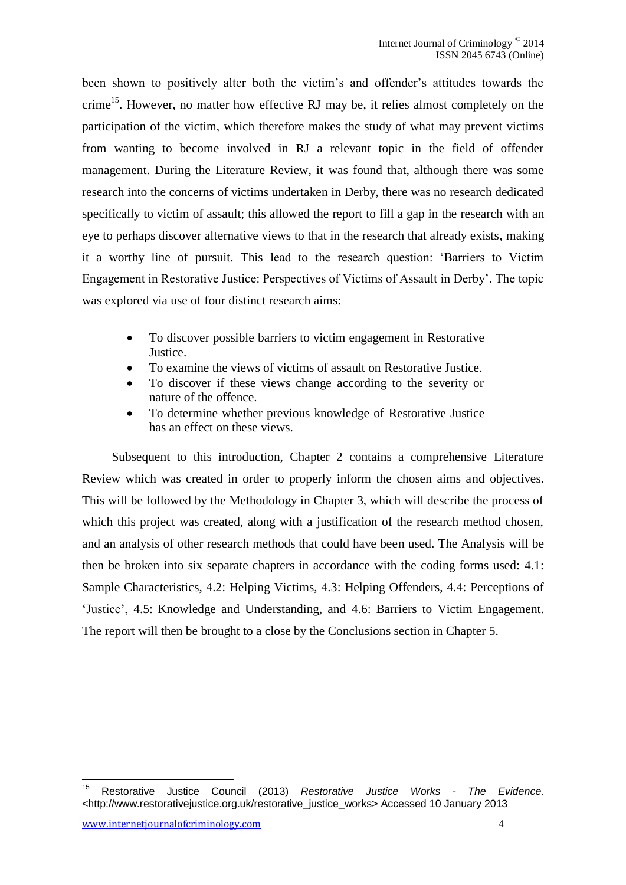been shown to positively alter both the victim's and offender's attitudes towards the crime[15]. However, no matter how effective RJ may be, it relies almost completely on the participation of the victim, which therefore makes the study of what may prevent victims from wanting to become involved in RJ a relevant topic in the field of offender management. During the Literature Review, it was found that, although there was some research into the concerns of victims undertaken in Derby, there was no research dedicated specifically to victim of assault; this allowed the report to fill a gap in the research with an eye to perhaps discover alternative views to that in the research that already exists, making it a worthy line of pursuit. This lead to the research question: 'Barriers to Victim Engagement in Restorative Justice: Perspectives of Victims of Assault in Derby'. The topic was explored via use of four distinct research aims:

- To discover possible barriers to victim engagement in Restorative Justice.
- To examine the views of victims of assault on Restorative Justice.
- To discover if these views change according to the severity or nature of the offence.
- To determine whether previous knowledge of Restorative Justice has an effect on these views.

Subsequent to this introduction, Chapter 2 contains a comprehensive Literature Review which was created in order to properly inform the chosen aims and objectives. This will be followed by the Methodology in Chapter 3, which will describe the process of which this project was created, along with a justification of the research method chosen, and an analysis of other research methods that could have been used. The Analysis will be then be broken into six separate chapters in accordance with the coding forms used: 4.1: Sample Characteristics, 4.2: Helping Victims, 4.3: Helping Offenders, 4.4: Perceptions of 'Justice', 4.5: Knowledge and Understanding, and 4.6: Barriers to Victim Engagement. The report will then be brought to a close by the Conclusions section in Chapter 5.

[15] Restorative Justice Council (2013) *Restorative Justice Works - The Evidence*. <http://www.restorativejustice.org.uk/restorative_justice_works> Accessed 10 January 2013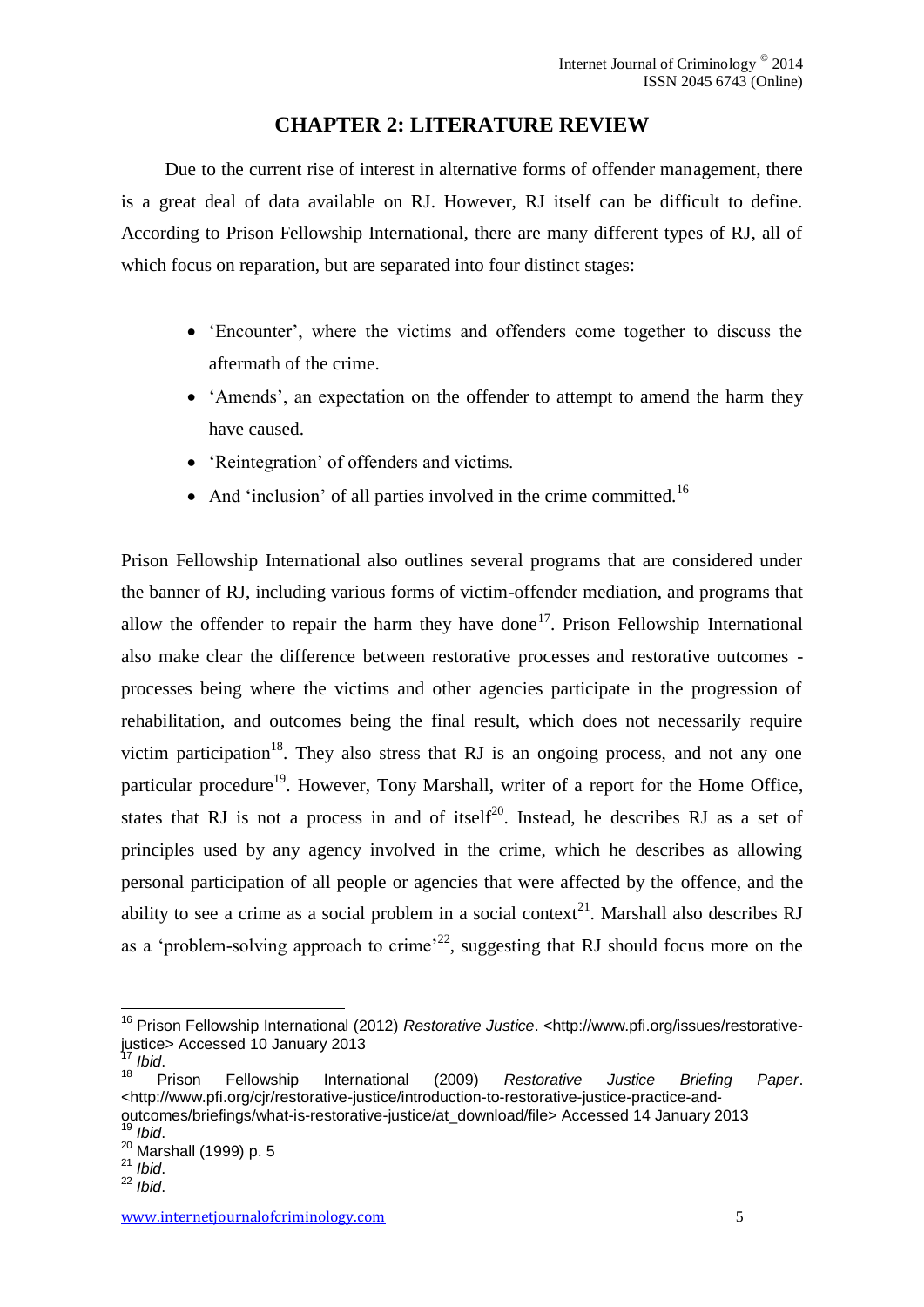# CHAPTER 2: LITERATURE REVIEW

Due to the current rise of interest in alternative forms of offender management, there is a great deal of data available on RJ. However, RJ itself can be difficult to define. According to Prison Fellowship International, there are many different types of RJ, all of which focus on reparation, but are separated into four distinct stages:

- 'Encounter', where the victims and offenders come together to discuss the aftermath of the crime.
- 'Amends', an expectation on the offender to attempt to amend the harm they have caused.
- 'Reintegration' of offenders and victims.
- And 'inclusion' of all parties involved in the crime committed.[16]

Prison Fellowship International also outlines several programs that are considered under the banner of RJ, including various forms of victim-offender mediation, and programs that allow the offender to repair the harm they have done[17]. Prison Fellowship International also make clear the difference between restorative processes and restorative outcomes - processes being where the victims and other agencies participate in the progression of rehabilitation, and outcomes being the final result, which does not necessarily require victim participation[18]. They also stress that RJ is an ongoing process, and not any one particular procedure[19]. However, Tony Marshall, writer of a report for the Home Office, states that RJ is not a process in and of itself[20]. Instead, he describes RJ as a set of principles used by any agency involved in the crime, which he describes as allowing personal participation of all people or agencies that were affected by the offence, and the ability to see a crime as a social problem in a social context[21]. Marshall also describes RJ as a 'problem-solving approach to crime'[22], suggesting that RJ should focus more on the

---

[16] Prison Fellowship International (2012) *Restorative Justice*. <http://www.pfi.org/issues/restorative-justice> Accessed 10 January 2013

[17] *Ibid*.

[18] Prison Fellowship International (2009) *Restorative Justice Briefing Paper*. <http://www.pfi.org/cjr/restorative-justice/introduction-to-restorative-justice-practice-and-outcomes/briefings/what-is-restorative-justice/at_download/file> Accessed 14 January 2013

[19] *Ibid*.

[20] Marshall (1999) p. 5

[21] *Ibid*.

[22] *Ibid*.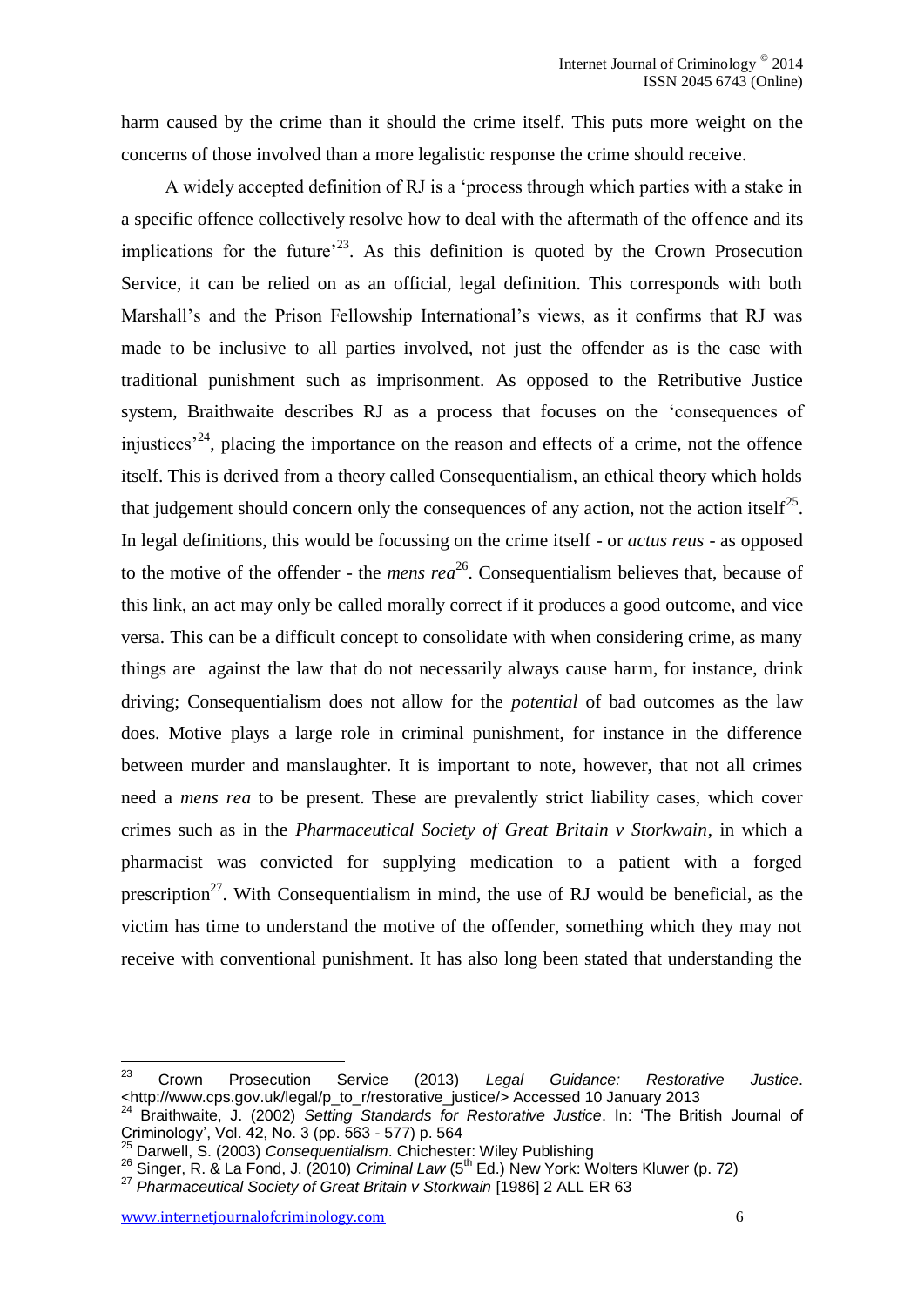harm caused by the crime than it should the crime itself. This puts more weight on the concerns of those involved than a more legalistic response the crime should receive.

A widely accepted definition of RJ is a 'process through which parties with a stake in a specific offence collectively resolve how to deal with the aftermath of the offence and its implications for the future'[23]. As this definition is quoted by the Crown Prosecution Service, it can be relied on as an official, legal definition. This corresponds with both Marshall's and the Prison Fellowship International's views, as it confirms that RJ was made to be inclusive to all parties involved, not just the offender as is the case with traditional punishment such as imprisonment. As opposed to the Retributive Justice system, Braithwaite describes RJ as a process that focuses on the 'consequences of injustices'[24], placing the importance on the reason and effects of a crime, not the offence itself. This is derived from a theory called Consequentialism, an ethical theory which holds that judgement should concern only the consequences of any action, not the action itself[25]. In legal definitions, this would be focussing on the crime itself - or *actus reus* - as opposed to the motive of the offender - the *mens rea*[26]. Consequentialism believes that, because of this link, an act may only be called morally correct if it produces a good outcome, and vice versa. This can be a difficult concept to consolidate with when considering crime, as many things are against the law that do not necessarily always cause harm, for instance, drink driving; Consequentialism does not allow for the *potential* of bad outcomes as the law does. Motive plays a large role in criminal punishment, for instance in the difference between murder and manslaughter. It is important to note, however, that not all crimes need a *mens rea* to be present. These are prevalently strict liability cases, which cover crimes such as in the *Pharmaceutical Society of Great Britain v Storkwain*, in which a pharmacist was convicted for supplying medication to a patient with a forged prescription[27]. With Consequentialism in mind, the use of RJ would be beneficial, as the victim has time to understand the motive of the offender, something which they may not receive with conventional punishment. It has also long been stated that understanding the

---

[23] Crown Prosecution Service (2013) *Legal Guidance: Restorative Justice*. <http://www.cps.gov.uk/legal/p_to_r/restorative_justice/> Accessed 10 January 2013

[24] Braithwaite, J. (2002) *Setting Standards for Restorative Justice*. In: 'The British Journal of Criminology', Vol. 42, No. 3 (pp. 563 - 577) p. 564

[25] Darwell, S. (2003) *Consequentialism*. Chichester: Wiley Publishing

[26] Singer, R. & La Fond, J. (2010) *Criminal Law* (5th Ed.) New York: Wolters Kluwer (p. 72)

[27] *Pharmaceutical Society of Great Britain v Storkwain* [1986] 2 ALL ER 63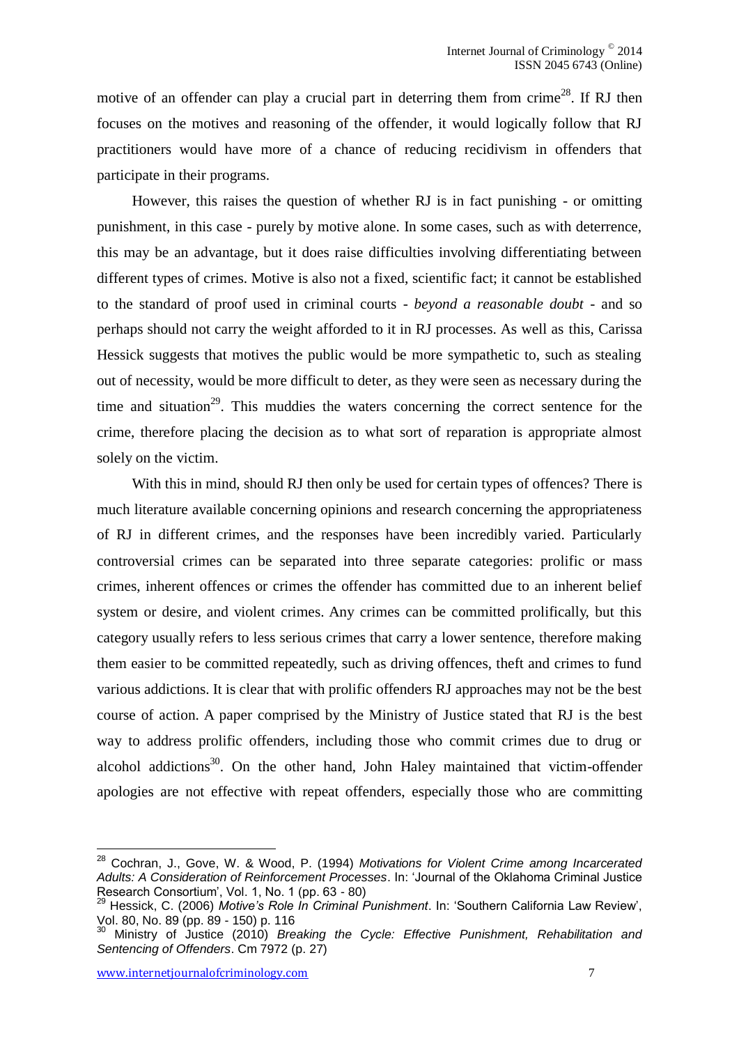motive of an offender can play a crucial part in deterring them from crime[28]. If RJ then focuses on the motives and reasoning of the offender, it would logically follow that RJ practitioners would have more of a chance of reducing recidivism in offenders that participate in their programs.

However, this raises the question of whether RJ is in fact punishing - or omitting punishment, in this case - purely by motive alone. In some cases, such as with deterrence, this may be an advantage, but it does raise difficulties involving differentiating between different types of crimes. Motive is also not a fixed, scientific fact; it cannot be established to the standard of proof used in criminal courts - *beyond a reasonable doubt* - and so perhaps should not carry the weight afforded to it in RJ processes. As well as this, Carissa Hessick suggests that motives the public would be more sympathetic to, such as stealing out of necessity, would be more difficult to deter, as they were seen as necessary during the time and situation[29]. This muddies the waters concerning the correct sentence for the crime, therefore placing the decision as to what sort of reparation is appropriate almost solely on the victim.

With this in mind, should RJ then only be used for certain types of offences? There is much literature available concerning opinions and research concerning the appropriateness of RJ in different crimes, and the responses have been incredibly varied. Particularly controversial crimes can be separated into three separate categories: prolific or mass crimes, inherent offences or crimes the offender has committed due to an inherent belief system or desire, and violent crimes. Any crimes can be committed prolifically, but this category usually refers to less serious crimes that carry a lower sentence, therefore making them easier to be committed repeatedly, such as driving offences, theft and crimes to fund various addictions. It is clear that with prolific offenders RJ approaches may not be the best course of action. A paper comprised by the Ministry of Justice stated that RJ is the best way to address prolific offenders, including those who commit crimes due to drug or alcohol addictions[30]. On the other hand, John Haley maintained that victim-offender apologies are not effective with repeat offenders, especially those who are committing

---

[28] Cochran, J., Gove, W. & Wood, P. (1994) *Motivations for Violent Crime among Incarcerated Adults: A Consideration of Reinforcement Processes*. In: 'Journal of the Oklahoma Criminal Justice Research Consortium', Vol. 1, No. 1 (pp. 63 - 80)

[29] Hessick, C. (2006) *Motive's Role In Criminal Punishment*. In: 'Southern California Law Review', Vol. 80, No. 89 (pp. 89 - 150) p. 116

[30] Ministry of Justice (2010) *Breaking the Cycle: Effective Punishment, Rehabilitation and Sentencing of Offenders*. Cm 7972 (p. 27)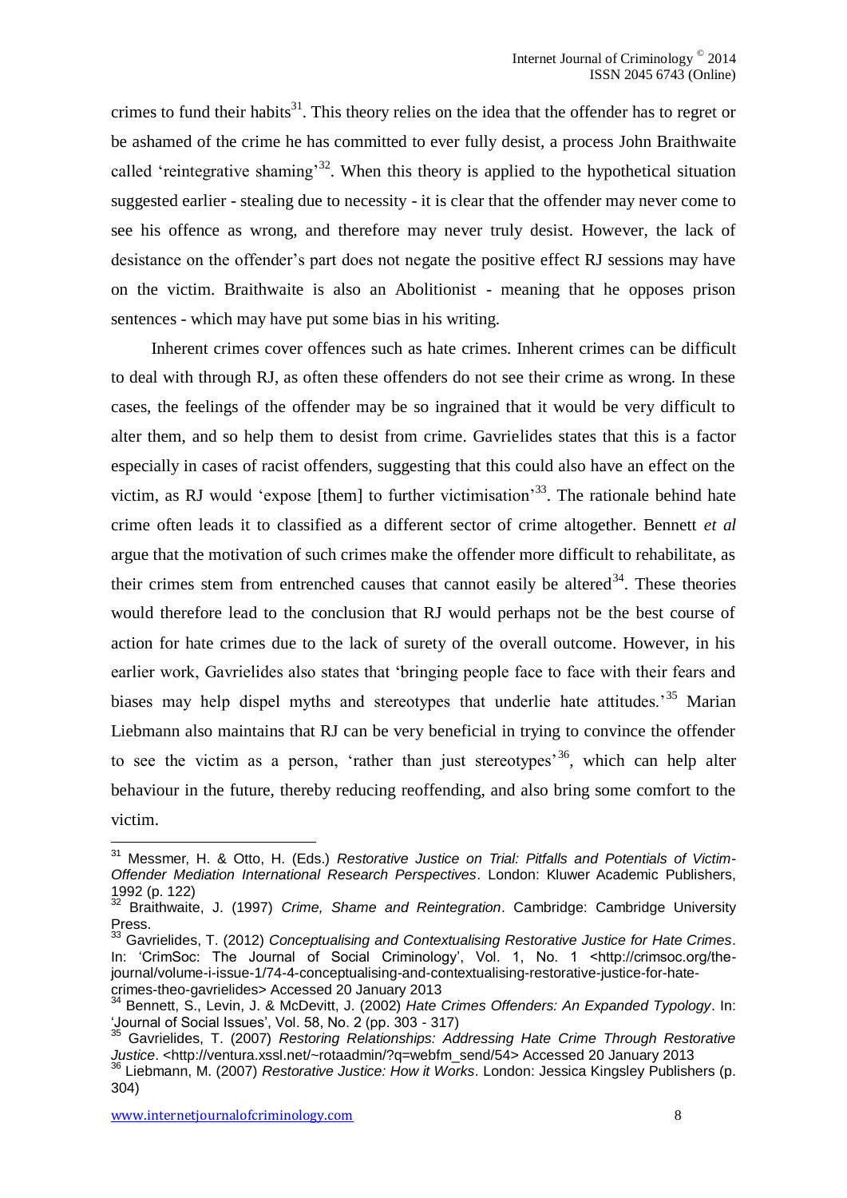crimes to fund their habits[31]. This theory relies on the idea that the offender has to regret or be ashamed of the crime he has committed to ever fully desist, a process John Braithwaite called 'reintegrative shaming'[32]. When this theory is applied to the hypothetical situation suggested earlier - stealing due to necessity - it is clear that the offender may never come to see his offence as wrong, and therefore may never truly desist. However, the lack of desistance on the offender's part does not negate the positive effect RJ sessions may have on the victim. Braithwaite is also an Abolitionist - meaning that he opposes prison sentences - which may have put some bias in his writing.

Inherent crimes cover offences such as hate crimes. Inherent crimes can be difficult to deal with through RJ, as often these offenders do not see their crime as wrong. In these cases, the feelings of the offender may be so ingrained that it would be very difficult to alter them, and so help them to desist from crime. Gavrielides states that this is a factor especially in cases of racist offenders, suggesting that this could also have an effect on the victim, as RJ would 'expose [them] to further victimisation'[33]. The rationale behind hate crime often leads it to classified as a different sector of crime altogether. Bennett *et al* argue that the motivation of such crimes make the offender more difficult to rehabilitate, as their crimes stem from entrenched causes that cannot easily be altered[34]. These theories would therefore lead to the conclusion that RJ would perhaps not be the best course of action for hate crimes due to the lack of surety of the overall outcome. However, in his earlier work, Gavrielides also states that 'bringing people face to face with their fears and biases may help dispel myths and stereotypes that underlie hate attitudes.'[35] Marian Liebmann also maintains that RJ can be very beneficial in trying to convince the offender to see the victim as a person, 'rather than just stereotypes'[36], which can help alter behaviour in the future, thereby reducing reoffending, and also bring some comfort to the victim.

---

[31] Messmer, H. & Otto, H. (Eds.) *Restorative Justice on Trial: Pitfalls and Potentials of Victim-Offender Mediation International Research Perspectives*. London: Kluwer Academic Publishers, 1992 (p. 122)

[32] Braithwaite, J. (1997) *Crime, Shame and Reintegration*. Cambridge: Cambridge University Press.

[33] Gavrielides, T. (2012) *Conceptualising and Contextualising Restorative Justice for Hate Crimes*. In: 'CrimSoc: The Journal of Social Criminology', Vol. 1, No. 1 <http://crimsoc.org/the-journal/volume-i-issue-1/74-4-conceptualising-and-contextualising-restorative-justice-for-hate-crimes-theo-gavrielides> Accessed 20 January 2013

[34] Bennett, S., Levin, J. & McDevitt, J. (2002) *Hate Crimes Offenders: An Expanded Typology*. In: 'Journal of Social Issues', Vol. 58, No. 2 (pp. 303 - 317)

[35] Gavrielides, T. (2007) *Restoring Relationships: Addressing Hate Crime Through Restorative Justice*. <http://ventura.xssl.net/~rotaadmin/?q=webfm_send/54> Accessed 20 January 2013

[36] Liebmann, M. (2007) *Restorative Justice: How it Works*. London: Jessica Kingsley Publishers (p. 304)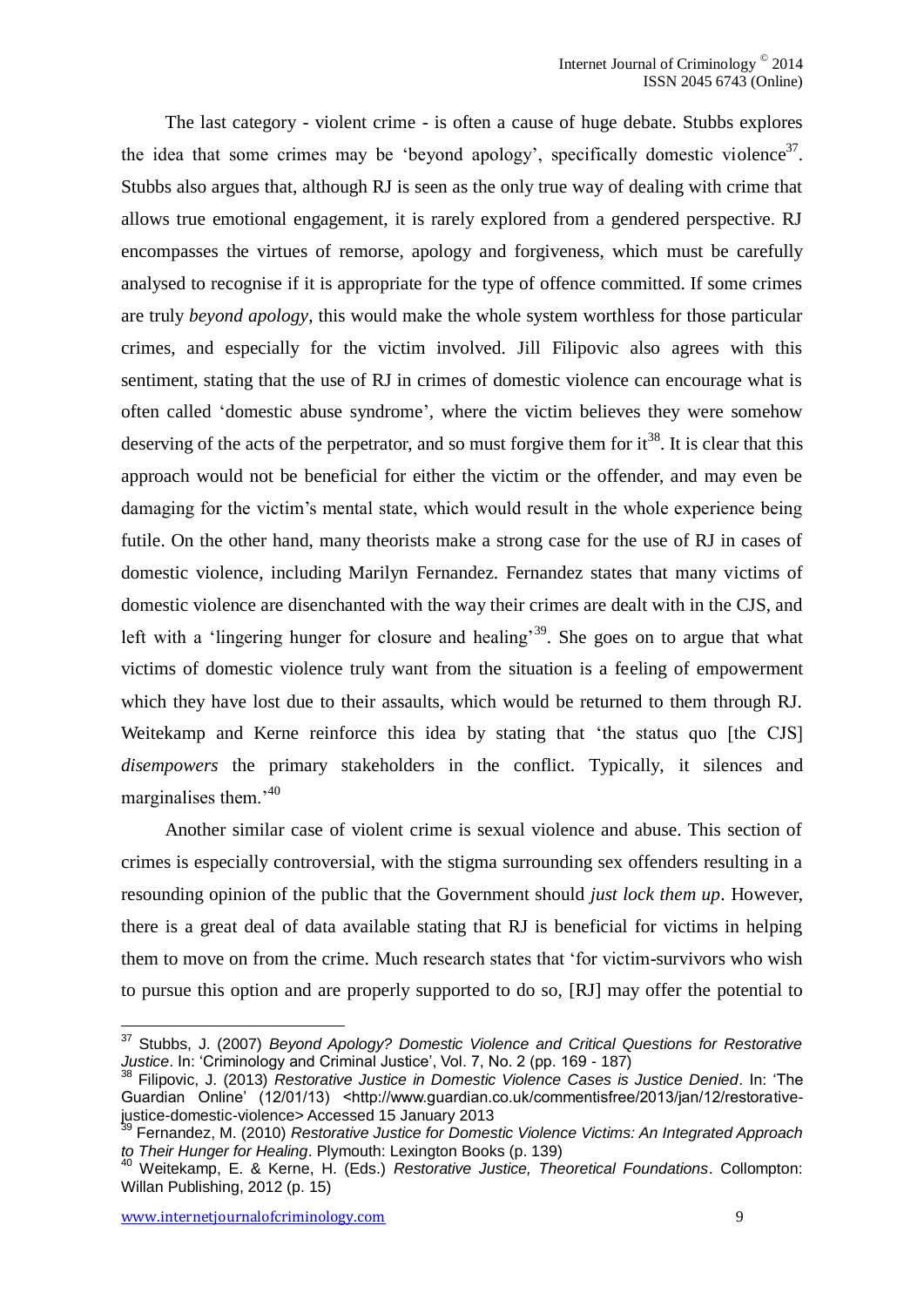The last category - violent crime - is often a cause of huge debate. Stubbs explores the idea that some crimes may be 'beyond apology', specifically domestic violence[37]. Stubbs also argues that, although RJ is seen as the only true way of dealing with crime that allows true emotional engagement, it is rarely explored from a gendered perspective. RJ encompasses the virtues of remorse, apology and forgiveness, which must be carefully analysed to recognise if it is appropriate for the type of offence committed. If some crimes are truly *beyond apology*, this would make the whole system worthless for those particular crimes, and especially for the victim involved. Jill Filipovic also agrees with this sentiment, stating that the use of RJ in crimes of domestic violence can encourage what is often called 'domestic abuse syndrome', where the victim believes they were somehow deserving of the acts of the perpetrator, and so must forgive them for it[38]. It is clear that this approach would not be beneficial for either the victim or the offender, and may even be damaging for the victim's mental state, which would result in the whole experience being futile. On the other hand, many theorists make a strong case for the use of RJ in cases of domestic violence, including Marilyn Fernandez. Fernandez states that many victims of domestic violence are disenchanted with the way their crimes are dealt with in the CJS, and left with a 'lingering hunger for closure and healing'[39]. She goes on to argue that what victims of domestic violence truly want from the situation is a feeling of empowerment which they have lost due to their assaults, which would be returned to them through RJ. Weitekamp and Kerne reinforce this idea by stating that 'the status quo [the CJS] *disempowers* the primary stakeholders in the conflict. Typically, it silences and marginalises them.'[40]

Another similar case of violent crime is sexual violence and abuse. This section of crimes is especially controversial, with the stigma surrounding sex offenders resulting in a resounding opinion of the public that the Government should *just lock them up*. However, there is a great deal of data available stating that RJ is beneficial for victims in helping them to move on from the crime. Much research states that 'for victim-survivors who wish to pursue this option and are properly supported to do so, [RJ] may offer the potential to

---

[37] Stubbs, J. (2007) *Beyond Apology? Domestic Violence and Critical Questions for Restorative Justice*. In: 'Criminology and Criminal Justice', Vol. 7, No. 2 (pp. 169 - 187)

[38] Filipovic, J. (2013) *Restorative Justice in Domestic Violence Cases is Justice Denied*. In: 'The Guardian Online' (12/01/13) <http://www.guardian.co.uk/commentisfree/2013/jan/12/restorative-justice-domestic-violence> Accessed 15 January 2013

[39] Fernandez, M. (2010) *Restorative Justice for Domestic Violence Victims: An Integrated Approach to Their Hunger for Healing*. Plymouth: Lexington Books (p. 139)

[40] Weitekamp, E. & Kerne, H. (Eds.) *Restorative Justice, Theoretical Foundations*. Collompton: Willan Publishing, 2012 (p. 15)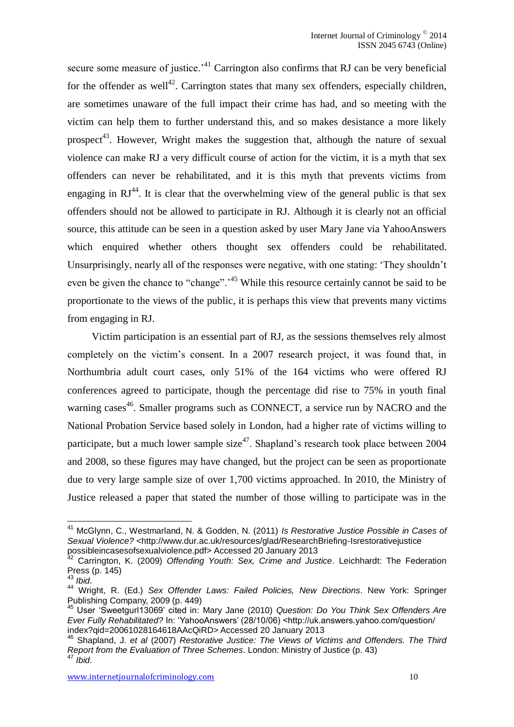secure some measure of justice.'[41] Carrington also confirms that RJ can be very beneficial for the offender as well[42]. Carrington states that many sex offenders, especially children, are sometimes unaware of the full impact their crime has had, and so meeting with the victim can help them to further understand this, and so makes desistance a more likely prospect[43]. However, Wright makes the suggestion that, although the nature of sexual violence can make RJ a very difficult course of action for the victim, it is a myth that sex offenders can never be rehabilitated, and it is this myth that prevents victims from engaging in RJ[44]. It is clear that the overwhelming view of the general public is that sex offenders should not be allowed to participate in RJ. Although it is clearly not an official source, this attitude can be seen in a question asked by user Mary Jane via YahooAnswers which enquired whether others thought sex offenders could be rehabilitated. Unsurprisingly, nearly all of the responses were negative, with one stating: 'They shouldn't even be given the chance to "change".'[45] While this resource certainly cannot be said to be proportionate to the views of the public, it is perhaps this view that prevents many victims from engaging in RJ.

Victim participation is an essential part of RJ, as the sessions themselves rely almost completely on the victim's consent. In a 2007 research project, it was found that, in Northumbria adult court cases, only 51% of the 164 victims who were offered RJ conferences agreed to participate, though the percentage did rise to 75% in youth final warning cases[46]. Smaller programs such as CONNECT, a service run by NACRO and the National Probation Service based solely in London, had a higher rate of victims willing to participate, but a much lower sample size[47]. Shapland's research took place between 2004 and 2008, so these figures may have changed, but the project can be seen as proportionate due to very large sample size of over 1,700 victims approached. In 2010, the Ministry of Justice released a paper that stated the number of those willing to participate was in the

---

[41] McGlynn, C., Westmarland, N. & Godden, N. (2011) *Is Restorative Justice Possible in Cases of Sexual Violence?* <http://www.dur.ac.uk/resources/glad/ResearchBriefing-Isrestorativejustice possibleincasesofsexualviolence.pdf> Accessed 20 January 2013

[42] Carrington, K. (2009) *Offending Youth: Sex, Crime and Justice*. Leichhardt: The Federation Press (p. 145)

[43] *Ibid*.

[44] Wright, R. (Ed.) *Sex Offender Laws: Failed Policies, New Directions*. New York: Springer Publishing Company, 2009 (p. 449)

[45] User 'Sweetgurl13069' cited in: Mary Jane (2010) *Question: Do You Think Sex Offenders Are Ever Fully Rehabilitated?* In: 'YahooAnswers' (28/10/06) <http://uk.answers.yahoo.com/question/index?qid=20061028164618AAcQiRD> Accessed 20 January 2013

[46] Shapland, J. *et al* (2007) *Restorative Justice: The Views of Victims and Offenders. The Third Report from the Evaluation of Three Schemes*. London: Ministry of Justice (p. 43)

[47] *Ibid*.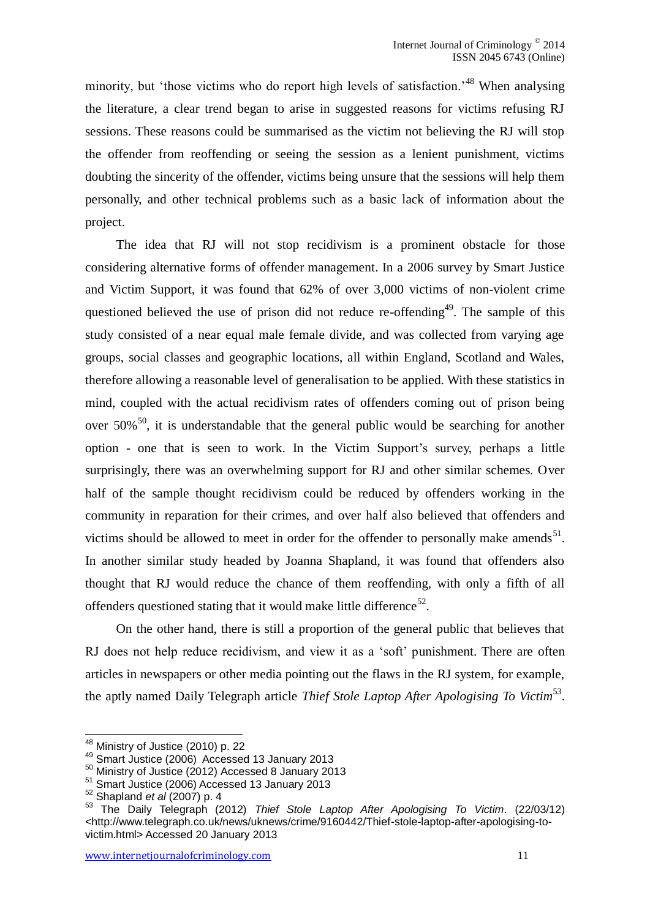minority, but 'those victims who do report high levels of satisfaction.'[48] When analysing the literature, a clear trend began to arise in suggested reasons for victims refusing RJ sessions. These reasons could be summarised as the victim not believing the RJ will stop the offender from reoffending or seeing the session as a lenient punishment, victims doubting the sincerity of the offender, victims being unsure that the sessions will help them personally, and other technical problems such as a basic lack of information about the project.

The idea that RJ will not stop recidivism is a prominent obstacle for those considering alternative forms of offender management. In a 2006 survey by Smart Justice and Victim Support, it was found that 62% of over 3,000 victims of non-violent crime questioned believed the use of prison did not reduce re-offending[49]. The sample of this study consisted of a near equal male female divide, and was collected from varying age groups, social classes and geographic locations, all within England, Scotland and Wales, therefore allowing a reasonable level of generalisation to be applied. With these statistics in mind, coupled with the actual recidivism rates of offenders coming out of prison being over 50%[50], it is understandable that the general public would be searching for another option - one that is seen to work. In the Victim Support's survey, perhaps a little surprisingly, there was an overwhelming support for RJ and other similar schemes. Over half of the sample thought recidivism could be reduced by offenders working in the community in reparation for their crimes, and over half also believed that offenders and victims should be allowed to meet in order for the offender to personally make amends[51]. In another similar study headed by Joanna Shapland, it was found that offenders also thought that RJ would reduce the chance of them reoffending, with only a fifth of all offenders questioned stating that it would make little difference[52].

On the other hand, there is still a proportion of the general public that believes that RJ does not help reduce recidivism, and view it as a 'soft' punishment. There are often articles in newspapers or other media pointing out the flaws in the RJ system, for example, the aptly named Daily Telegraph article *Thief Stole Laptop After Apologising To Victim*[53].

---

[48] Ministry of Justice (2010) p. 22

[49] Smart Justice (2006) Accessed 13 January 2013

[50] Ministry of Justice (2012) Accessed 8 January 2013

[51] Smart Justice (2006) Accessed 13 January 2013

[52] Shapland *et al* (2007) p. 4

[53] The Daily Telegraph (2012) *Thief Stole Laptop After Apologising To Victim*. (22/03/12) <http://www.telegraph.co.uk/news/uknews/crime/9160442/Thief-stole-laptop-after-apologising-to-victim.html> Accessed 20 January 2013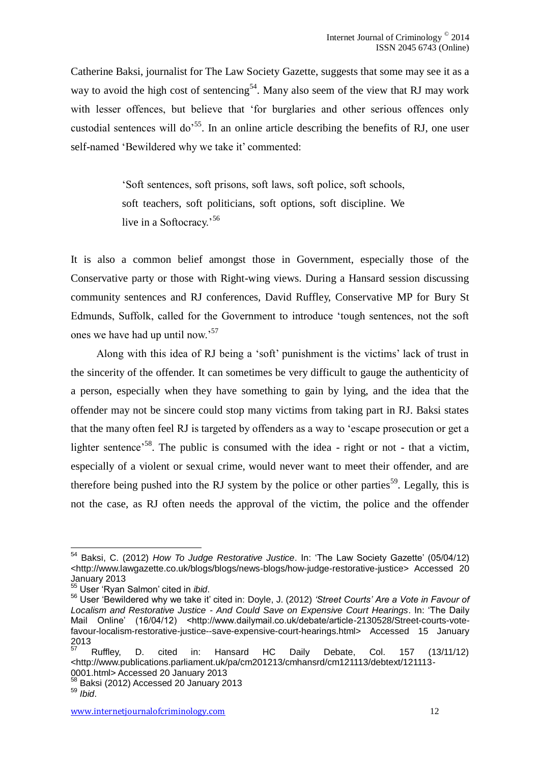Catherine Baksi, journalist for The Law Society Gazette, suggests that some may see it as a way to avoid the high cost of sentencing[54]. Many also seem of the view that RJ may work with lesser offences, but believe that 'for burglaries and other serious offences only custodial sentences will do'[55]. In an online article describing the benefits of RJ, one user self-named 'Bewildered why we take it' commented:

> 'Soft sentences, soft prisons, soft laws, soft police, soft schools, soft teachers, soft politicians, soft options, soft discipline. We live in a Softocracy.'[56]

It is also a common belief amongst those in Government, especially those of the Conservative party or those with Right-wing views. During a Hansard session discussing community sentences and RJ conferences, David Ruffley, Conservative MP for Bury St Edmunds, Suffolk, called for the Government to introduce 'tough sentences, not the soft ones we have had up until now.'[57]

Along with this idea of RJ being a 'soft' punishment is the victims' lack of trust in the sincerity of the offender. It can sometimes be very difficult to gauge the authenticity of a person, especially when they have something to gain by lying, and the idea that the offender may not be sincere could stop many victims from taking part in RJ. Baksi states that the many often feel RJ is targeted by offenders as a way to 'escape prosecution or get a lighter sentence'[58]. The public is consumed with the idea - right or not - that a victim, especially of a violent or sexual crime, would never want to meet their offender, and are therefore being pushed into the RJ system by the police or other parties[59]. Legally, this is not the case, as RJ often needs the approval of the victim, the police and the offender

---

[54] Baksi, C. (2012) *How To Judge Restorative Justice*. In: 'The Law Society Gazette' (05/04/12) <http://www.lawgazette.co.uk/blogs/blogs/news-blogs/how-judge-restorative-justice> Accessed 20 January 2013

[55] User 'Ryan Salmon' cited in *ibid*.

[56] User 'Bewildered why we take it' cited in: Doyle, J. (2012) *'Street Courts' Are a Vote in Favour of Localism and Restorative Justice - And Could Save on Expensive Court Hearings*. In: 'The Daily Mail Online' (16/04/12) <http://www.dailymail.co.uk/debate/article-2130528/Street-courts-vote-favour-localism-restorative-justice--save-expensive-court-hearings.html> Accessed 15 January 2013

[57] Ruffley, D. cited in: Hansard HC Daily Debate, Col. 157 (13/11/12) <http://www.publications.parliament.uk/pa/cm201213/cmhansrd/cm121113/debtext/121113-0001.html> Accessed 20 January 2013

[58] Baksi (2012) Accessed 20 January 2013

[59] *Ibid*.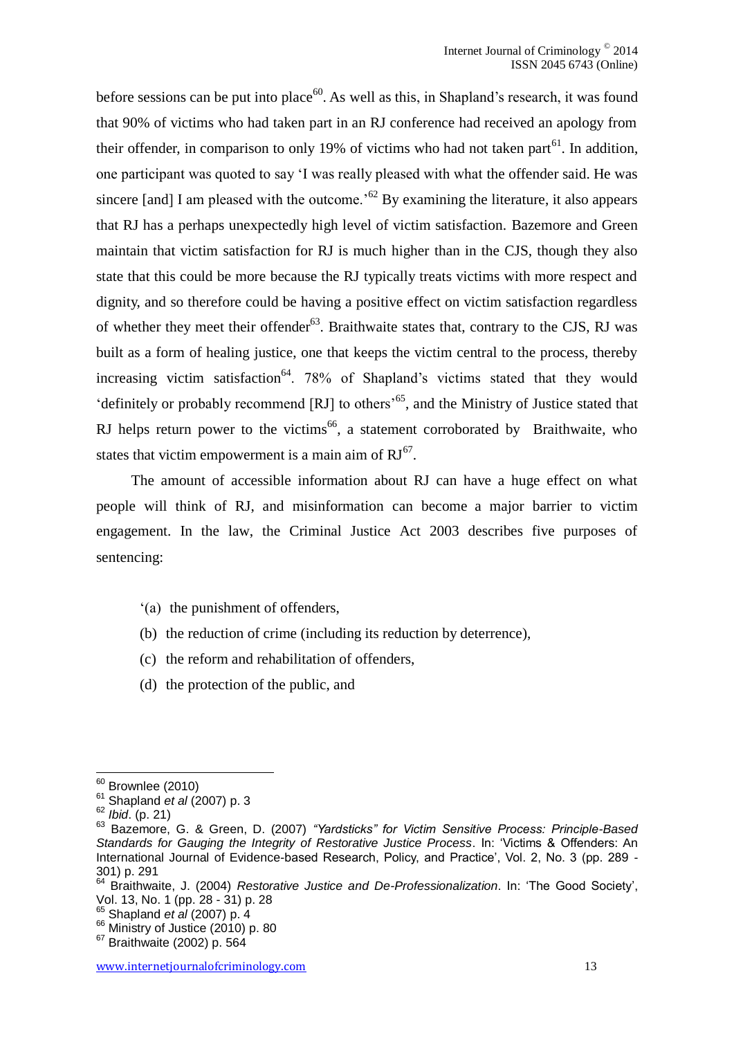before sessions can be put into place[60]. As well as this, in Shapland's research, it was found that 90% of victims who had taken part in an RJ conference had received an apology from their offender, in comparison to only 19% of victims who had not taken part[61]. In addition, one participant was quoted to say 'I was really pleased with what the offender said. He was sincere [and] I am pleased with the outcome.'[62] By examining the literature, it also appears that RJ has a perhaps unexpectedly high level of victim satisfaction. Bazemore and Green maintain that victim satisfaction for RJ is much higher than in the CJS, though they also state that this could be more because the RJ typically treats victims with more respect and dignity, and so therefore could be having a positive effect on victim satisfaction regardless of whether they meet their offender[63]. Braithwaite states that, contrary to the CJS, RJ was built as a form of healing justice, one that keeps the victim central to the process, thereby increasing victim satisfaction[64]. 78% of Shapland's victims stated that they would 'definitely or probably recommend [RJ] to others'[65], and the Ministry of Justice stated that RJ helps return power to the victims[66], a statement corroborated by Braithwaite, who states that victim empowerment is a main aim of RJ[67].

The amount of accessible information about RJ can have a huge effect on what people will think of RJ, and misinformation can become a major barrier to victim engagement. In the law, the Criminal Justice Act 2003 describes five purposes of sentencing:

'(a) the punishment of offenders,

(b) the reduction of crime (including its reduction by deterrence),

(c) the reform and rehabilitation of offenders,

(d) the protection of the public, and

---

[60] Brownlee (2010)

[61] Shapland *et al* (2007) p. 3

[62] *Ibid*. (p. 21)

[63] Bazemore, G. & Green, D. (2007) *"Yardsticks" for Victim Sensitive Process: Principle-Based Standards for Gauging the Integrity of Restorative Justice Process*. In: 'Victims & Offenders: An International Journal of Evidence-based Research, Policy, and Practice', Vol. 2, No. 3 (pp. 289 - 301) p. 291

[64] Braithwaite, J. (2004) *Restorative Justice and De-Professionalization*. In: 'The Good Society', Vol. 13, No. 1 (pp. 28 - 31) p. 28

[65] Shapland *et al* (2007) p. 4

[66] Ministry of Justice (2010) p. 80

[67] Braithwaite (2002) p. 564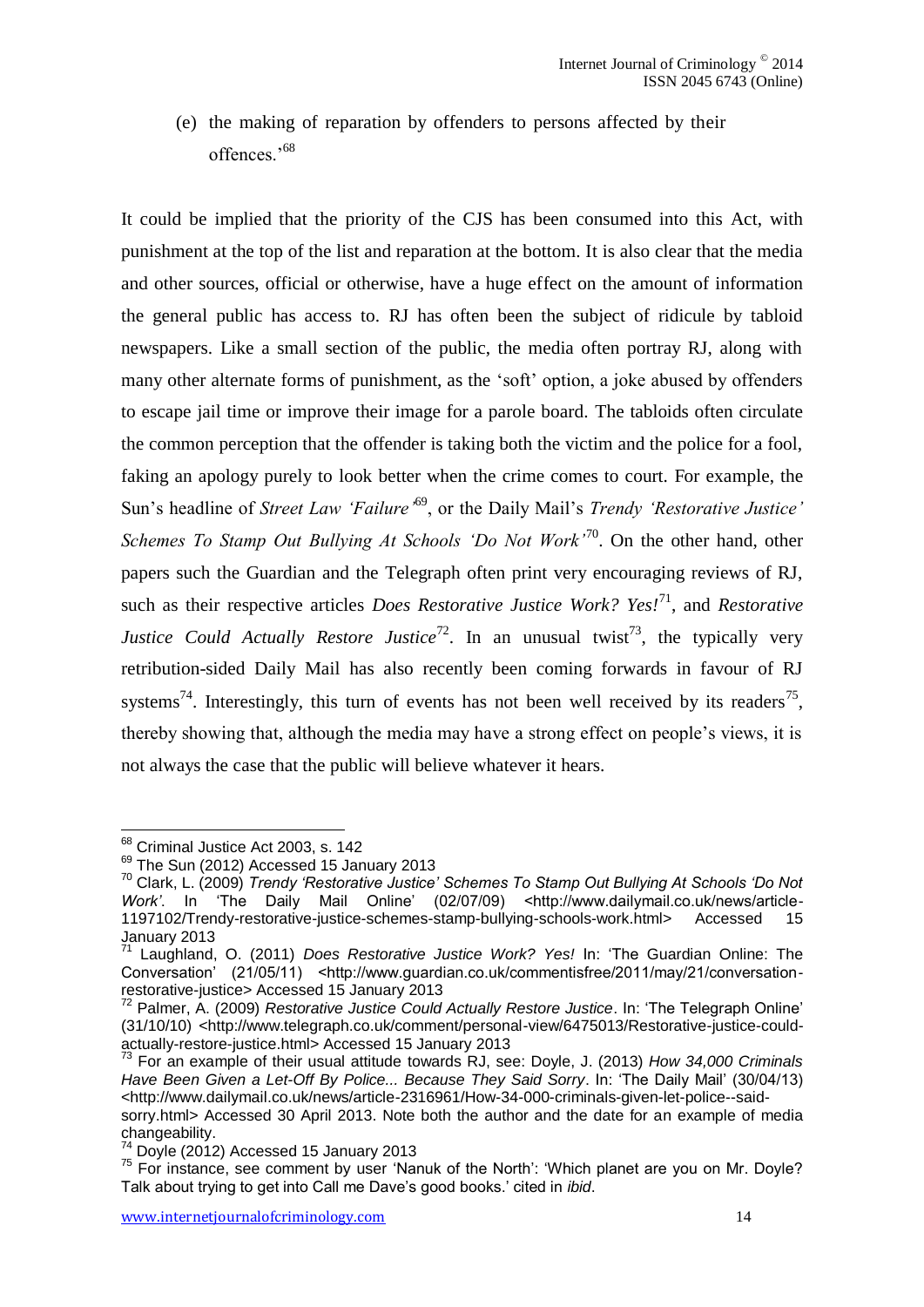(e) the making of reparation by offenders to persons affected by their offences.'[68]

It could be implied that the priority of the CJS has been consumed into this Act, with punishment at the top of the list and reparation at the bottom. It is also clear that the media and other sources, official or otherwise, have a huge effect on the amount of information the general public has access to. RJ has often been the subject of ridicule by tabloid newspapers. Like a small section of the public, the media often portray RJ, along with many other alternate forms of punishment, as the 'soft' option, a joke abused by offenders to escape jail time or improve their image for a parole board. The tabloids often circulate the common perception that the offender is taking both the victim and the police for a fool, faking an apology purely to look better when the crime comes to court. For example, the Sun's headline of *Street Law 'Failure'*[69], or the Daily Mail's *Trendy 'Restorative Justice' Schemes To Stamp Out Bullying At Schools 'Do Not Work'*[70]. On the other hand, other papers such the Guardian and the Telegraph often print very encouraging reviews of RJ, such as their respective articles *Does Restorative Justice Work? Yes!*[71], and *Restorative Justice Could Actually Restore Justice*[72]. In an unusual twist[73], the typically very retribution-sided Daily Mail has also recently been coming forwards in favour of RJ systems[74]. Interestingly, this turn of events has not been well received by its readers[75], thereby showing that, although the media may have a strong effect on people's views, it is not always the case that the public will believe whatever it hears.

---

[68] Criminal Justice Act 2003, s. 142

[69] The Sun (2012) Accessed 15 January 2013

[70] Clark, L. (2009) *Trendy 'Restorative Justice' Schemes To Stamp Out Bullying At Schools 'Do Not Work'*. In 'The Daily Mail Online' (02/07/09) <http://www.dailymail.co.uk/news/article-1197102/Trendy-restorative-justice-schemes-stamp-bullying-schools-work.html> Accessed 15 January 2013

[71] Laughland, O. (2011) *Does Restorative Justice Work? Yes!* In: 'The Guardian Online: The Conversation' (21/05/11) <http://www.guardian.co.uk/commentisfree/2011/may/21/conversation-restorative-justice> Accessed 15 January 2013

[72] Palmer, A. (2009) *Restorative Justice Could Actually Restore Justice*. In: 'The Telegraph Online' (31/10/10) <http://www.telegraph.co.uk/comment/personal-view/6475013/Restorative-justice-could-actually-restore-justice.html> Accessed 15 January 2013

[73] For an example of their usual attitude towards RJ, see: Doyle, J. (2013) *How 34,000 Criminals Have Been Given a Let-Off By Police... Because They Said Sorry*. In: 'The Daily Mail' (30/04/13) <http://www.dailymail.co.uk/news/article-2316961/How-34-000-criminals-given-let-police--said-sorry.html> Accessed 30 April 2013. Note both the author and the date for an example of media changeability.

[74] Doyle (2012) Accessed 15 January 2013

[75] For instance, see comment by user 'Nanuk of the North': 'Which planet are you on Mr. Doyle? Talk about trying to get into Call me Dave's good books.' cited in *ibid*.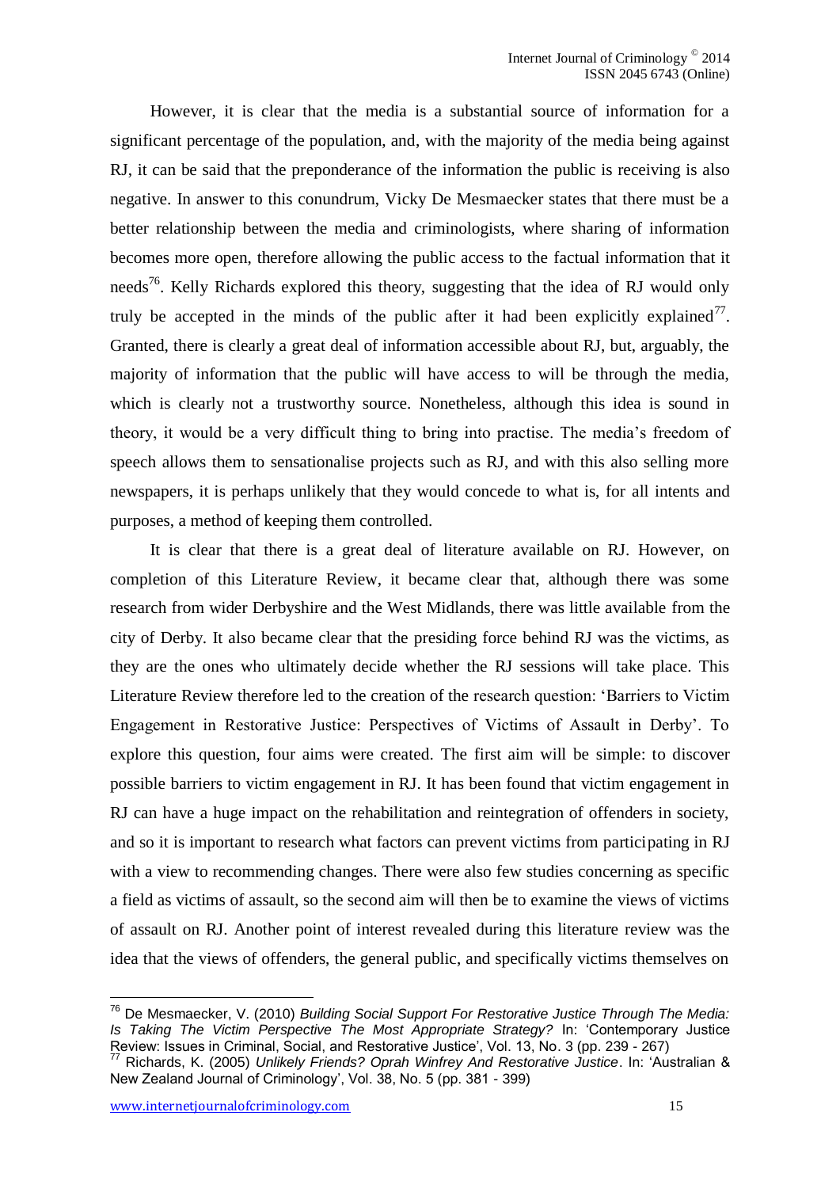However, it is clear that the media is a substantial source of information for a significant percentage of the population, and, with the majority of the media being against RJ, it can be said that the preponderance of the information the public is receiving is also negative. In answer to this conundrum, Vicky De Mesmaecker states that there must be a better relationship between the media and criminologists, where sharing of information becomes more open, therefore allowing the public access to the factual information that it needs[76]. Kelly Richards explored this theory, suggesting that the idea of RJ would only truly be accepted in the minds of the public after it had been explicitly explained[77]. Granted, there is clearly a great deal of information accessible about RJ, but, arguably, the majority of information that the public will have access to will be through the media, which is clearly not a trustworthy source. Nonetheless, although this idea is sound in theory, it would be a very difficult thing to bring into practise. The media's freedom of speech allows them to sensationalise projects such as RJ, and with this also selling more newspapers, it is perhaps unlikely that they would concede to what is, for all intents and purposes, a method of keeping them controlled.

It is clear that there is a great deal of literature available on RJ. However, on completion of this Literature Review, it became clear that, although there was some research from wider Derbyshire and the West Midlands, there was little available from the city of Derby. It also became clear that the presiding force behind RJ was the victims, as they are the ones who ultimately decide whether the RJ sessions will take place. This Literature Review therefore led to the creation of the research question: 'Barriers to Victim Engagement in Restorative Justice: Perspectives of Victims of Assault in Derby'. To explore this question, four aims were created. The first aim will be simple: to discover possible barriers to victim engagement in RJ. It has been found that victim engagement in RJ can have a huge impact on the rehabilitation and reintegration of offenders in society, and so it is important to research what factors can prevent victims from participating in RJ with a view to recommending changes. There were also few studies concerning as specific a field as victims of assault, so the second aim will then be to examine the views of victims of assault on RJ. Another point of interest revealed during this literature review was the idea that the views of offenders, the general public, and specifically victims themselves on

---

[76] De Mesmaecker, V. (2010) *Building Social Support For Restorative Justice Through The Media: Is Taking The Victim Perspective The Most Appropriate Strategy?* In: 'Contemporary Justice Review: Issues in Criminal, Social, and Restorative Justice', Vol. 13, No. 3 (pp. 239 - 267)

[77] Richards, K. (2005) *Unlikely Friends? Oprah Winfrey And Restorative Justice*. In: 'Australian & New Zealand Journal of Criminology', Vol. 38, No. 5 (pp. 381 - 399)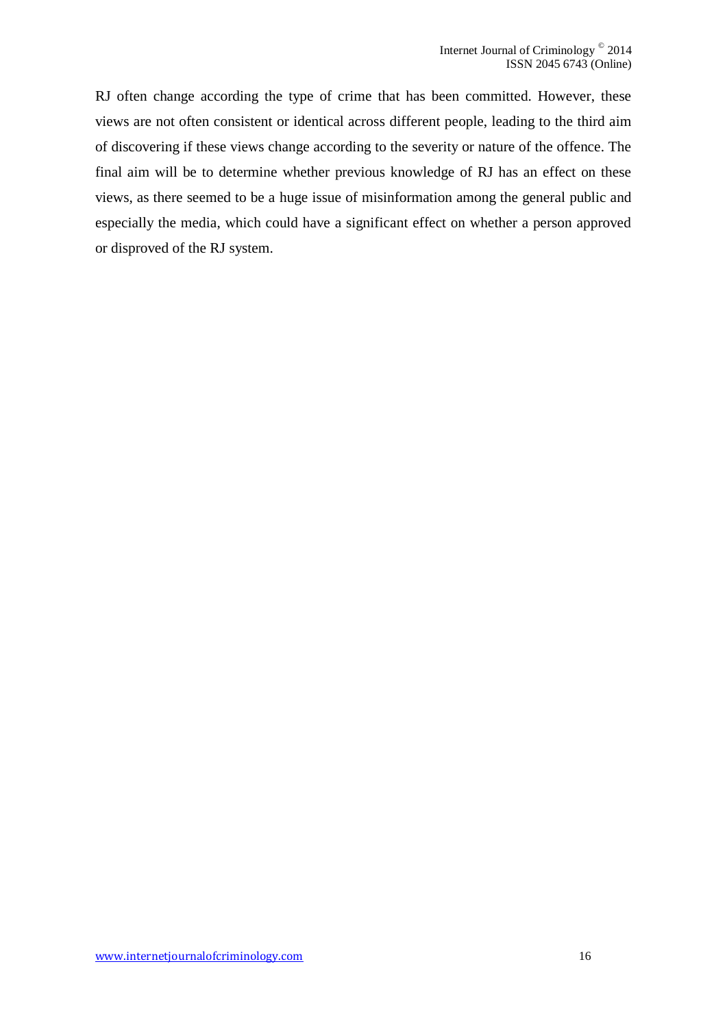RJ often change according the type of crime that has been committed. However, these views are not often consistent or identical across different people, leading to the third aim of discovering if these views change according to the severity or nature of the offence. The final aim will be to determine whether previous knowledge of RJ has an effect on these views, as there seemed to be a huge issue of misinformation among the general public and especially the media, which could have a significant effect on whether a person approved or disproved of the RJ system.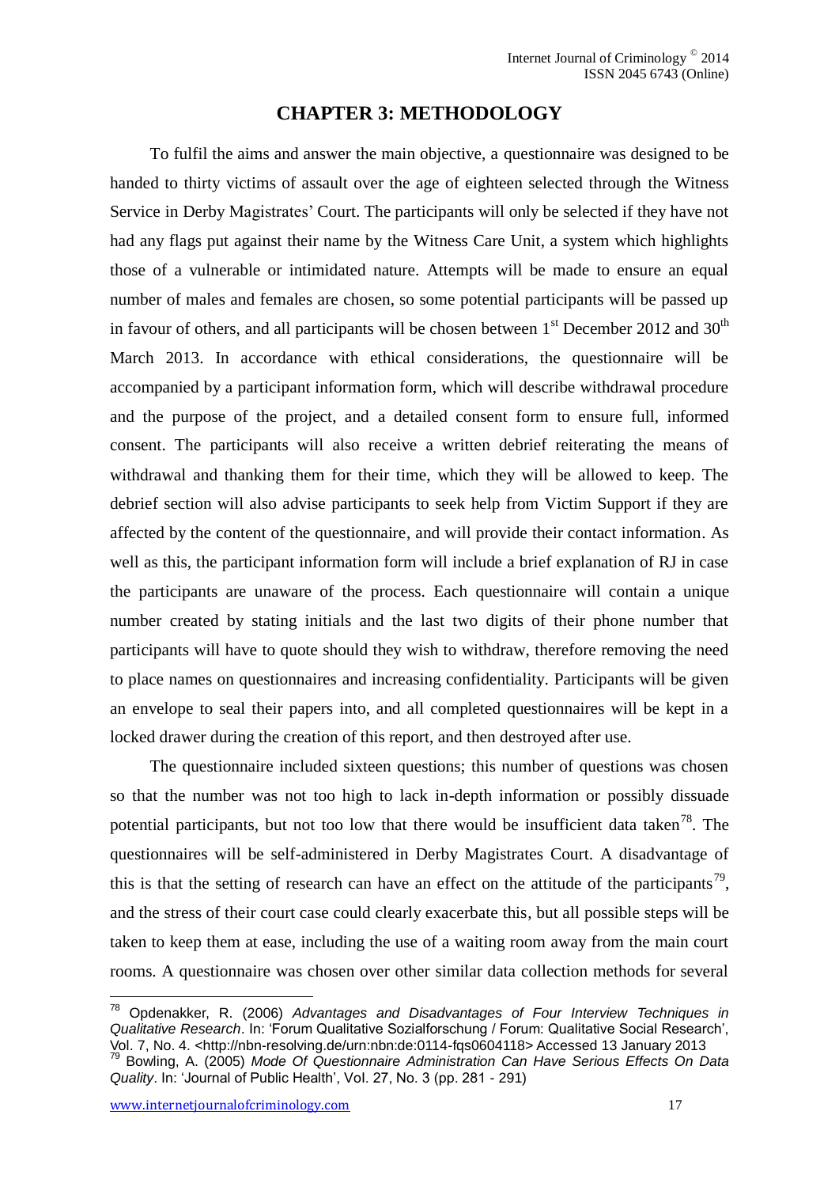# CHAPTER 3: METHODOLOGY

To fulfil the aims and answer the main objective, a questionnaire was designed to be handed to thirty victims of assault over the age of eighteen selected through the Witness Service in Derby Magistrates' Court. The participants will only be selected if they have not had any flags put against their name by the Witness Care Unit, a system which highlights those of a vulnerable or intimidated nature. Attempts will be made to ensure an equal number of males and females are chosen, so some potential participants will be passed up in favour of others, and all participants will be chosen between 1st December 2012 and 30th March 2013. In accordance with ethical considerations, the questionnaire will be accompanied by a participant information form, which will describe withdrawal procedure and the purpose of the project, and a detailed consent form to ensure full, informed consent. The participants will also receive a written debrief reiterating the means of withdrawal and thanking them for their time, which they will be allowed to keep. The debrief section will also advise participants to seek help from Victim Support if they are affected by the content of the questionnaire, and will provide their contact information. As well as this, the participant information form will include a brief explanation of RJ in case the participants are unaware of the process. Each questionnaire will contain a unique number created by stating initials and the last two digits of their phone number that participants will have to quote should they wish to withdraw, therefore removing the need to place names on questionnaires and increasing confidentiality. Participants will be given an envelope to seal their papers into, and all completed questionnaires will be kept in a locked drawer during the creation of this report, and then destroyed after use.

The questionnaire included sixteen questions; this number of questions was chosen so that the number was not too high to lack in-depth information or possibly dissuade potential participants, but not too low that there would be insufficient data taken[78]. The questionnaires will be self-administered in Derby Magistrates Court. A disadvantage of this is that the setting of research can have an effect on the attitude of the participants[79], and the stress of their court case could clearly exacerbate this, but all possible steps will be taken to keep them at ease, including the use of a waiting room away from the main court rooms. A questionnaire was chosen over other similar data collection methods for several

---

[78] Opdenakker, R. (2006) *Advantages and Disadvantages of Four Interview Techniques in Qualitative Research*. In: 'Forum Qualitative Sozialforschung / Forum: Qualitative Social Research', Vol. 7, No. 4. <http://nbn-resolving.de/urn:nbn:de:0114-fqs0604118> Accessed 13 January 2013

[79] Bowling, A. (2005) *Mode Of Questionnaire Administration Can Have Serious Effects On Data Quality*. In: 'Journal of Public Health', Vol. 27, No. 3 (pp. 281 - 291)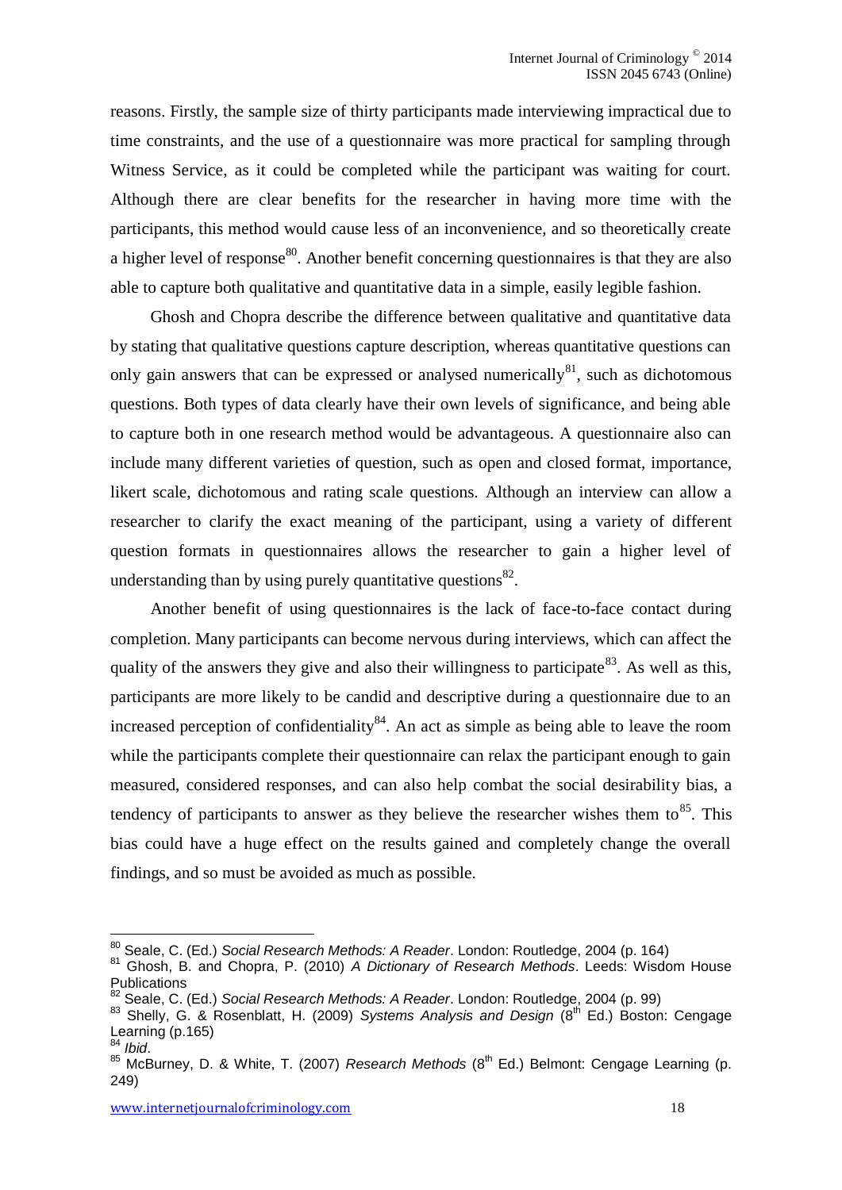reasons. Firstly, the sample size of thirty participants made interviewing impractical due to time constraints, and the use of a questionnaire was more practical for sampling through Witness Service, as it could be completed while the participant was waiting for court. Although there are clear benefits for the researcher in having more time with the participants, this method would cause less of an inconvenience, and so theoretically create a higher level of response[80]. Another benefit concerning questionnaires is that they are also able to capture both qualitative and quantitative data in a simple, easily legible fashion.

Ghosh and Chopra describe the difference between qualitative and quantitative data by stating that qualitative questions capture description, whereas quantitative questions can only gain answers that can be expressed or analysed numerically[81], such as dichotomous questions. Both types of data clearly have their own levels of significance, and being able to capture both in one research method would be advantageous. A questionnaire also can include many different varieties of question, such as open and closed format, importance, likert scale, dichotomous and rating scale questions. Although an interview can allow a researcher to clarify the exact meaning of the participant, using a variety of different question formats in questionnaires allows the researcher to gain a higher level of understanding than by using purely quantitative questions[82].

Another benefit of using questionnaires is the lack of face-to-face contact during completion. Many participants can become nervous during interviews, which can affect the quality of the answers they give and also their willingness to participate[83]. As well as this, participants are more likely to be candid and descriptive during a questionnaire due to an increased perception of confidentiality[84]. An act as simple as being able to leave the room while the participants complete their questionnaire can relax the participant enough to gain measured, considered responses, and can also help combat the social desirability bias, a tendency of participants to answer as they believe the researcher wishes them to[85]. This bias could have a huge effect on the results gained and completely change the overall findings, and so must be avoided as much as possible.

---

[80] Seale, C. (Ed.) *Social Research Methods: A Reader*. London: Routledge, 2004 (p. 164)

[81] Ghosh, B. and Chopra, P. (2010) *A Dictionary of Research Methods*. Leeds: Wisdom House Publications

[82] Seale, C. (Ed.) *Social Research Methods: A Reader*. London: Routledge, 2004 (p. 99)

[83] Shelly, G. & Rosenblatt, H. (2009) *Systems Analysis and Design* (8th Ed.) Boston: Cengage Learning (p.165)

[84] *Ibid*.

[85] McBurney, D. & White, T. (2007) *Research Methods* (8th Ed.) Belmont: Cengage Learning (p. 249)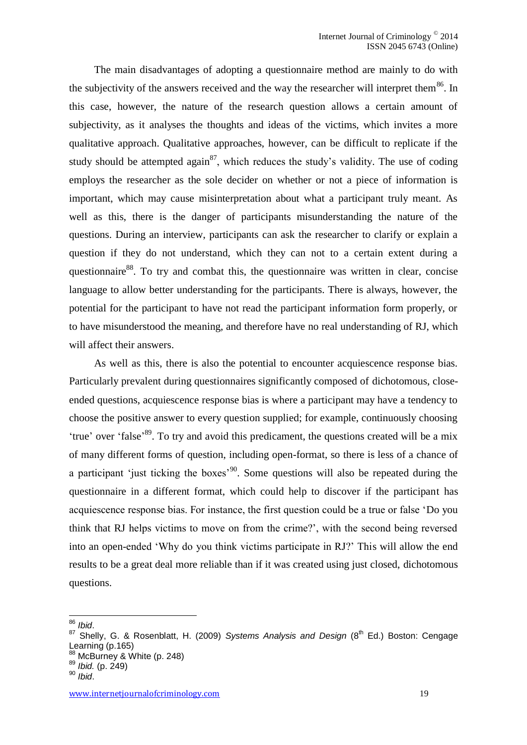The main disadvantages of adopting a questionnaire method are mainly to do with the subjectivity of the answers received and the way the researcher will interpret them[86]. In this case, however, the nature of the research question allows a certain amount of subjectivity, as it analyses the thoughts and ideas of the victims, which invites a more qualitative approach. Qualitative approaches, however, can be difficult to replicate if the study should be attempted again[87], which reduces the study's validity. The use of coding employs the researcher as the sole decider on whether or not a piece of information is important, which may cause misinterpretation about what a participant truly meant. As well as this, there is the danger of participants misunderstanding the nature of the questions. During an interview, participants can ask the researcher to clarify or explain a question if they do not understand, which they can not to a certain extent during a questionnaire[88]. To try and combat this, the questionnaire was written in clear, concise language to allow better understanding for the participants. There is always, however, the potential for the participant to have not read the participant information form properly, or to have misunderstood the meaning, and therefore have no real understanding of RJ, which will affect their answers.

As well as this, there is also the potential to encounter acquiescence response bias. Particularly prevalent during questionnaires significantly composed of dichotomous, close-ended questions, acquiescence response bias is where a participant may have a tendency to choose the positive answer to every question supplied; for example, continuously choosing 'true' over 'false'[89]. To try and avoid this predicament, the questions created will be a mix of many different forms of question, including open-format, so there is less of a chance of a participant 'just ticking the boxes'[90]. Some questions will also be repeated during the questionnaire in a different format, which could help to discover if the participant has acquiescence response bias. For instance, the first question could be a true or false 'Do you think that RJ helps victims to move on from the crime?', with the second being reversed into an open-ended 'Why do you think victims participate in RJ?' This will allow the end results to be a great deal more reliable than if it was created using just closed, dichotomous questions.

---

[86] *Ibid*.

[87] Shelly, G. & Rosenblatt, H. (2009) *Systems Analysis and Design* (8th Ed.) Boston: Cengage Learning (p.165)

[88] McBurney & White (p. 248)

[89] *Ibid.* (p. 249)

[90] *Ibid*.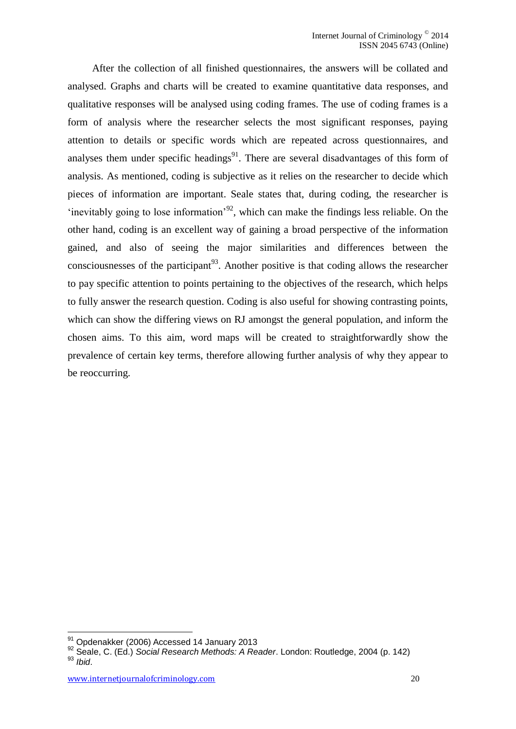After the collection of all finished questionnaires, the answers will be collated and analysed. Graphs and charts will be created to examine quantitative data responses, and qualitative responses will be analysed using coding frames. The use of coding frames is a form of analysis where the researcher selects the most significant responses, paying attention to details or specific words which are repeated across questionnaires, and analyses them under specific headings[91]. There are several disadvantages of this form of analysis. As mentioned, coding is subjective as it relies on the researcher to decide which pieces of information are important. Seale states that, during coding, the researcher is 'inevitably going to lose information'[92], which can make the findings less reliable. On the other hand, coding is an excellent way of gaining a broad perspective of the information gained, and also of seeing the major similarities and differences between the consciousnesses of the participant[93]. Another positive is that coding allows the researcher to pay specific attention to points pertaining to the objectives of the research, which helps to fully answer the research question. Coding is also useful for showing contrasting points, which can show the differing views on RJ amongst the general population, and inform the chosen aims. To this aim, word maps will be created to straightforwardly show the prevalence of certain key terms, therefore allowing further analysis of why they appear to be reoccurring.

---

[91] Opdenakker (2006) Accessed 14 January 2013

[92] Seale, C. (Ed.) *Social Research Methods: A Reader*. London: Routledge, 2004 (p. 142)

[93] *Ibid*.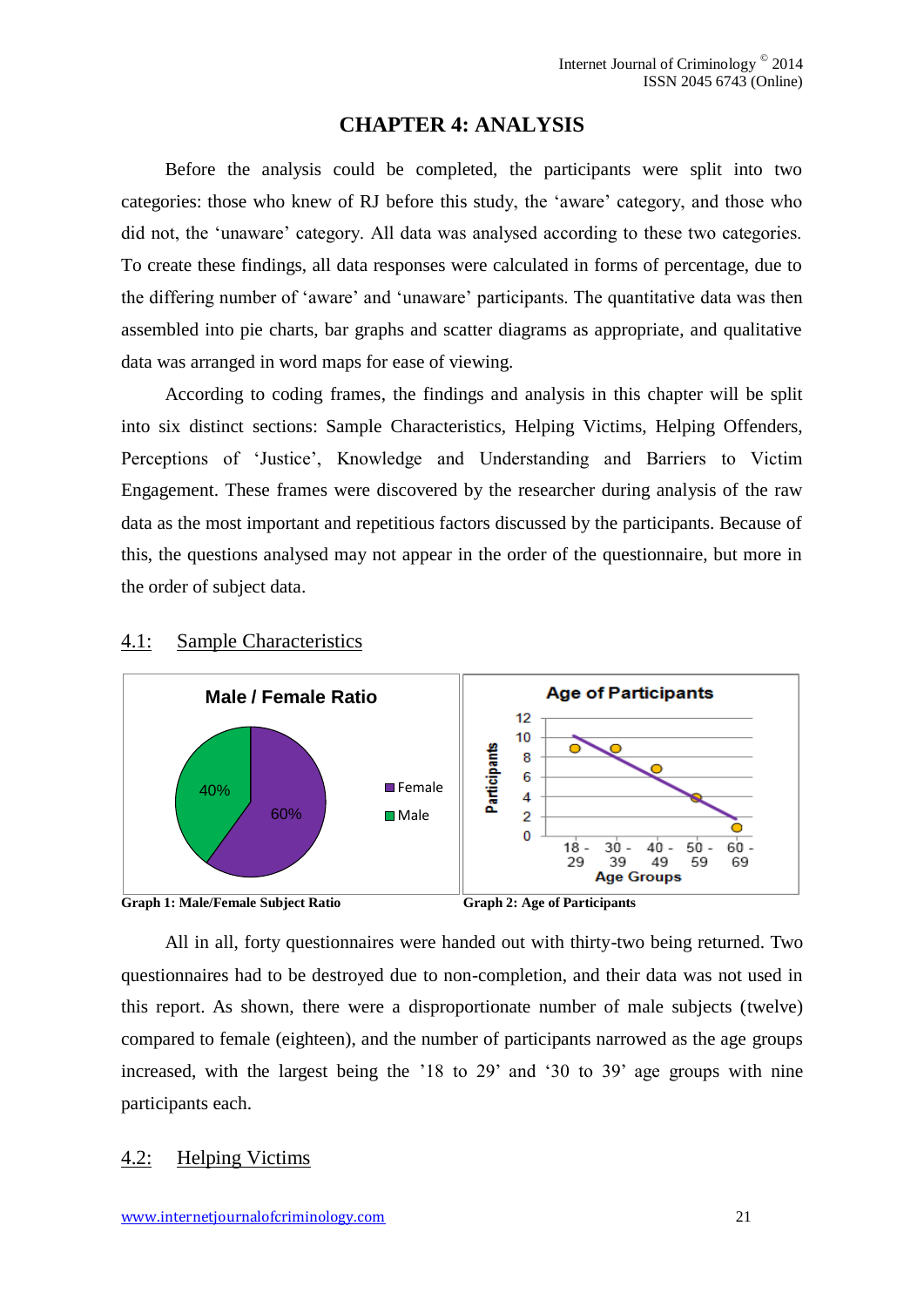# CHAPTER 4: ANALYSIS

Before the analysis could be completed, the participants were split into two categories: those who knew of RJ before this study, the 'aware' category, and those who did not, the 'unaware' category. All data was analysed according to these two categories. To create these findings, all data responses were calculated in forms of percentage, due to the differing number of 'aware' and 'unaware' participants. The quantitative data was then assembled into pie charts, bar graphs and scatter diagrams as appropriate, and qualitative data was arranged in word maps for ease of viewing.

According to coding frames, the findings and analysis in this chapter will be split into six distinct sections: Sample Characteristics, Helping Victims, Helping Offenders, Perceptions of 'Justice', Knowledge and Understanding and Barriers to Victim Engagement. These frames were discovered by the researcher during analysis of the raw data as the most important and repetitious factors discussed by the participants. Because of this, the questions analysed may not appear in the order of the questionnaire, but more in the order of subject data.

## 4.1: Sample Characteristics

**Male / Female Ratio**

- Female: 60%
- Male: 40%

**Graph 1: Male/Female Subject Ratio**

**Age of Participants**

| Age Groups | Participants |
|---|---|
| 18 - 29 | 9 |
| 30 - 39 | 9 |
| 40 - 49 | 7 |
| 50 - 59 | 4 |
| 60 - 69 | 1 |

**Graph 2: Age of Participants**

All in all, forty questionnaires were handed out with thirty-two being returned. Two questionnaires had to be destroyed due to non-completion, and their data was not used in this report. As shown, there were a disproportionate number of male subjects (twelve) compared to female (eighteen), and the number of participants narrowed as the age groups increased, with the largest being the '18 to 29' and '30 to 39' age groups with nine participants each.

## 4.2: Helping Victims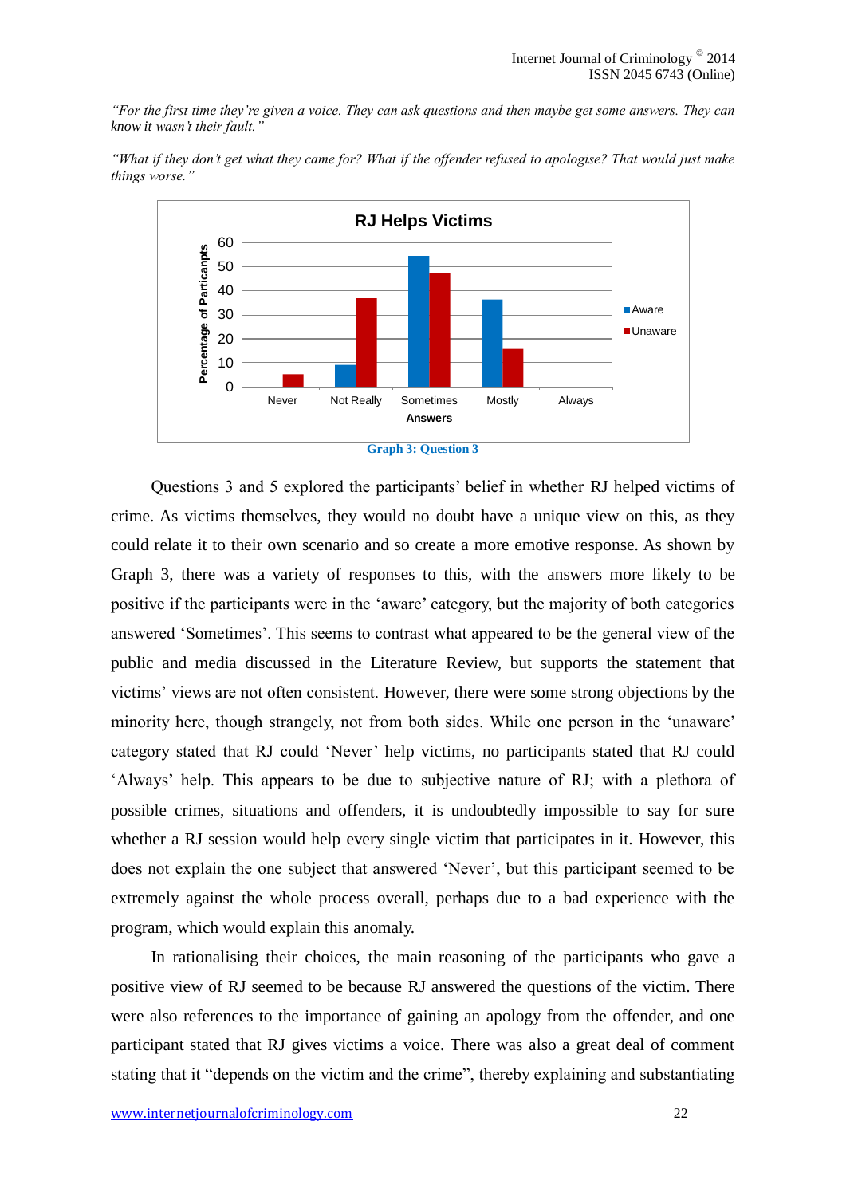*"For the first time they're given a voice. They can ask questions and then maybe get some answers. They can know it wasn't their fault."*

*"What if they don't get what they came for? What if the offender refused to apologise? That would just make things worse."*

**Graph 3: Question 3**

Questions 3 and 5 explored the participants' belief in whether RJ helped victims of crime. As victims themselves, they would no doubt have a unique view on this, as they could relate it to their own scenario and so create a more emotive response. As shown by Graph 3, there was a variety of responses to this, with the answers more likely to be positive if the participants were in the 'aware' category, but the majority of both categories answered 'Sometimes'. This seems to contrast what appeared to be the general view of the public and media discussed in the Literature Review, but supports the statement that victims' views are not often consistent. However, there were some strong objections by the minority here, though strangely, not from both sides. While one person in the 'unaware' category stated that RJ could 'Never' help victims, no participants stated that RJ could 'Always' help. This appears to be due to subjective nature of RJ; with a plethora of possible crimes, situations and offenders, it is undoubtedly impossible to say for sure whether a RJ session would help every single victim that participates in it. However, this does not explain the one subject that answered 'Never', but this participant seemed to be extremely against the whole process overall, perhaps due to a bad experience with the program, which would explain this anomaly.

In rationalising their choices, the main reasoning of the participants who gave a positive view of RJ seemed to be because RJ answered the questions of the victim. There were also references to the importance of gaining an apology from the offender, and one participant stated that RJ gives victims a voice. There was also a great deal of comment stating that it "depends on the victim and the crime", thereby explaining and substantiating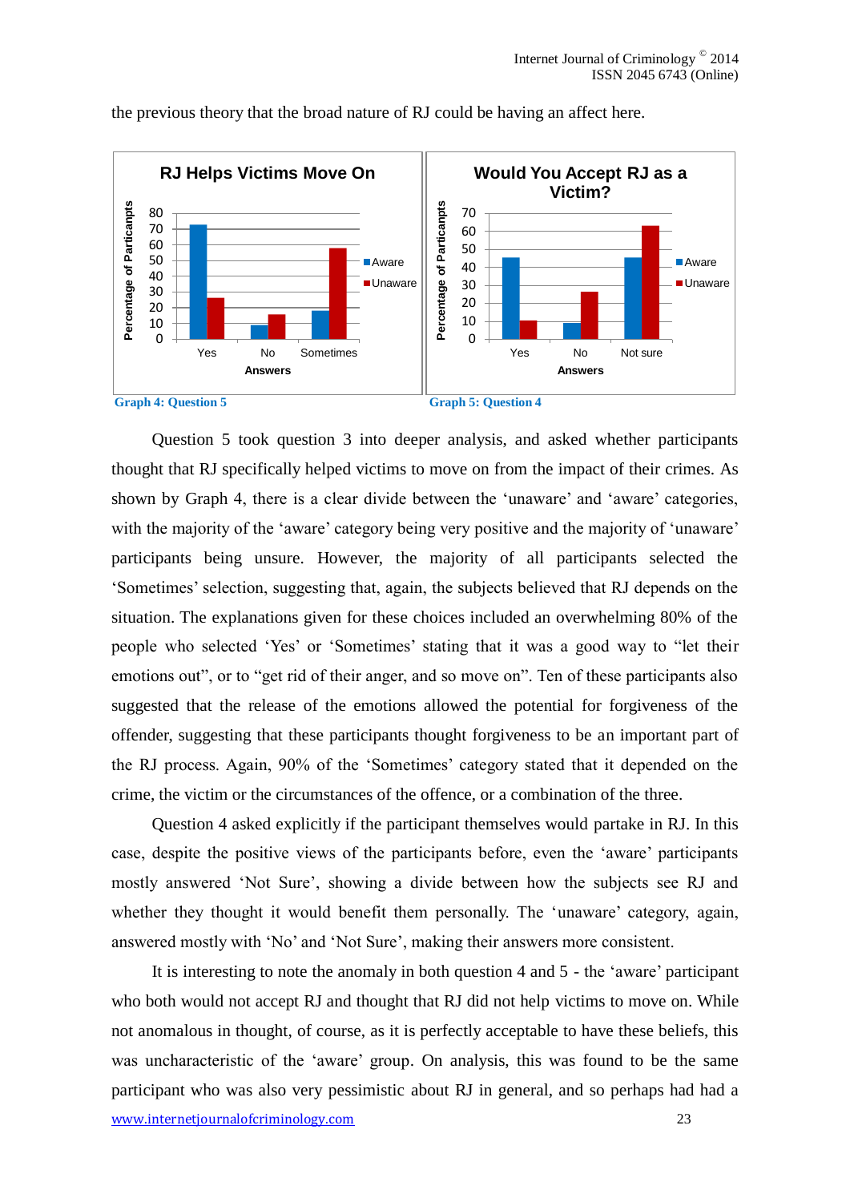the previous theory that the broad nature of RJ could be having an affect here.

Graph 4: Question 5

Graph 5: Question 4

Question 5 took question 3 into deeper analysis, and asked whether participants thought that RJ specifically helped victims to move on from the impact of their crimes. As shown by Graph 4, there is a clear divide between the 'unaware' and 'aware' categories, with the majority of the 'aware' category being very positive and the majority of 'unaware' participants being unsure. However, the majority of all participants selected the 'Sometimes' selection, suggesting that, again, the subjects believed that RJ depends on the situation. The explanations given for these choices included an overwhelming 80% of the people who selected 'Yes' or 'Sometimes' stating that it was a good way to "let their emotions out", or to "get rid of their anger, and so move on". Ten of these participants also suggested that the release of the emotions allowed the potential for forgiveness of the offender, suggesting that these participants thought forgiveness to be an important part of the RJ process. Again, 90% of the 'Sometimes' category stated that it depended on the crime, the victim or the circumstances of the offence, or a combination of the three.

Question 4 asked explicitly if the participant themselves would partake in RJ. In this case, despite the positive views of the participants before, even the 'aware' participants mostly answered 'Not Sure', showing a divide between how the subjects see RJ and whether they thought it would benefit them personally. The 'unaware' category, again, answered mostly with 'No' and 'Not Sure', making their answers more consistent.

It is interesting to note the anomaly in both question 4 and 5 - the 'aware' participant who both would not accept RJ and thought that RJ did not help victims to move on. While not anomalous in thought, of course, as it is perfectly acceptable to have these beliefs, this was uncharacteristic of the 'aware' group. On analysis, this was found to be the same participant who was also very pessimistic about RJ in general, and so perhaps had had a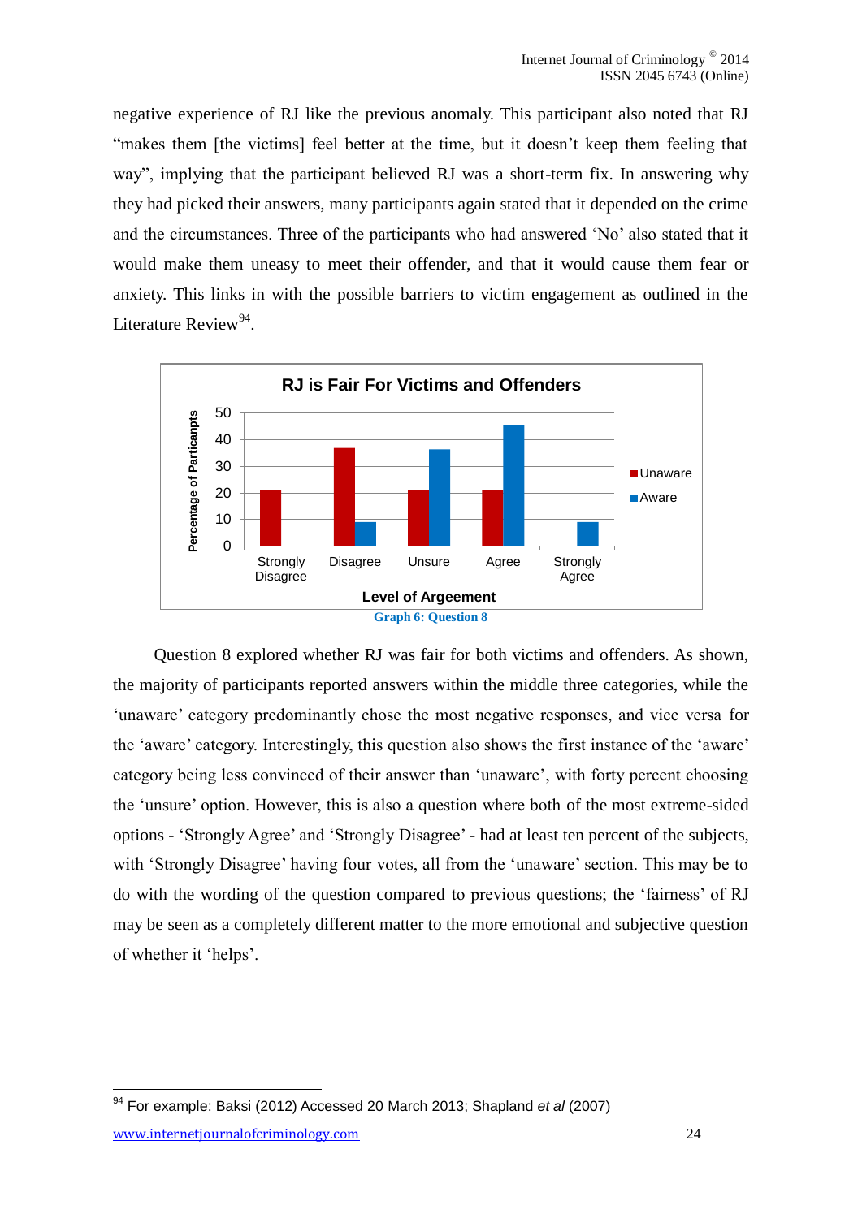negative experience of RJ like the previous anomaly. This participant also noted that RJ "makes them [the victims] feel better at the time, but it doesn't keep them feeling that way", implying that the participant believed RJ was a short-term fix. In answering why they had picked their answers, many participants again stated that it depended on the crime and the circumstances. Three of the participants who had answered 'No' also stated that it would make them uneasy to meet their offender, and that it would cause them fear or anxiety. This links in with the possible barriers to victim engagement as outlined in the Literature Review[94].

**Graph 6: Question 8**

Question 8 explored whether RJ was fair for both victims and offenders. As shown, the majority of participants reported answers within the middle three categories, while the 'unaware' category predominantly chose the most negative responses, and vice versa for the 'aware' category. Interestingly, this question also shows the first instance of the 'aware' category being less convinced of their answer than 'unaware', with forty percent choosing the 'unsure' option. However, this is also a question where both of the most extreme-sided options - 'Strongly Agree' and 'Strongly Disagree' - had at least ten percent of the subjects, with 'Strongly Disagree' having four votes, all from the 'unaware' section. This may be to do with the wording of the question compared to previous questions; the 'fairness' of RJ may be seen as a completely different matter to the more emotional and subjective question of whether it 'helps'.

[94] For example: Baksi (2012) Accessed 20 March 2013; Shapland *et al* (2007)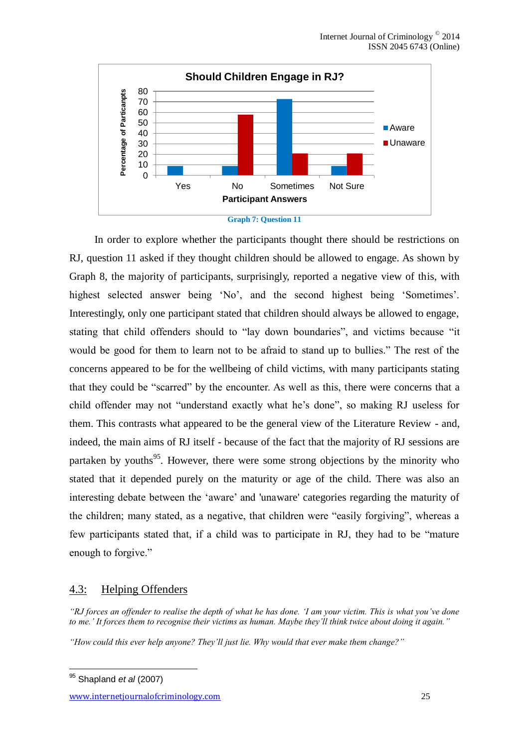**Should Children Engage in RJ?**

| Participant Answers | Aware | Unaware |
|---|---|---|
| Yes | 9 | 0 |
| No | 9 | 58 |
| Sometimes | 72 | 21 |
| Not Sure | 9 | 21 |

Y-axis: Percentage of Paricanpts

**Graph 7: Question 11**

In order to explore whether the participants thought there should be restrictions on RJ, question 11 asked if they thought children should be allowed to engage. As shown by Graph 8, the majority of participants, surprisingly, reported a negative view of this, with highest selected answer being 'No', and the second highest being 'Sometimes'. Interestingly, only one participant stated that children should always be allowed to engage, stating that child offenders should to "lay down boundaries", and victims because "it would be good for them to learn not to be afraid to stand up to bullies." The rest of the concerns appeared to be for the wellbeing of child victims, with many participants stating that they could be "scarred" by the encounter. As well as this, there were concerns that a child offender may not "understand exactly what he's done", so making RJ useless for them. This contrasts what appeared to be the general view of the Literature Review - and, indeed, the main aims of RJ itself - because of the fact that the majority of RJ sessions are partaken by youths[95]. However, there were some strong objections by the minority who stated that it depended purely on the maturity or age of the child. There was also an interesting debate between the 'aware' and 'unaware' categories regarding the maturity of the children; many stated, as a negative, that children were "easily forgiving", whereas a few participants stated that, if a child was to participate in RJ, they had to be "mature enough to forgive."

## 4.3: Helping Offenders

*"RJ forces an offender to realise the depth of what he has done. 'I am your victim. This is what you've done to me.' It forces them to recognise their victims as human. Maybe they'll think twice about doing it again."*

*"How could this ever help anyone? They'll just lie. Why would that ever make them change?"*

---

[95] Shapland *et al* (2007)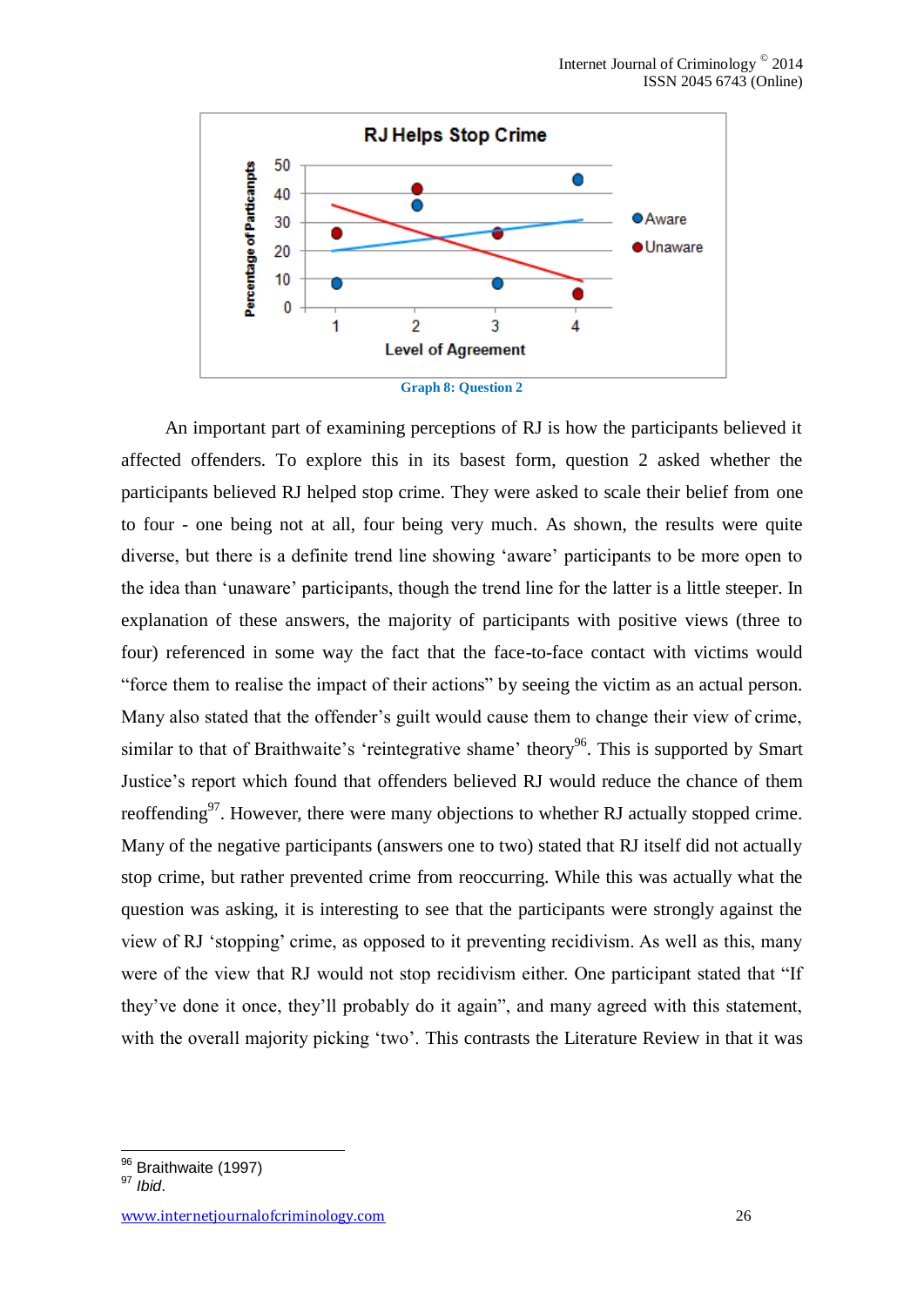Graph 8: Question 2

An important part of examining perceptions of RJ is how the participants believed it affected offenders. To explore this in its basest form, question 2 asked whether the participants believed RJ helped stop crime. They were asked to scale their belief from one to four - one being not at all, four being very much. As shown, the results were quite diverse, but there is a definite trend line showing 'aware' participants to be more open to the idea than 'unaware' participants, though the trend line for the latter is a little steeper. In explanation of these answers, the majority of participants with positive views (three to four) referenced in some way the fact that the face-to-face contact with victims would "force them to realise the impact of their actions" by seeing the victim as an actual person. Many also stated that the offender's guilt would cause them to change their view of crime, similar to that of Braithwaite's 'reintegrative shame' theory[96]. This is supported by Smart Justice's report which found that offenders believed RJ would reduce the chance of them reoffending[97]. However, there were many objections to whether RJ actually stopped crime. Many of the negative participants (answers one to two) stated that RJ itself did not actually stop crime, but rather prevented crime from reoccurring. While this was actually what the question was asking, it is interesting to see that the participants were strongly against the view of RJ 'stopping' crime, as opposed to it preventing recidivism. As well as this, many were of the view that RJ would not stop recidivism either. One participant stated that "If they've done it once, they'll probably do it again", and many agreed with this statement, with the overall majority picking 'two'. This contrasts the Literature Review in that it was

---

[96] Braithwaite (1997)

[97] *Ibid*.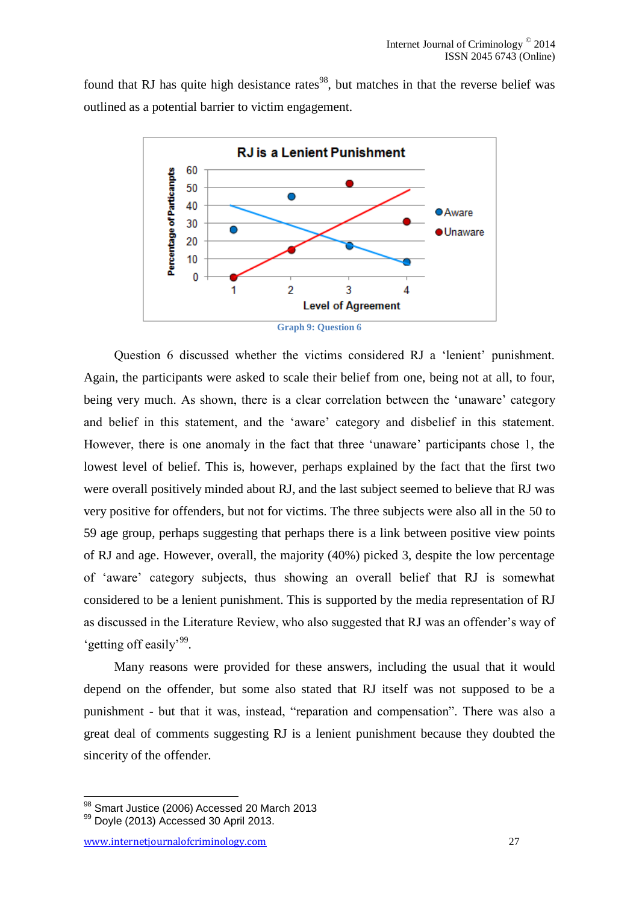found that RJ has quite high desistance rates[98], but matches in that the reverse belief was outlined as a potential barrier to victim engagement.

Graph 9: Question 6

Question 6 discussed whether the victims considered RJ a 'lenient' punishment. Again, the participants were asked to scale their belief from one, being not at all, to four, being very much. As shown, there is a clear correlation between the 'unaware' category and belief in this statement, and the 'aware' category and disbelief in this statement. However, there is one anomaly in the fact that three 'unaware' participants chose 1, the lowest level of belief. This is, however, perhaps explained by the fact that the first two were overall positively minded about RJ, and the last subject seemed to believe that RJ was very positive for offenders, but not for victims. The three subjects were also all in the 50 to 59 age group, perhaps suggesting that perhaps there is a link between positive view points of RJ and age. However, overall, the majority (40%) picked 3, despite the low percentage of 'aware' category subjects, thus showing an overall belief that RJ is somewhat considered to be a lenient punishment. This is supported by the media representation of RJ as discussed in the Literature Review, who also suggested that RJ was an offender's way of 'getting off easily'[99].

Many reasons were provided for these answers, including the usual that it would depend on the offender, but some also stated that RJ itself was not supposed to be a punishment - but that it was, instead, "reparation and compensation". There was also a great deal of comments suggesting RJ is a lenient punishment because they doubted the sincerity of the offender.

---

[98] Smart Justice (2006) Accessed 20 March 2013

[99] Doyle (2013) Accessed 30 April 2013.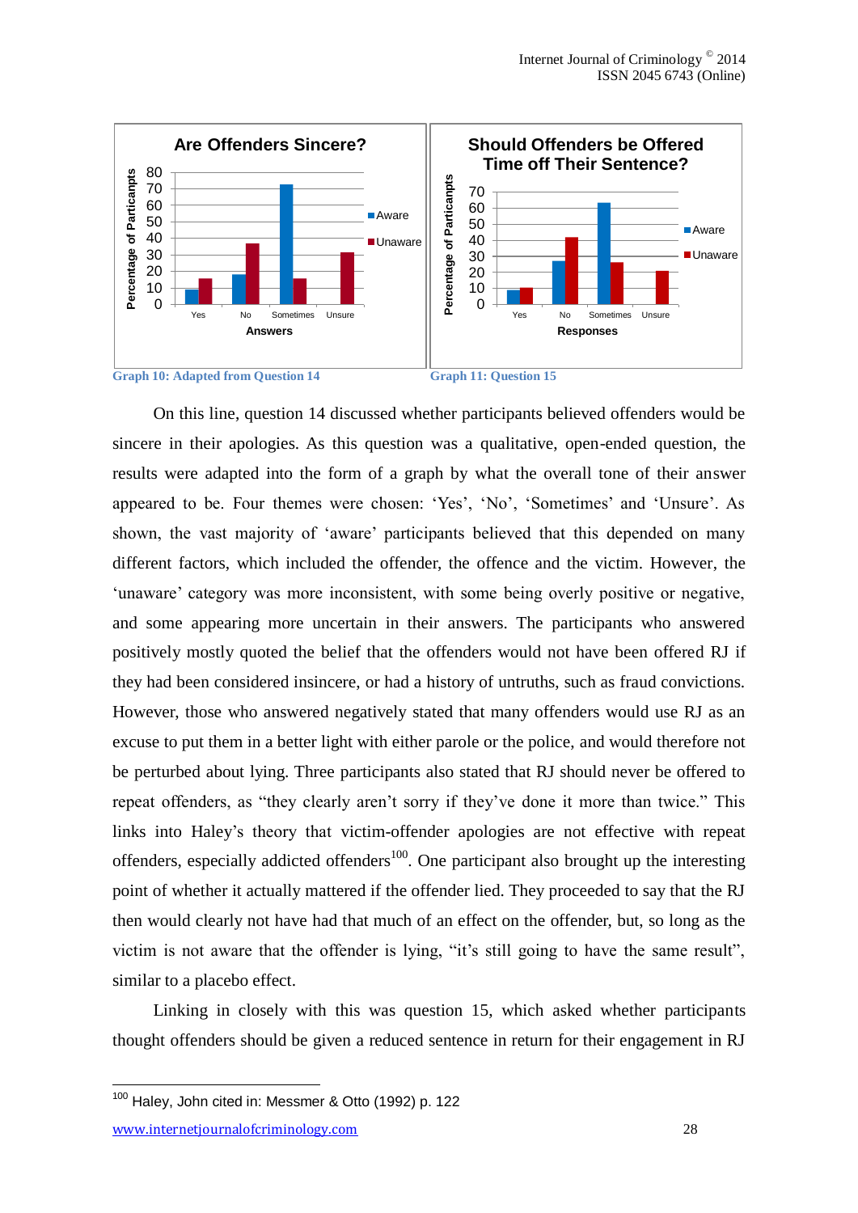Graph 10: Adapted from Question 14

Graph 11: Question 15

On this line, question 14 discussed whether participants believed offenders would be sincere in their apologies. As this question was a qualitative, open-ended question, the results were adapted into the form of a graph by what the overall tone of their answer appeared to be. Four themes were chosen: 'Yes', 'No', 'Sometimes' and 'Unsure'. As shown, the vast majority of 'aware' participants believed that this depended on many different factors, which included the offender, the offence and the victim. However, the 'unaware' category was more inconsistent, with some being overly positive or negative, and some appearing more uncertain in their answers. The participants who answered positively mostly quoted the belief that the offenders would not have been offered RJ if they had been considered insincere, or had a history of untruths, such as fraud convictions. However, those who answered negatively stated that many offenders would use RJ as an excuse to put them in a better light with either parole or the police, and would therefore not be perturbed about lying. Three participants also stated that RJ should never be offered to repeat offenders, as "they clearly aren't sorry if they've done it more than twice." This links into Haley's theory that victim-offender apologies are not effective with repeat offenders, especially addicted offenders[100]. One participant also brought up the interesting point of whether it actually mattered if the offender lied. They proceeded to say that the RJ then would clearly not have had that much of an effect on the offender, but, so long as the victim is not aware that the offender is lying, "it's still going to have the same result", similar to a placebo effect.

Linking in closely with this was question 15, which asked whether participants thought offenders should be given a reduced sentence in return for their engagement in RJ

[100] Haley, John cited in: Messmer & Otto (1992) p. 122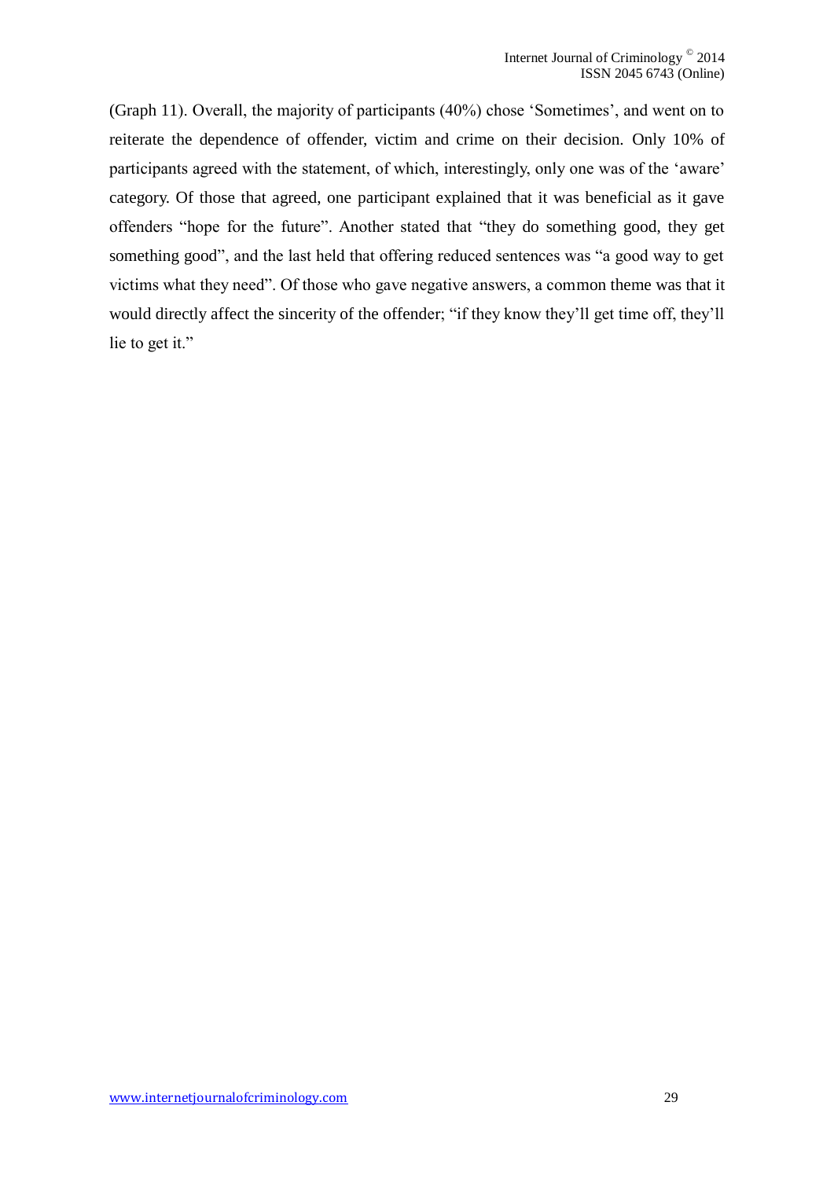(Graph 11). Overall, the majority of participants (40%) chose 'Sometimes', and went on to reiterate the dependence of offender, victim and crime on their decision. Only 10% of participants agreed with the statement, of which, interestingly, only one was of the 'aware' category. Of those that agreed, one participant explained that it was beneficial as it gave offenders "hope for the future". Another stated that "they do something good, they get something good", and the last held that offering reduced sentences was "a good way to get victims what they need". Of those who gave negative answers, a common theme was that it would directly affect the sincerity of the offender; "if they know they'll get time off, they'll lie to get it."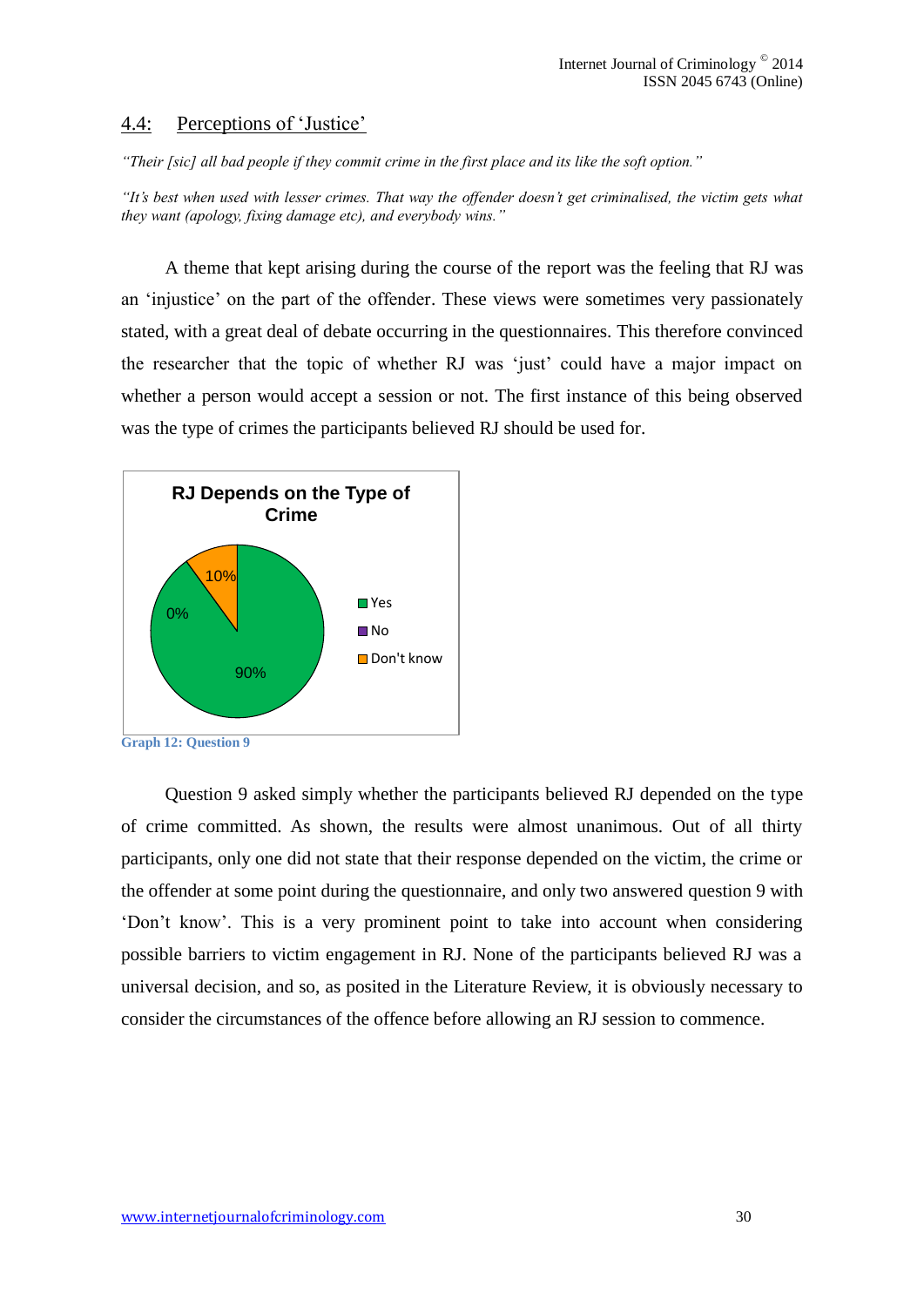## 4.4: Perceptions of 'Justice'

*"Their [sic] all bad people if they commit crime in the first place and its like the soft option."*

*"It's best when used with lesser crimes. That way the offender doesn't get criminalised, the victim gets what they want (apology, fixing damage etc), and everybody wins."*

A theme that kept arising during the course of the report was the feeling that RJ was an 'injustice' on the part of the offender. These views were sometimes very passionately stated, with a great deal of debate occurring in the questionnaires. This therefore convinced the researcher that the topic of whether RJ was 'just' could have a major impact on whether a person would accept a session or not. The first instance of this being observed was the type of crimes the participants believed RJ should be used for.

**RJ Depends on the Type of Crime**

| Response | Percentage |
| --- | --- |
| Yes | 90% |
| No | 0% |
| Don't know | 10% |

Graph 12: Question 9

Question 9 asked simply whether the participants believed RJ depended on the type of crime committed. As shown, the results were almost unanimous. Out of all thirty participants, only one did not state that their response depended on the victim, the crime or the offender at some point during the questionnaire, and only two answered question 9 with 'Don't know'. This is a very prominent point to take into account when considering possible barriers to victim engagement in RJ. None of the participants believed RJ was a universal decision, and so, as posited in the Literature Review, it is obviously necessary to consider the circumstances of the offence before allowing an RJ session to commence.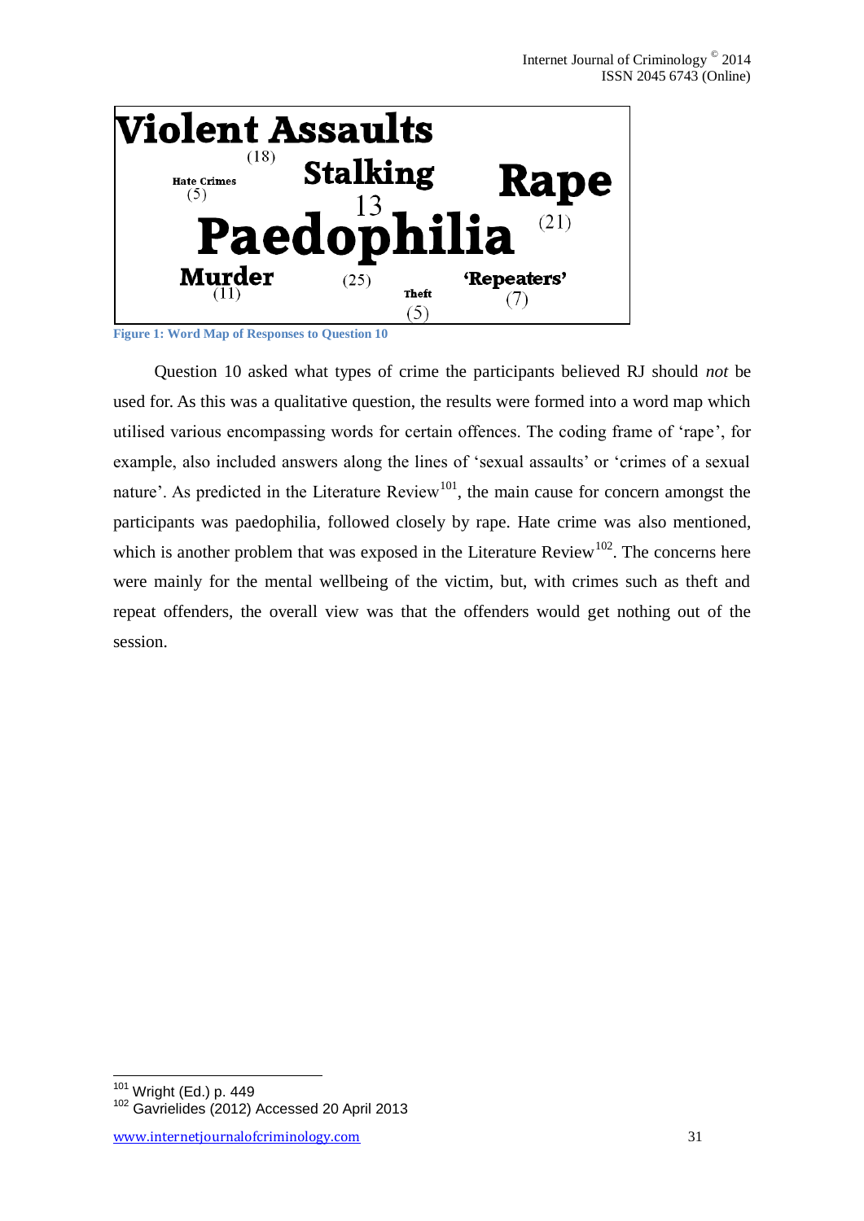Violent Assaults (18)

Hate Crimes (5)

Stalking 13

Rape (21)

Paedophilia (25)

Murder (11)

Theft (5)

'Repeaters' (7)

**Figure 1: Word Map of Responses to Question 10**

Question 10 asked what types of crime the participants believed RJ should *not* be used for. As this was a qualitative question, the results were formed into a word map which utilised various encompassing words for certain offences. The coding frame of 'rape', for example, also included answers along the lines of 'sexual assaults' or 'crimes of a sexual nature'. As predicted in the Literature Review[101], the main cause for concern amongst the participants was paedophilia, followed closely by rape. Hate crime was also mentioned, which is another problem that was exposed in the Literature Review[102]. The concerns here were mainly for the mental wellbeing of the victim, but, with crimes such as theft and repeat offenders, the overall view was that the offenders would get nothing out of the session.

---

[101] Wright (Ed.) p. 449

[102] Gavrielides (2012) Accessed 20 April 2013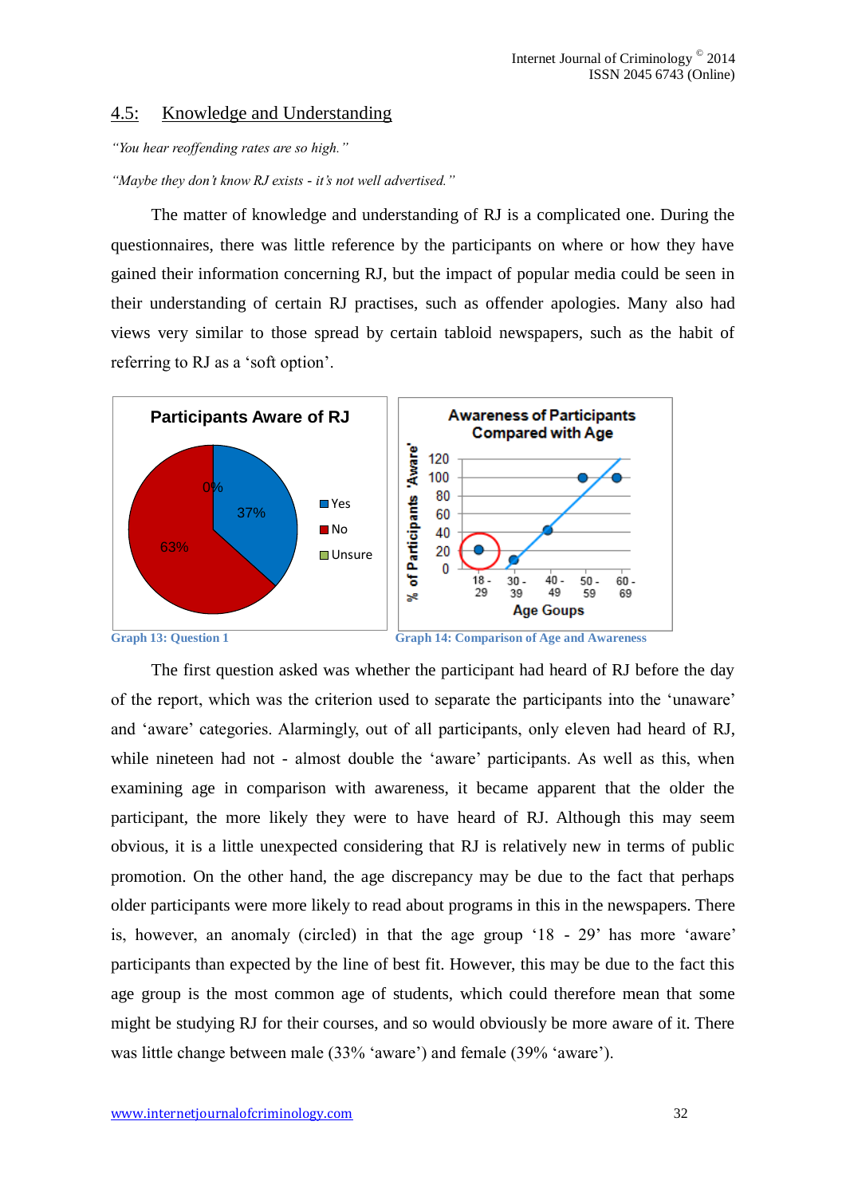## 4.5: Knowledge and Understanding

*"You hear reoffending rates are so high."*

*"Maybe they don't know RJ exists - it's not well advertised."*

The matter of knowledge and understanding of RJ is a complicated one. During the questionnaires, there was little reference by the participants on where or how they have gained their information concerning RJ, but the impact of popular media could be seen in their understanding of certain RJ practises, such as offender apologies. Many also had views very similar to those spread by certain tabloid newspapers, such as the habit of referring to RJ as a 'soft option'.

Graph 13: Question 1

Graph 14: Comparison of Age and Awareness

The first question asked was whether the participant had heard of RJ before the day of the report, which was the criterion used to separate the participants into the 'unaware' and 'aware' categories. Alarmingly, out of all participants, only eleven had heard of RJ, while nineteen had not - almost double the 'aware' participants. As well as this, when examining age in comparison with awareness, it became apparent that the older the participant, the more likely they were to have heard of RJ. Although this may seem obvious, it is a little unexpected considering that RJ is relatively new in terms of public promotion. On the other hand, the age discrepancy may be due to the fact that perhaps older participants were more likely to read about programs in this in the newspapers. There is, however, an anomaly (circled) in that the age group '18 - 29' has more 'aware' participants than expected by the line of best fit. However, this may be due to the fact this age group is the most common age of students, which could therefore mean that some might be studying RJ for their courses, and so would obviously be more aware of it. There was little change between male (33% 'aware') and female (39% 'aware').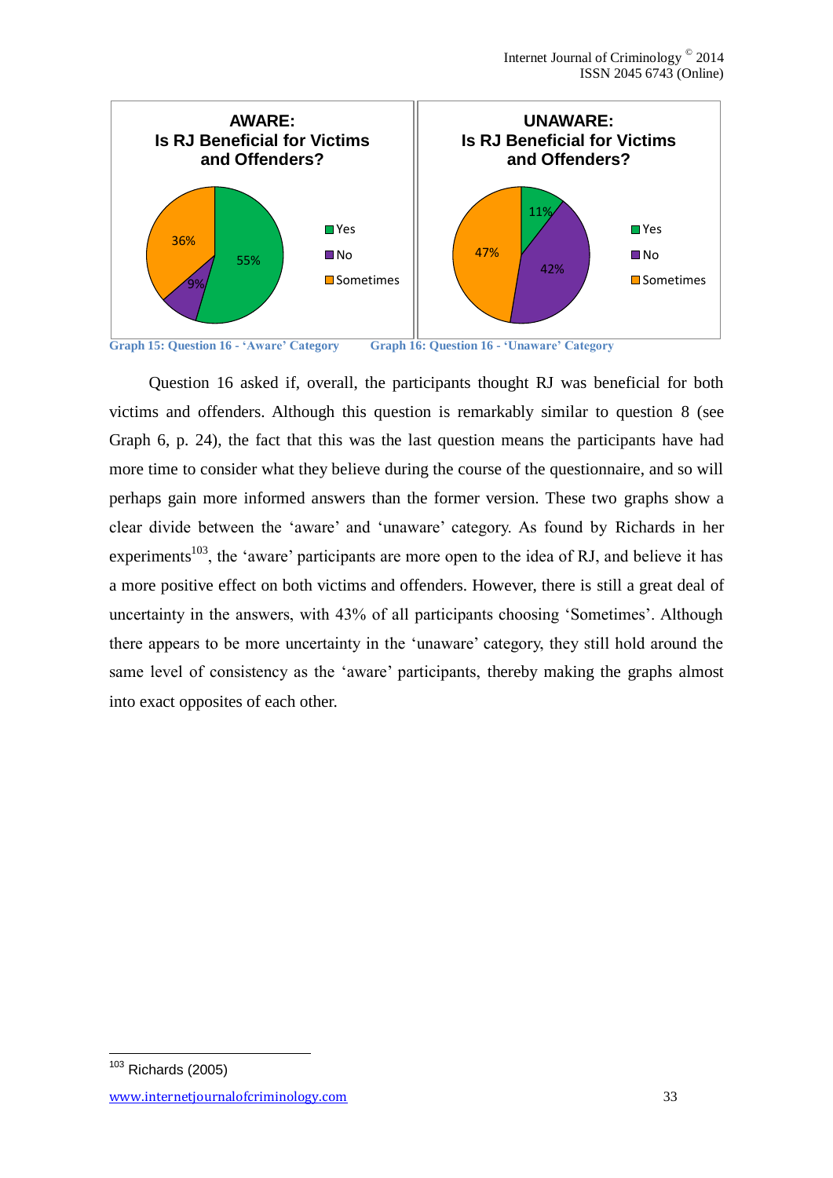**AWARE: Is RJ Beneficial for Victims and Offenders?**

| Response | Percentage |
|---|---|
| Yes | 55% |
| No | 9% |
| Sometimes | 36% |

**UNAWARE: Is RJ Beneficial for Victims and Offenders?**

| Response | Percentage |
|---|---|
| Yes | 11% |
| No | 42% |
| Sometimes | 47% |

Graph 15: Question 16 - 'Aware' Category

Graph 16: Question 16 - 'Unaware' Category

Question 16 asked if, overall, the participants thought RJ was beneficial for both victims and offenders. Although this question is remarkably similar to question 8 (see Graph 6, p. 24), the fact that this was the last question means the participants have had more time to consider what they believe during the course of the questionnaire, and so will perhaps gain more informed answers than the former version. These two graphs show a clear divide between the 'aware' and 'unaware' category. As found by Richards in her experiments[103], the 'aware' participants are more open to the idea of RJ, and believe it has a more positive effect on both victims and offenders. However, there is still a great deal of uncertainty in the answers, with 43% of all participants choosing 'Sometimes'. Although there appears to be more uncertainty in the 'unaware' category, they still hold around the same level of consistency as the 'aware' participants, thereby making the graphs almost into exact opposites of each other.

[103] Richards (2005)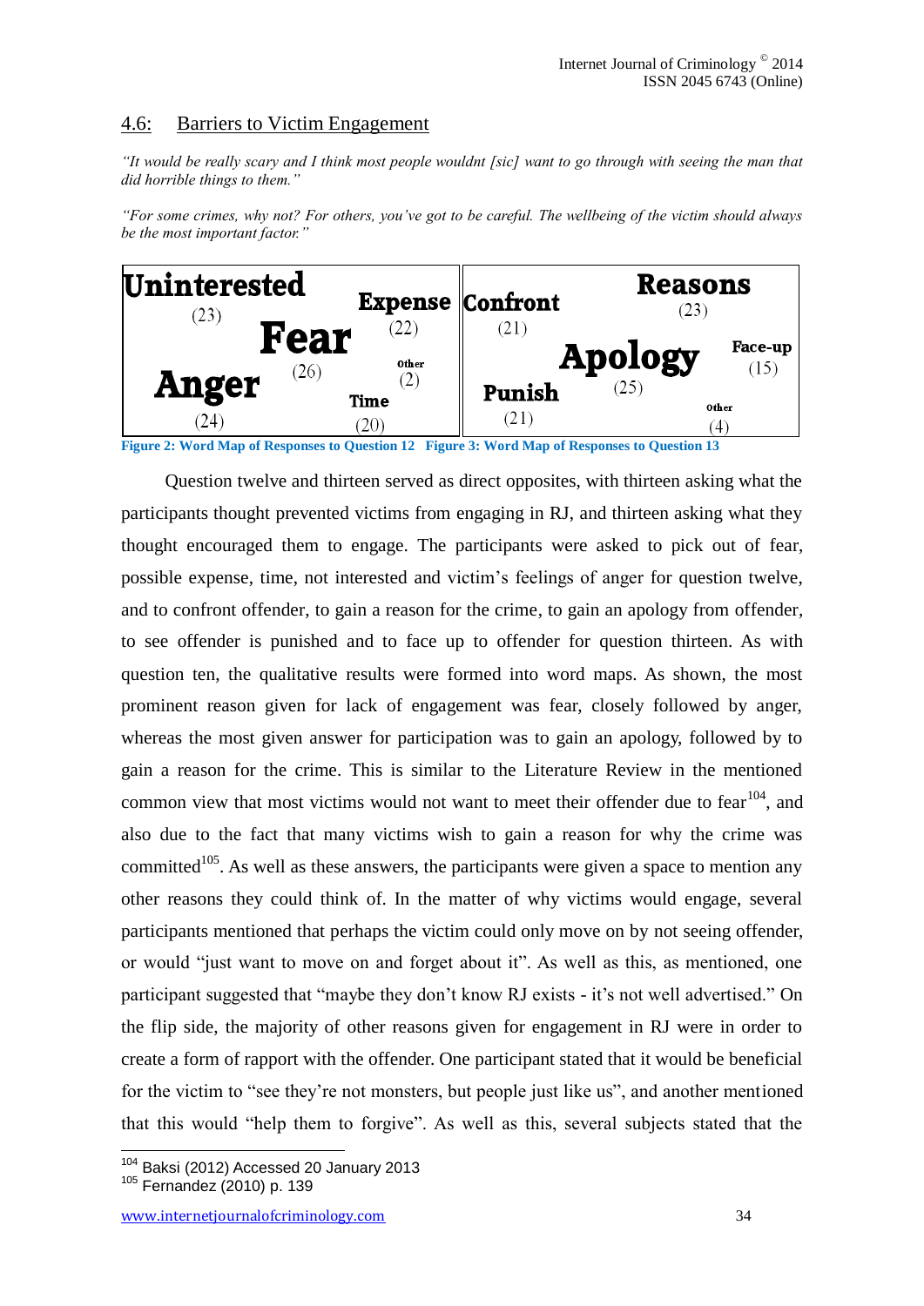## 4.6: Barriers to Victim Engagement

*"It would be really scary and I think most people wouldnt [sic] want to go through with seeing the man that did horrible things to them."*

*"For some crimes, why not? For others, you've got to be careful. The wellbeing of the victim should always be the most important factor."*

| Response (Question 12) | Count |
|---|---|
| Uninterested | 23 |
| Fear | 26 |
| Expense | 22 |
| Anger | 24 |
| Time | 20 |
| Other | 2 |

**Figure 2: Word Map of Responses to Question 12**

| Response (Question 13) | Count |
|---|---|
| Confront | 21 |
| Reasons | 23 |
| Apology | 25 |
| Face-up | 15 |
| Punish | 21 |
| Other | 4 |

**Figure 3: Word Map of Responses to Question 13**

Question twelve and thirteen served as direct opposites, with thirteen asking what the participants thought prevented victims from engaging in RJ, and thirteen asking what they thought encouraged them to engage. The participants were asked to pick out of fear, possible expense, time, not interested and victim's feelings of anger for question twelve, and to confront offender, to gain a reason for the crime, to gain an apology from offender, to see offender is punished and to face up to offender for question thirteen. As with question ten, the qualitative results were formed into word maps. As shown, the most prominent reason given for lack of engagement was fear, closely followed by anger, whereas the most given answer for participation was to gain an apology, followed by to gain a reason for the crime. This is similar to the Literature Review in the mentioned common view that most victims would not want to meet their offender due to fear[104], and also due to the fact that many victims wish to gain a reason for why the crime was committed[105]. As well as these answers, the participants were given a space to mention any other reasons they could think of. In the matter of why victims would engage, several participants mentioned that perhaps the victim could only move on by not seeing offender, or would "just want to move on and forget about it". As well as this, as mentioned, one participant suggested that "maybe they don't know RJ exists - it's not well advertised." On the flip side, the majority of other reasons given for engagement in RJ were in order to create a form of rapport with the offender. One participant stated that it would be beneficial for the victim to "see they're not monsters, but people just like us", and another mentioned that this would "help them to forgive". As well as this, several subjects stated that the

---

[104] Baksi (2012) Accessed 20 January 2013

[105] Fernandez (2010) p. 139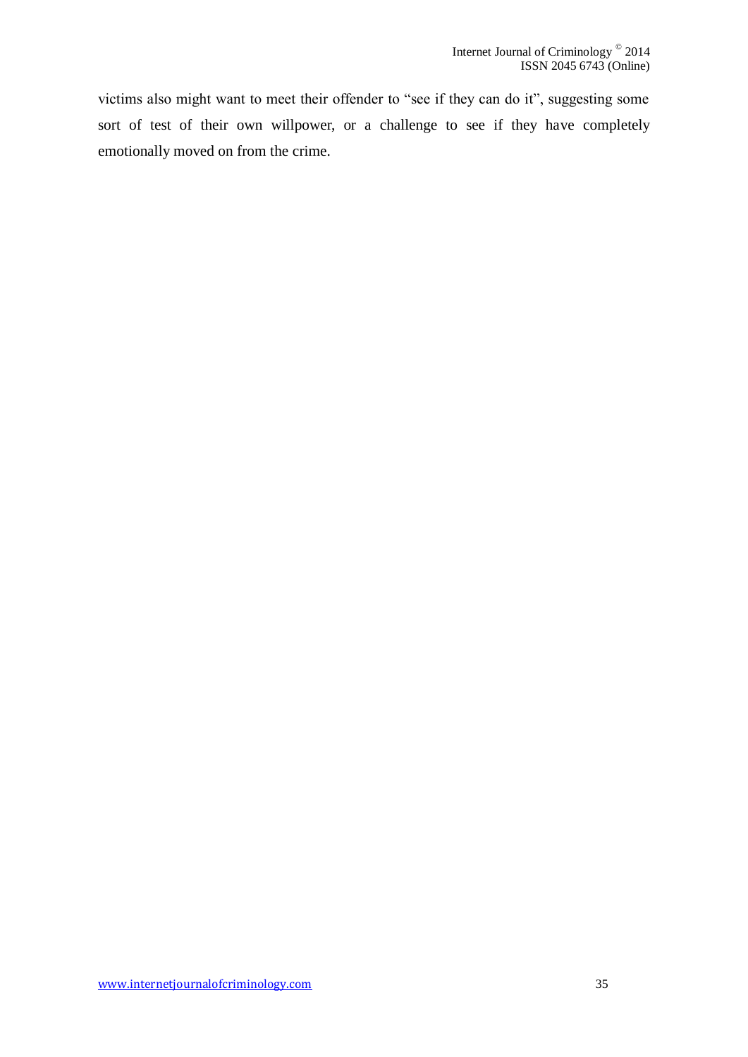victims also might want to meet their offender to "see if they can do it", suggesting some sort of test of their own willpower, or a challenge to see if they have completely emotionally moved on from the crime.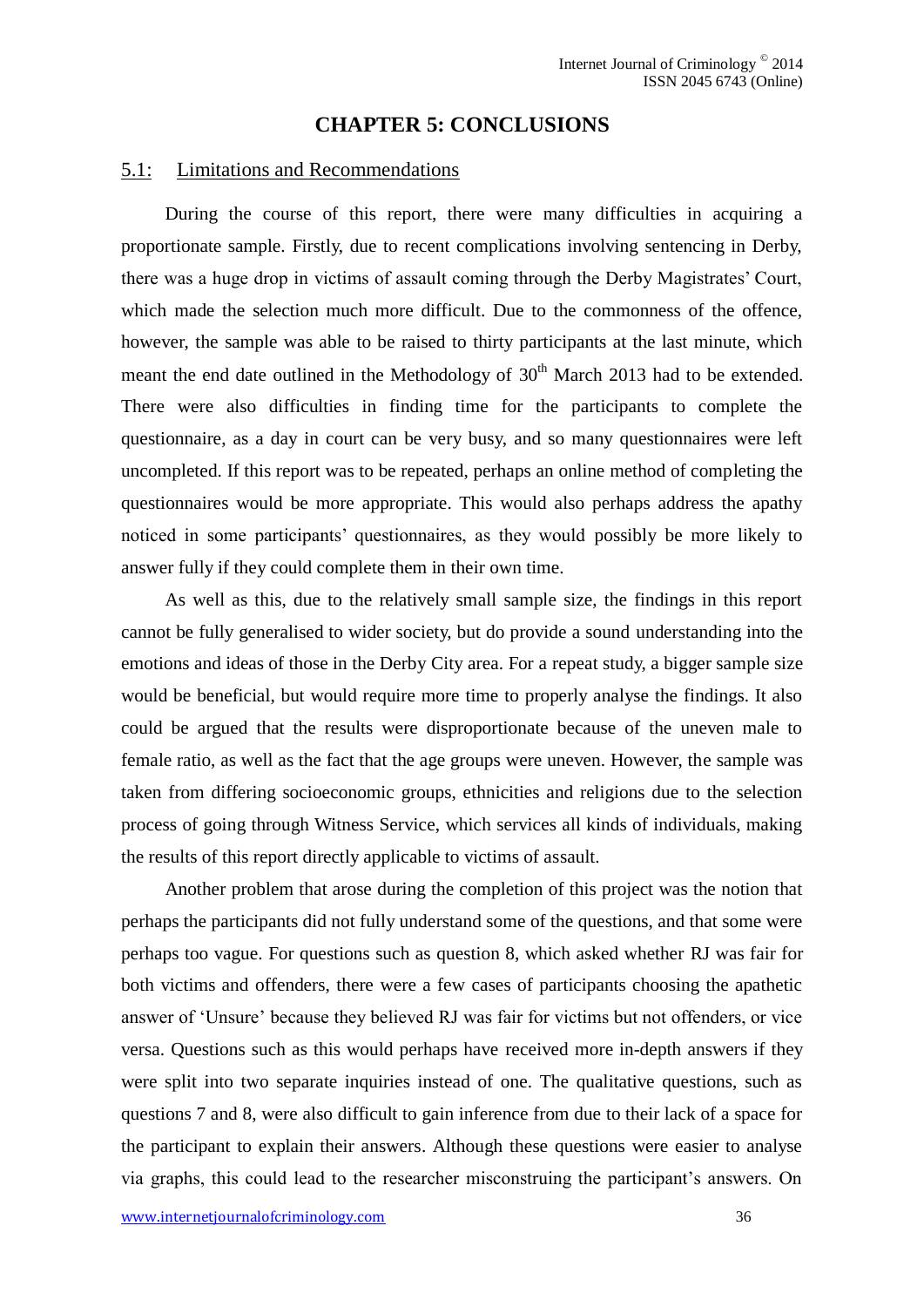# CHAPTER 5: CONCLUSIONS

## 5.1: Limitations and Recommendations

During the course of this report, there were many difficulties in acquiring a proportionate sample. Firstly, due to recent complications involving sentencing in Derby, there was a huge drop in victims of assault coming through the Derby Magistrates' Court, which made the selection much more difficult. Due to the commonness of the offence, however, the sample was able to be raised to thirty participants at the last minute, which meant the end date outlined in the Methodology of 30th March 2013 had to be extended. There were also difficulties in finding time for the participants to complete the questionnaire, as a day in court can be very busy, and so many questionnaires were left uncompleted. If this report was to be repeated, perhaps an online method of completing the questionnaires would be more appropriate. This would also perhaps address the apathy noticed in some participants' questionnaires, as they would possibly be more likely to answer fully if they could complete them in their own time.

As well as this, due to the relatively small sample size, the findings in this report cannot be fully generalised to wider society, but do provide a sound understanding into the emotions and ideas of those in the Derby City area. For a repeat study, a bigger sample size would be beneficial, but would require more time to properly analyse the findings. It also could be argued that the results were disproportionate because of the uneven male to female ratio, as well as the fact that the age groups were uneven. However, the sample was taken from differing socioeconomic groups, ethnicities and religions due to the selection process of going through Witness Service, which services all kinds of individuals, making the results of this report directly applicable to victims of assault.

Another problem that arose during the completion of this project was the notion that perhaps the participants did not fully understand some of the questions, and that some were perhaps too vague. For questions such as question 8, which asked whether RJ was fair for both victims and offenders, there were a few cases of participants choosing the apathetic answer of 'Unsure' because they believed RJ was fair for victims but not offenders, or vice versa. Questions such as this would perhaps have received more in-depth answers if they were split into two separate inquiries instead of one. The qualitative questions, such as questions 7 and 8, were also difficult to gain inference from due to their lack of a space for the participant to explain their answers. Although these questions were easier to analyse via graphs, this could lead to the researcher misconstruing the participant's answers. On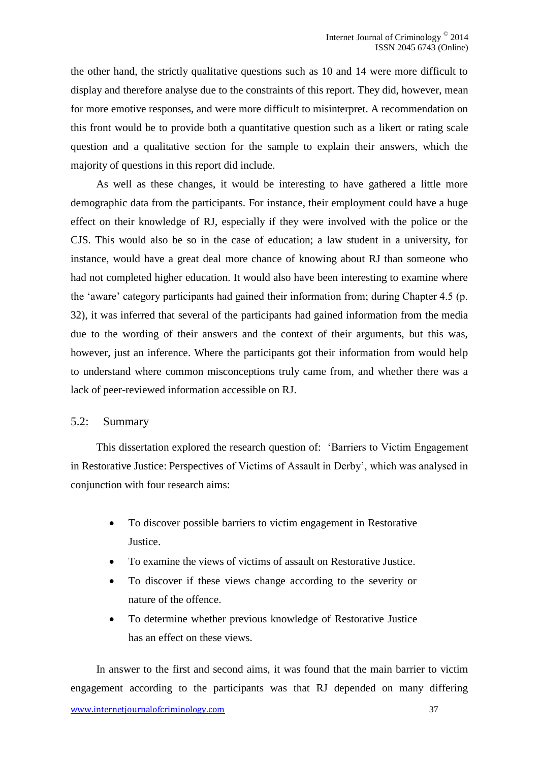the other hand, the strictly qualitative questions such as 10 and 14 were more difficult to display and therefore analyse due to the constraints of this report. They did, however, mean for more emotive responses, and were more difficult to misinterpret. A recommendation on this front would be to provide both a quantitative question such as a likert or rating scale question and a qualitative section for the sample to explain their answers, which the majority of questions in this report did include.

As well as these changes, it would be interesting to have gathered a little more demographic data from the participants. For instance, their employment could have a huge effect on their knowledge of RJ, especially if they were involved with the police or the CJS. This would also be so in the case of education; a law student in a university, for instance, would have a great deal more chance of knowing about RJ than someone who had not completed higher education. It would also have been interesting to examine where the 'aware' category participants had gained their information from; during Chapter 4.5 (p. 32), it was inferred that several of the participants had gained information from the media due to the wording of their answers and the context of their arguments, but this was, however, just an inference. Where the participants got their information from would help to understand where common misconceptions truly came from, and whether there was a lack of peer-reviewed information accessible on RJ.

## 5.2: Summary

This dissertation explored the research question of: 'Barriers to Victim Engagement in Restorative Justice: Perspectives of Victims of Assault in Derby', which was analysed in conjunction with four research aims:

- To discover possible barriers to victim engagement in Restorative Justice.
- To examine the views of victims of assault on Restorative Justice.
- To discover if these views change according to the severity or nature of the offence.
- To determine whether previous knowledge of Restorative Justice has an effect on these views.

In answer to the first and second aims, it was found that the main barrier to victim engagement according to the participants was that RJ depended on many differing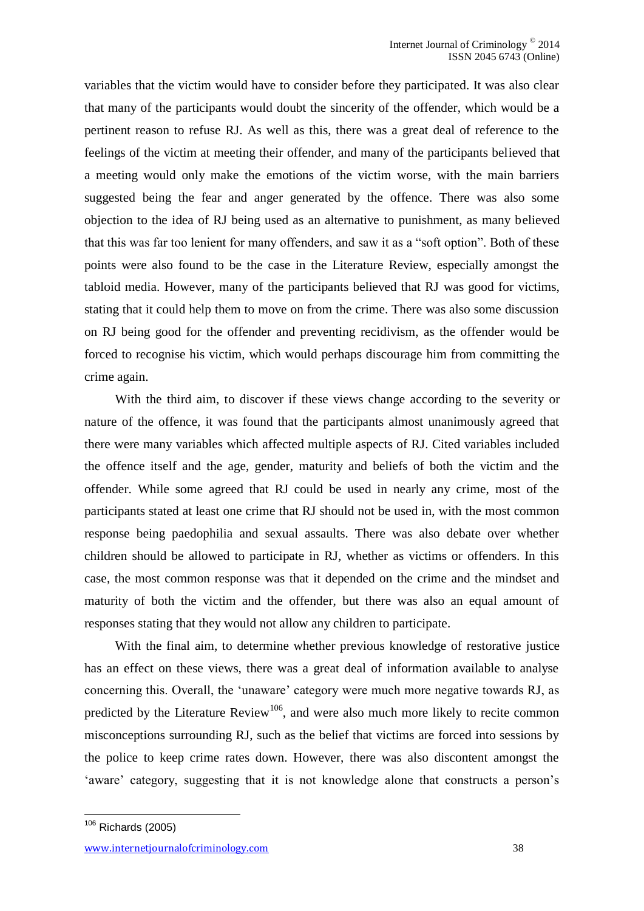variables that the victim would have to consider before they participated. It was also clear that many of the participants would doubt the sincerity of the offender, which would be a pertinent reason to refuse RJ. As well as this, there was a great deal of reference to the feelings of the victim at meeting their offender, and many of the participants believed that a meeting would only make the emotions of the victim worse, with the main barriers suggested being the fear and anger generated by the offence. There was also some objection to the idea of RJ being used as an alternative to punishment, as many believed that this was far too lenient for many offenders, and saw it as a "soft option". Both of these points were also found to be the case in the Literature Review, especially amongst the tabloid media. However, many of the participants believed that RJ was good for victims, stating that it could help them to move on from the crime. There was also some discussion on RJ being good for the offender and preventing recidivism, as the offender would be forced to recognise his victim, which would perhaps discourage him from committing the crime again.

With the third aim, to discover if these views change according to the severity or nature of the offence, it was found that the participants almost unanimously agreed that there were many variables which affected multiple aspects of RJ. Cited variables included the offence itself and the age, gender, maturity and beliefs of both the victim and the offender. While some agreed that RJ could be used in nearly any crime, most of the participants stated at least one crime that RJ should not be used in, with the most common response being paedophilia and sexual assaults. There was also debate over whether children should be allowed to participate in RJ, whether as victims or offenders. In this case, the most common response was that it depended on the crime and the mindset and maturity of both the victim and the offender, but there was also an equal amount of responses stating that they would not allow any children to participate.

With the final aim, to determine whether previous knowledge of restorative justice has an effect on these views, there was a great deal of information available to analyse concerning this. Overall, the 'unaware' category were much more negative towards RJ, as predicted by the Literature Review[106], and were also much more likely to recite common misconceptions surrounding RJ, such as the belief that victims are forced into sessions by the police to keep crime rates down. However, there was also discontent amongst the 'aware' category, suggesting that it is not knowledge alone that constructs a person's

[106] Richards (2005)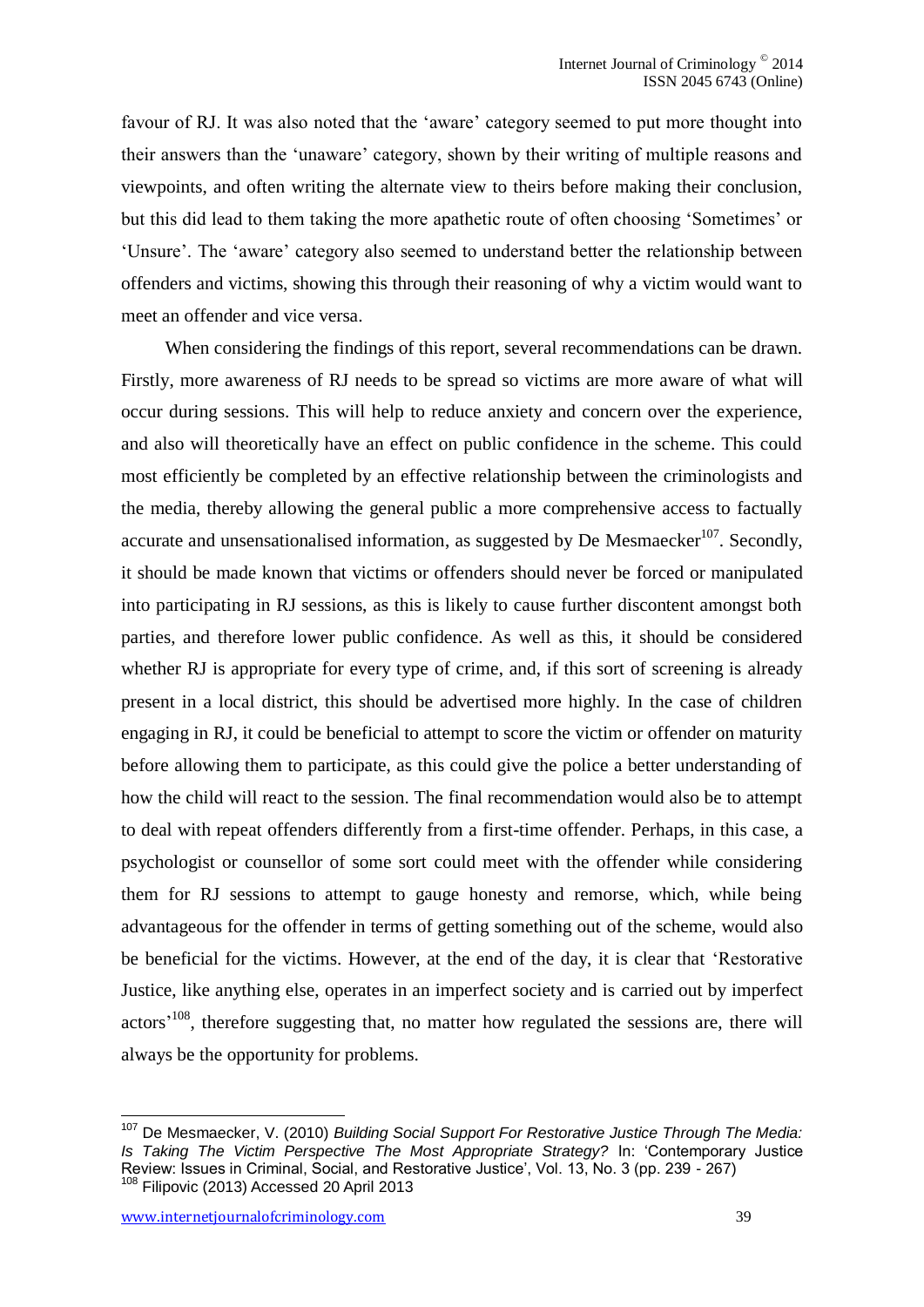favour of RJ. It was also noted that the 'aware' category seemed to put more thought into their answers than the 'unaware' category, shown by their writing of multiple reasons and viewpoints, and often writing the alternate view to theirs before making their conclusion, but this did lead to them taking the more apathetic route of often choosing 'Sometimes' or 'Unsure'. The 'aware' category also seemed to understand better the relationship between offenders and victims, showing this through their reasoning of why a victim would want to meet an offender and vice versa.

When considering the findings of this report, several recommendations can be drawn. Firstly, more awareness of RJ needs to be spread so victims are more aware of what will occur during sessions. This will help to reduce anxiety and concern over the experience, and also will theoretically have an effect on public confidence in the scheme. This could most efficiently be completed by an effective relationship between the criminologists and the media, thereby allowing the general public a more comprehensive access to factually accurate and unsensationalised information, as suggested by De Mesmaecker[107]. Secondly, it should be made known that victims or offenders should never be forced or manipulated into participating in RJ sessions, as this is likely to cause further discontent amongst both parties, and therefore lower public confidence. As well as this, it should be considered whether RJ is appropriate for every type of crime, and, if this sort of screening is already present in a local district, this should be advertised more highly. In the case of children engaging in RJ, it could be beneficial to attempt to score the victim or offender on maturity before allowing them to participate, as this could give the police a better understanding of how the child will react to the session. The final recommendation would also be to attempt to deal with repeat offenders differently from a first-time offender. Perhaps, in this case, a psychologist or counsellor of some sort could meet with the offender while considering them for RJ sessions to attempt to gauge honesty and remorse, which, while being advantageous for the offender in terms of getting something out of the scheme, would also be beneficial for the victims. However, at the end of the day, it is clear that 'Restorative Justice, like anything else, operates in an imperfect society and is carried out by imperfect actors'[108], therefore suggesting that, no matter how regulated the sessions are, there will always be the opportunity for problems.

---

[107] De Mesmaecker, V. (2010) *Building Social Support For Restorative Justice Through The Media: Is Taking The Victim Perspective The Most Appropriate Strategy?* In: 'Contemporary Justice Review: Issues in Criminal, Social, and Restorative Justice', Vol. 13, No. 3 (pp. 239 - 267)

[108] Filipovic (2013) Accessed 20 April 2013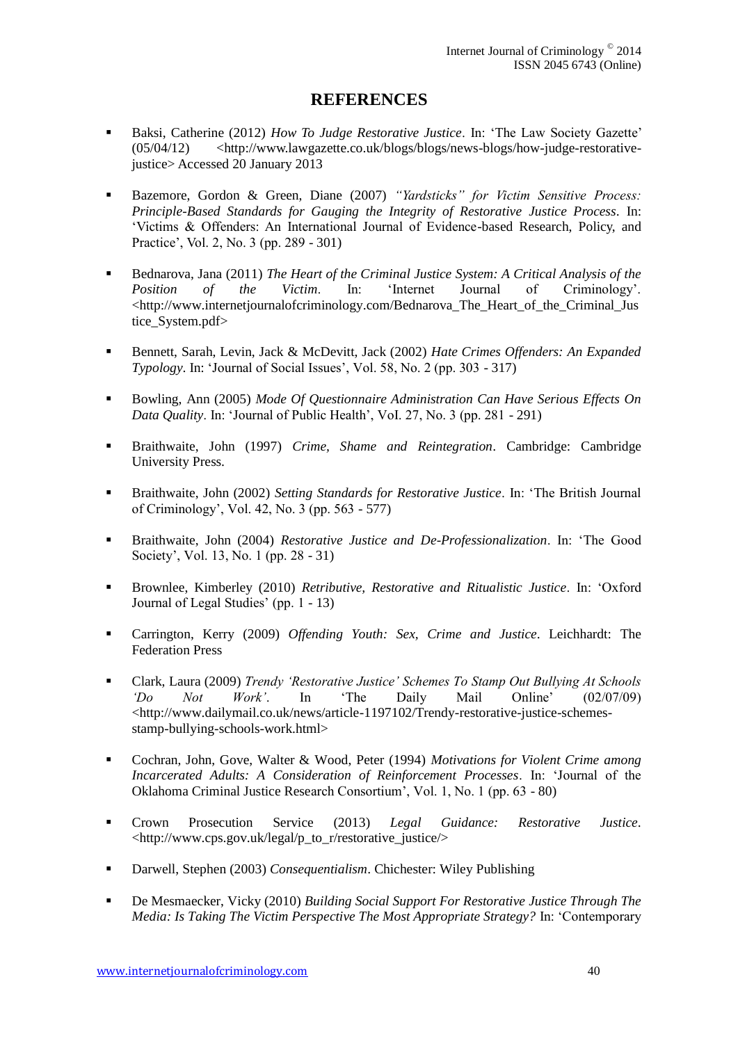# REFERENCES

- Baksi, Catherine (2012) *How To Judge Restorative Justice*. In: 'The Law Society Gazette' (05/04/12) <http://www.lawgazette.co.uk/blogs/blogs/news-blogs/how-judge-restorative-justice> Accessed 20 January 2013

- Bazemore, Gordon & Green, Diane (2007) *"Yardsticks" for Victim Sensitive Process: Principle-Based Standards for Gauging the Integrity of Restorative Justice Process*. In: 'Victims & Offenders: An International Journal of Evidence-based Research, Policy, and Practice', Vol. 2, No. 3 (pp. 289 - 301)

- Bednarova, Jana (2011) *The Heart of the Criminal Justice System: A Critical Analysis of the Position of the Victim*. In: 'Internet Journal of Criminology'. <http://www.internetjournalofcriminology.com/Bednarova_The_Heart_of_the_Criminal_Justice_System.pdf>

- Bennett, Sarah, Levin, Jack & McDevitt, Jack (2002) *Hate Crimes Offenders: An Expanded Typology*. In: 'Journal of Social Issues', Vol. 58, No. 2 (pp. 303 - 317)

- Bowling, Ann (2005) *Mode Of Questionnaire Administration Can Have Serious Effects On Data Quality*. In: 'Journal of Public Health', VoI. 27, No. 3 (pp. 281 - 291)

- Braithwaite, John (1997) *Crime, Shame and Reintegration*. Cambridge: Cambridge University Press.

- Braithwaite, John (2002) *Setting Standards for Restorative Justice*. In: 'The British Journal of Criminology', Vol. 42, No. 3 (pp. 563 - 577)

- Braithwaite, John (2004) *Restorative Justice and De-Professionalization*. In: 'The Good Society', Vol. 13, No. 1 (pp. 28 - 31)

- Brownlee, Kimberley (2010) *Retributive, Restorative and Ritualistic Justice*. In: 'Oxford Journal of Legal Studies' (pp. 1 - 13)

- Carrington, Kerry (2009) *Offending Youth: Sex, Crime and Justice*. Leichhardt: The Federation Press

- Clark, Laura (2009) *Trendy 'Restorative Justice' Schemes To Stamp Out Bullying At Schools 'Do Not Work'*. In 'The Daily Mail Online' (02/07/09) <http://www.dailymail.co.uk/news/article-1197102/Trendy-restorative-justice-schemes-stamp-bullying-schools-work.html>

- Cochran, John, Gove, Walter & Wood, Peter (1994) *Motivations for Violent Crime among Incarcerated Adults: A Consideration of Reinforcement Processes*. In: 'Journal of the Oklahoma Criminal Justice Research Consortium', Vol. 1, No. 1 (pp. 63 - 80)

- Crown Prosecution Service (2013) *Legal Guidance: Restorative Justice*. <http://www.cps.gov.uk/legal/p_to_r/restorative_justice/>

- Darwell, Stephen (2003) *Consequentialism*. Chichester: Wiley Publishing

- De Mesmaecker, Vicky (2010) *Building Social Support For Restorative Justice Through The Media: Is Taking The Victim Perspective The Most Appropriate Strategy?* In: 'Contemporary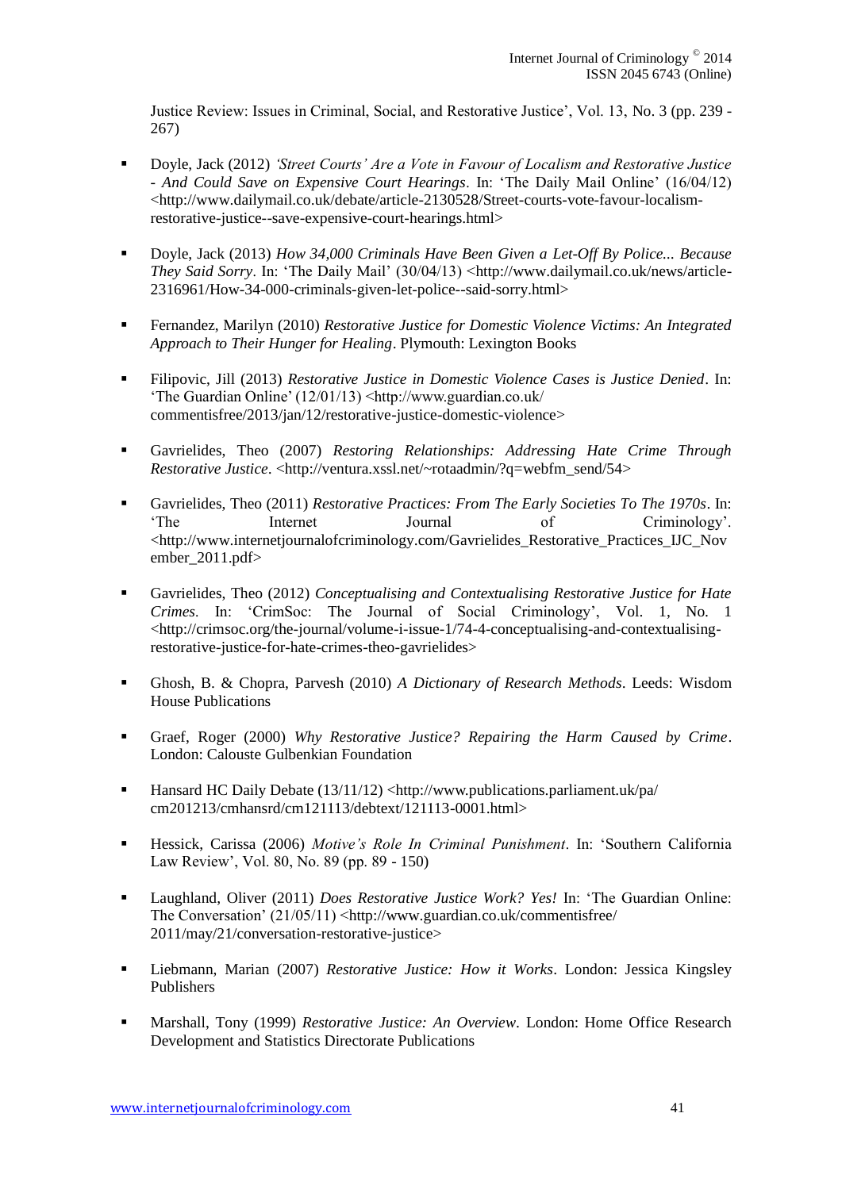Justice Review: Issues in Criminal, Social, and Restorative Justice', Vol. 13, No. 3 (pp. 239 - 267)

- Doyle, Jack (2012) *'Street Courts' Are a Vote in Favour of Localism and Restorative Justice - And Could Save on Expensive Court Hearings*. In: 'The Daily Mail Online' (16/04/12) <http://www.dailymail.co.uk/debate/article-2130528/Street-courts-vote-favour-localism-restorative-justice--save-expensive-court-hearings.html>

- Doyle, Jack (2013) *How 34,000 Criminals Have Been Given a Let-Off By Police... Because They Said Sorry*. In: 'The Daily Mail' (30/04/13) <http://www.dailymail.co.uk/news/article-2316961/How-34-000-criminals-given-let-police--said-sorry.html>

- Fernandez, Marilyn (2010) *Restorative Justice for Domestic Violence Victims: An Integrated Approach to Their Hunger for Healing*. Plymouth: Lexington Books

- Filipovic, Jill (2013) *Restorative Justice in Domestic Violence Cases is Justice Denied*. In: 'The Guardian Online' (12/01/13) <http://www.guardian.co.uk/commentisfree/2013/jan/12/restorative-justice-domestic-violence>

- Gavrielides, Theo (2007) *Restoring Relationships: Addressing Hate Crime Through Restorative Justice*. <http://ventura.xssl.net/~rotaadmin/?q=webfm_send/54>

- Gavrielides, Theo (2011) *Restorative Practices: From The Early Societies To The 1970s*. In: 'The Internet Journal of Criminology'. <http://www.internetjournalofcriminology.com/Gavrielides_Restorative_Practices_IJC_November_2011.pdf>

- Gavrielides, Theo (2012) *Conceptualising and Contextualising Restorative Justice for Hate Crimes*. In: 'CrimSoc: The Journal of Social Criminology', Vol. 1, No. 1 <http://crimsoc.org/the-journal/volume-i-issue-1/74-4-conceptualising-and-contextualising-restorative-justice-for-hate-crimes-theo-gavrielides>

- Ghosh, B. & Chopra, Parvesh (2010) *A Dictionary of Research Methods*. Leeds: Wisdom House Publications

- Graef, Roger (2000) *Why Restorative Justice? Repairing the Harm Caused by Crime*. London: Calouste Gulbenkian Foundation

- Hansard HC Daily Debate (13/11/12) <http://www.publications.parliament.uk/pa/cm201213/cmhansrd/cm121113/debtext/121113-0001.html>

- Hessick, Carissa (2006) *Motive's Role In Criminal Punishment*. In: 'Southern California Law Review', Vol. 80, No. 89 (pp. 89 - 150)

- Laughland, Oliver (2011) *Does Restorative Justice Work? Yes!* In: 'The Guardian Online: The Conversation' (21/05/11) <http://www.guardian.co.uk/commentisfree/2011/may/21/conversation-restorative-justice>

- Liebmann, Marian (2007) *Restorative Justice: How it Works*. London: Jessica Kingsley Publishers

- Marshall, Tony (1999) *Restorative Justice: An Overview*. London: Home Office Research Development and Statistics Directorate Publications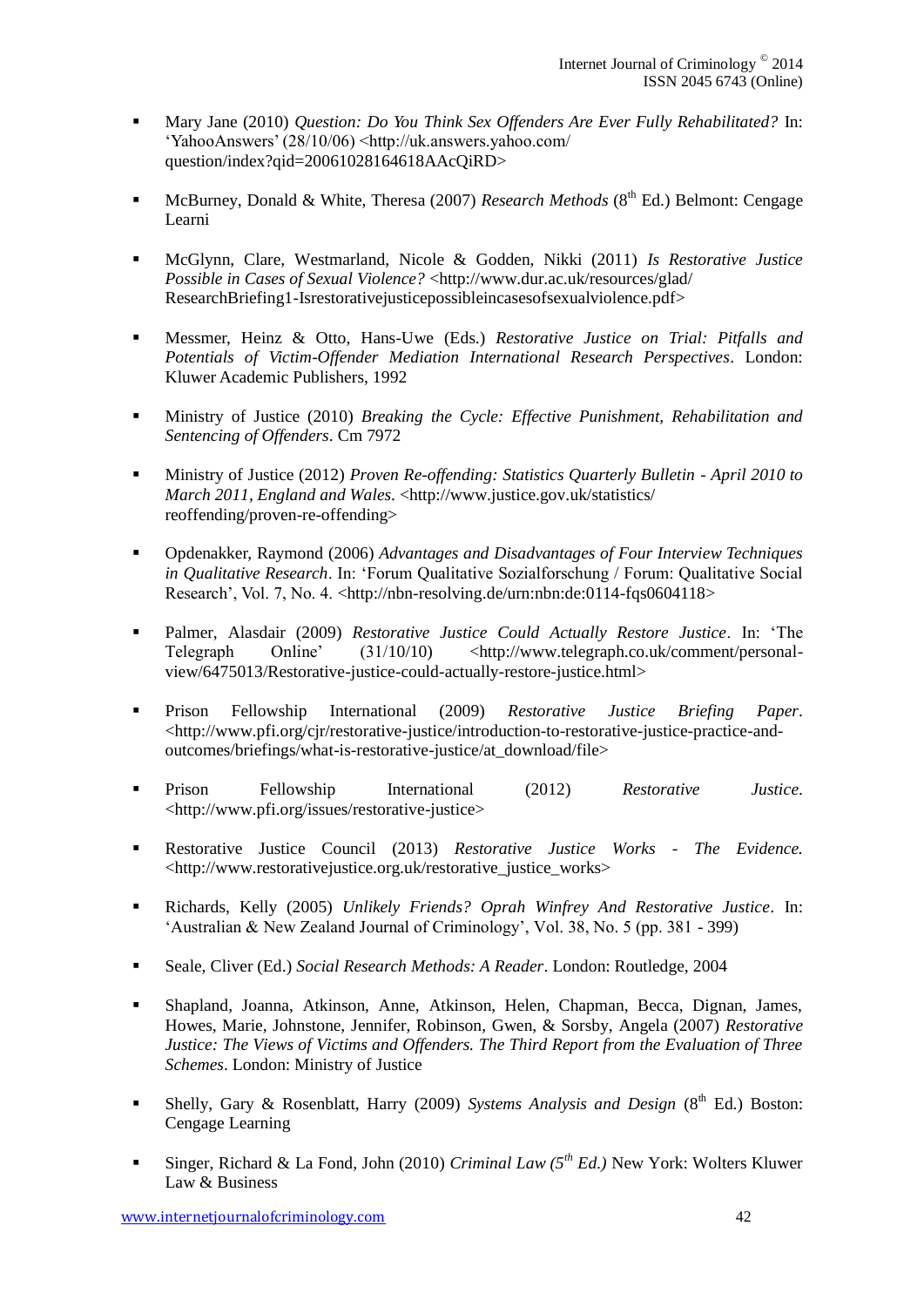- Mary Jane (2010) *Question: Do You Think Sex Offenders Are Ever Fully Rehabilitated?* In: 'YahooAnswers' (28/10/06) <http://uk.answers.yahoo.com/question/index?qid=20061028164618AAcQiRD>

- McBurney, Donald & White, Theresa (2007) *Research Methods* (8th Ed.) Belmont: Cengage Learni

- McGlynn, Clare, Westmarland, Nicole & Godden, Nikki (2011) *Is Restorative Justice Possible in Cases of Sexual Violence?* <http://www.dur.ac.uk/resources/glad/ResearchBriefing1-Isrestorativejusticepossibleincasesofsexualviolence.pdf>

- Messmer, Heinz & Otto, Hans-Uwe (Eds.) *Restorative Justice on Trial: Pitfalls and Potentials of Victim-Offender Mediation International Research Perspectives*. London: Kluwer Academic Publishers, 1992

- Ministry of Justice (2010) *Breaking the Cycle: Effective Punishment, Rehabilitation and Sentencing of Offenders*. Cm 7972

- Ministry of Justice (2012) *Proven Re-offending: Statistics Quarterly Bulletin - April 2010 to March 2011, England and Wales*. <http://www.justice.gov.uk/statistics/reoffending/proven-re-offending>

- Opdenakker, Raymond (2006) *Advantages and Disadvantages of Four Interview Techniques in Qualitative Research*. In: 'Forum Qualitative Sozialforschung / Forum: Qualitative Social Research', Vol. 7, No. 4. <http://nbn-resolving.de/urn:nbn:de:0114-fqs0604118>

- Palmer, Alasdair (2009) *Restorative Justice Could Actually Restore Justice*. In: 'The Telegraph Online' (31/10/10) <http://www.telegraph.co.uk/comment/personal-view/6475013/Restorative-justice-could-actually-restore-justice.html>

- Prison Fellowship International (2009) *Restorative Justice Briefing Paper*. <http://www.pfi.org/cjr/restorative-justice/introduction-to-restorative-justice-practice-and-outcomes/briefings/what-is-restorative-justice/at_download/file>

- Prison Fellowship International (2012) *Restorative Justice*. <http://www.pfi.org/issues/restorative-justice>

- Restorative Justice Council (2013) *Restorative Justice Works - The Evidence.* <http://www.restorativejustice.org.uk/restorative_justice_works>

- Richards, Kelly (2005) *Unlikely Friends? Oprah Winfrey And Restorative Justice*. In: 'Australian & New Zealand Journal of Criminology', Vol. 38, No. 5 (pp. 381 - 399)

- Seale, Cliver (Ed.) *Social Research Methods: A Reader*. London: Routledge, 2004

- Shapland, Joanna, Atkinson, Anne, Atkinson, Helen, Chapman, Becca, Dignan, James, Howes, Marie, Johnstone, Jennifer, Robinson, Gwen, & Sorsby, Angela (2007) *Restorative Justice: The Views of Victims and Offenders. The Third Report from the Evaluation of Three Schemes*. London: Ministry of Justice

- Shelly, Gary & Rosenblatt, Harry (2009) *Systems Analysis and Design* (8th Ed.) Boston: Cengage Learning

- Singer, Richard & La Fond, John (2010) *Criminal Law (5th Ed.)* New York: Wolters Kluwer Law & Business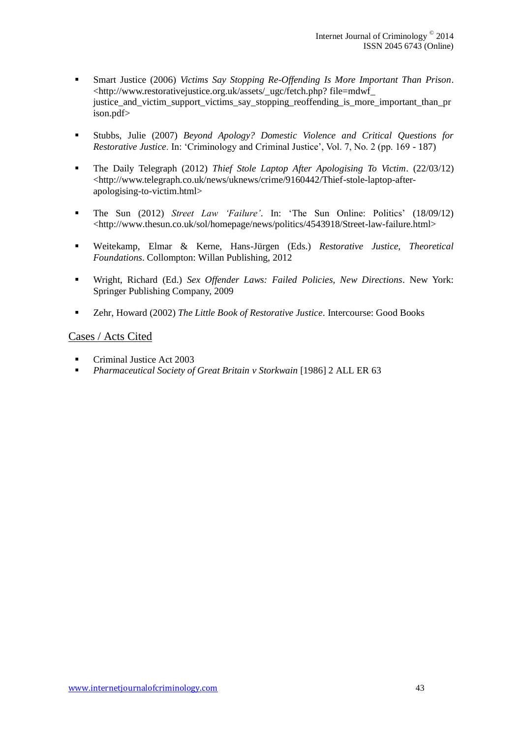- Smart Justice (2006) *Victims Say Stopping Re-Offending Is More Important Than Prison*. <http://www.restorativejustice.org.uk/assets/_ugc/fetch.php? file=mdwf_ justice_and_victim_support_victims_say_stopping_reoffending_is_more_important_than_prison.pdf>

- Stubbs, Julie (2007) *Beyond Apology? Domestic Violence and Critical Questions for Restorative Justice*. In: 'Criminology and Criminal Justice', Vol. 7, No. 2 (pp. 169 - 187)

- The Daily Telegraph (2012) *Thief Stole Laptop After Apologising To Victim*. (22/03/12) <http://www.telegraph.co.uk/news/uknews/crime/9160442/Thief-stole-laptop-after-apologising-to-victim.html>

- The Sun (2012) *Street Law 'Failure'*. In: 'The Sun Online: Politics' (18/09/12) <http://www.thesun.co.uk/sol/homepage/news/politics/4543918/Street-law-failure.html>

- Weitekamp, Elmar & Kerne, Hans-Jürgen (Eds.) *Restorative Justice, Theoretical Foundations*. Collompton: Willan Publishing, 2012

- Wright, Richard (Ed.) *Sex Offender Laws: Failed Policies, New Directions*. New York: Springer Publishing Company, 2009

- Zehr, Howard (2002) *The Little Book of Restorative Justice*. Intercourse: Good Books

## Cases / Acts Cited

- Criminal Justice Act 2003
- *Pharmaceutical Society of Great Britain v Storkwain* [1986] 2 ALL ER 63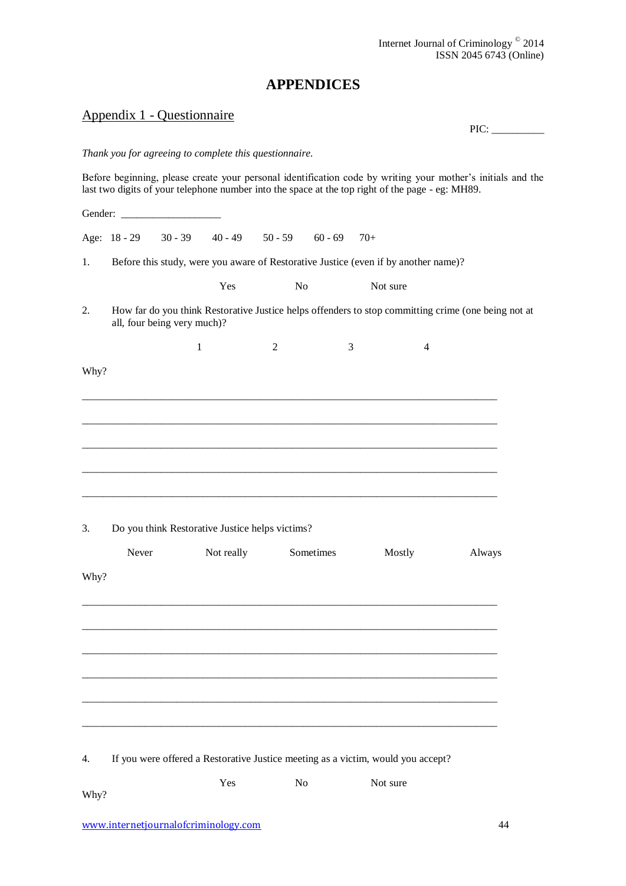# APPENDICES

## Appendix 1 - Questionnaire

PIC: __________

*Thank you for agreeing to complete this questionnaire.*

Before beginning, please create your personal identification code by writing your mother's initials and the last two digits of your telephone number into the space at the top right of the page - eg: MH89.

Gender: ___________________

Age: 18 - 29 30 - 39 40 - 49 50 - 59 60 - 69 70+

1. Before this study, were you aware of Restorative Justice (even if by another name)?

   Yes No Not sure

2. How far do you think Restorative Justice helps offenders to stop committing crime (one being not at all, four being very much)?

   1 2 3 4

Why?

________________________________________________________________________________

________________________________________________________________________________

________________________________________________________________________________

________________________________________________________________________________

________________________________________________________________________________

3. Do you think Restorative Justice helps victims?

   Never Not really Sometimes Mostly Always

Why?

________________________________________________________________________________

________________________________________________________________________________

________________________________________________________________________________

________________________________________________________________________________

________________________________________________________________________________

________________________________________________________________________________

4. If you were offered a Restorative Justice meeting as a victim, would you accept?

   Yes No Not sure

Why?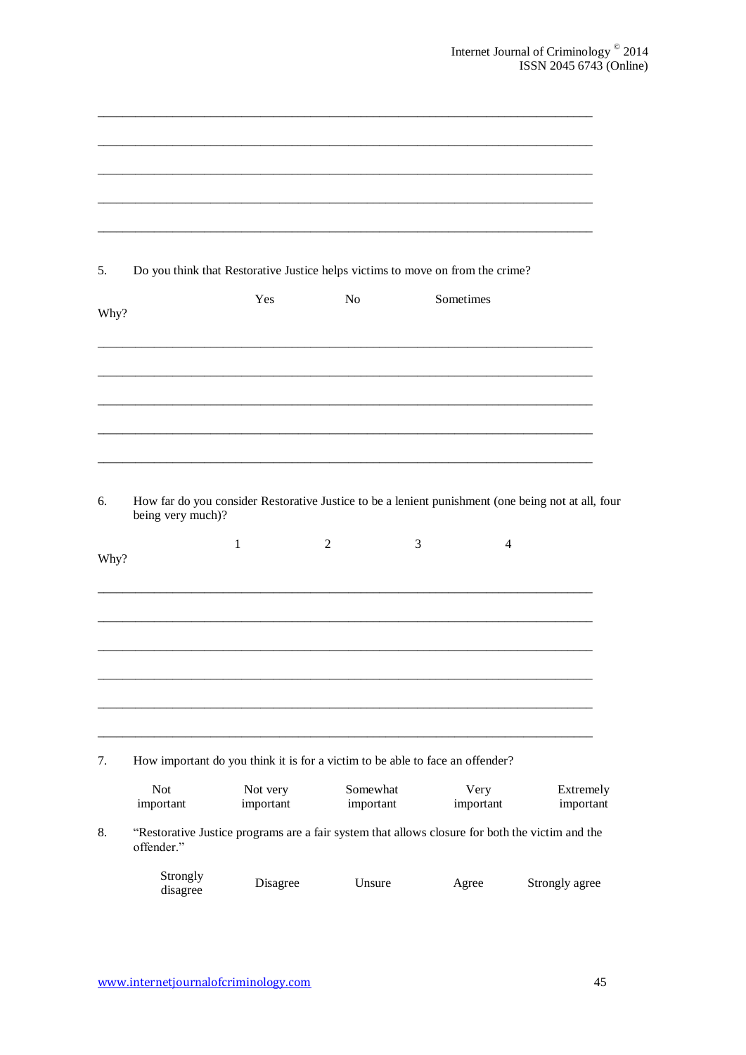\_\_\_\_\_\_\_\_\_\_\_\_\_\_\_\_\_\_\_\_\_\_\_\_\_\_\_\_\_\_\_\_\_\_\_\_\_\_\_\_\_\_\_\_\_\_\_\_\_\_\_\_\_\_\_\_\_\_\_\_\_\_\_\_\_\_\_\_\_\_\_\_\_\_

\_\_\_\_\_\_\_\_\_\_\_\_\_\_\_\_\_\_\_\_\_\_\_\_\_\_\_\_\_\_\_\_\_\_\_\_\_\_\_\_\_\_\_\_\_\_\_\_\_\_\_\_\_\_\_\_\_\_\_\_\_\_\_\_\_\_\_\_\_\_\_\_\_\_

\_\_\_\_\_\_\_\_\_\_\_\_\_\_\_\_\_\_\_\_\_\_\_\_\_\_\_\_\_\_\_\_\_\_\_\_\_\_\_\_\_\_\_\_\_\_\_\_\_\_\_\_\_\_\_\_\_\_\_\_\_\_\_\_\_\_\_\_\_\_\_\_\_\_

\_\_\_\_\_\_\_\_\_\_\_\_\_\_\_\_\_\_\_\_\_\_\_\_\_\_\_\_\_\_\_\_\_\_\_\_\_\_\_\_\_\_\_\_\_\_\_\_\_\_\_\_\_\_\_\_\_\_\_\_\_\_\_\_\_\_\_\_\_\_\_\_\_\_

\_\_\_\_\_\_\_\_\_\_\_\_\_\_\_\_\_\_\_\_\_\_\_\_\_\_\_\_\_\_\_\_\_\_\_\_\_\_\_\_\_\_\_\_\_\_\_\_\_\_\_\_\_\_\_\_\_\_\_\_\_\_\_\_\_\_\_\_\_\_\_\_\_\_

5. Do you think that Restorative Justice helps victims to move on from the crime?

Yes &nbsp;&nbsp;&nbsp;&nbsp; No &nbsp;&nbsp;&nbsp;&nbsp; Sometimes

Why?

\_\_\_\_\_\_\_\_\_\_\_\_\_\_\_\_\_\_\_\_\_\_\_\_\_\_\_\_\_\_\_\_\_\_\_\_\_\_\_\_\_\_\_\_\_\_\_\_\_\_\_\_\_\_\_\_\_\_\_\_\_\_\_\_\_\_\_\_\_\_\_\_\_\_

\_\_\_\_\_\_\_\_\_\_\_\_\_\_\_\_\_\_\_\_\_\_\_\_\_\_\_\_\_\_\_\_\_\_\_\_\_\_\_\_\_\_\_\_\_\_\_\_\_\_\_\_\_\_\_\_\_\_\_\_\_\_\_\_\_\_\_\_\_\_\_\_\_\_

\_\_\_\_\_\_\_\_\_\_\_\_\_\_\_\_\_\_\_\_\_\_\_\_\_\_\_\_\_\_\_\_\_\_\_\_\_\_\_\_\_\_\_\_\_\_\_\_\_\_\_\_\_\_\_\_\_\_\_\_\_\_\_\_\_\_\_\_\_\_\_\_\_\_

\_\_\_\_\_\_\_\_\_\_\_\_\_\_\_\_\_\_\_\_\_\_\_\_\_\_\_\_\_\_\_\_\_\_\_\_\_\_\_\_\_\_\_\_\_\_\_\_\_\_\_\_\_\_\_\_\_\_\_\_\_\_\_\_\_\_\_\_\_\_\_\_\_\_

\_\_\_\_\_\_\_\_\_\_\_\_\_\_\_\_\_\_\_\_\_\_\_\_\_\_\_\_\_\_\_\_\_\_\_\_\_\_\_\_\_\_\_\_\_\_\_\_\_\_\_\_\_\_\_\_\_\_\_\_\_\_\_\_\_\_\_\_\_\_\_\_\_\_

6. How far do you consider Restorative Justice to be a lenient punishment (one being not at all, four being very much)?

1 &nbsp;&nbsp;&nbsp;&nbsp; 2 &nbsp;&nbsp;&nbsp;&nbsp; 3 &nbsp;&nbsp;&nbsp;&nbsp; 4

Why?

\_\_\_\_\_\_\_\_\_\_\_\_\_\_\_\_\_\_\_\_\_\_\_\_\_\_\_\_\_\_\_\_\_\_\_\_\_\_\_\_\_\_\_\_\_\_\_\_\_\_\_\_\_\_\_\_\_\_\_\_\_\_\_\_\_\_\_\_\_\_\_\_\_\_

\_\_\_\_\_\_\_\_\_\_\_\_\_\_\_\_\_\_\_\_\_\_\_\_\_\_\_\_\_\_\_\_\_\_\_\_\_\_\_\_\_\_\_\_\_\_\_\_\_\_\_\_\_\_\_\_\_\_\_\_\_\_\_\_\_\_\_\_\_\_\_\_\_\_

\_\_\_\_\_\_\_\_\_\_\_\_\_\_\_\_\_\_\_\_\_\_\_\_\_\_\_\_\_\_\_\_\_\_\_\_\_\_\_\_\_\_\_\_\_\_\_\_\_\_\_\_\_\_\_\_\_\_\_\_\_\_\_\_\_\_\_\_\_\_\_\_\_\_

\_\_\_\_\_\_\_\_\_\_\_\_\_\_\_\_\_\_\_\_\_\_\_\_\_\_\_\_\_\_\_\_\_\_\_\_\_\_\_\_\_\_\_\_\_\_\_\_\_\_\_\_\_\_\_\_\_\_\_\_\_\_\_\_\_\_\_\_\_\_\_\_\_\_

\_\_\_\_\_\_\_\_\_\_\_\_\_\_\_\_\_\_\_\_\_\_\_\_\_\_\_\_\_\_\_\_\_\_\_\_\_\_\_\_\_\_\_\_\_\_\_\_\_\_\_\_\_\_\_\_\_\_\_\_\_\_\_\_\_\_\_\_\_\_\_\_\_\_

\_\_\_\_\_\_\_\_\_\_\_\_\_\_\_\_\_\_\_\_\_\_\_\_\_\_\_\_\_\_\_\_\_\_\_\_\_\_\_\_\_\_\_\_\_\_\_\_\_\_\_\_\_\_\_\_\_\_\_\_\_\_\_\_\_\_\_\_\_\_\_\_\_\_

7. How important do you think it is for a victim to be able to face an offender?

| Not important | Not very important | Somewhat important | Very important | Extremely important |
|---|---|---|---|---|

8. "Restorative Justice programs are a fair system that allows closure for both the victim and the offender."

| Strongly disagree | Disagree | Unsure | Agree | Strongly agree |
|---|---|---|---|---|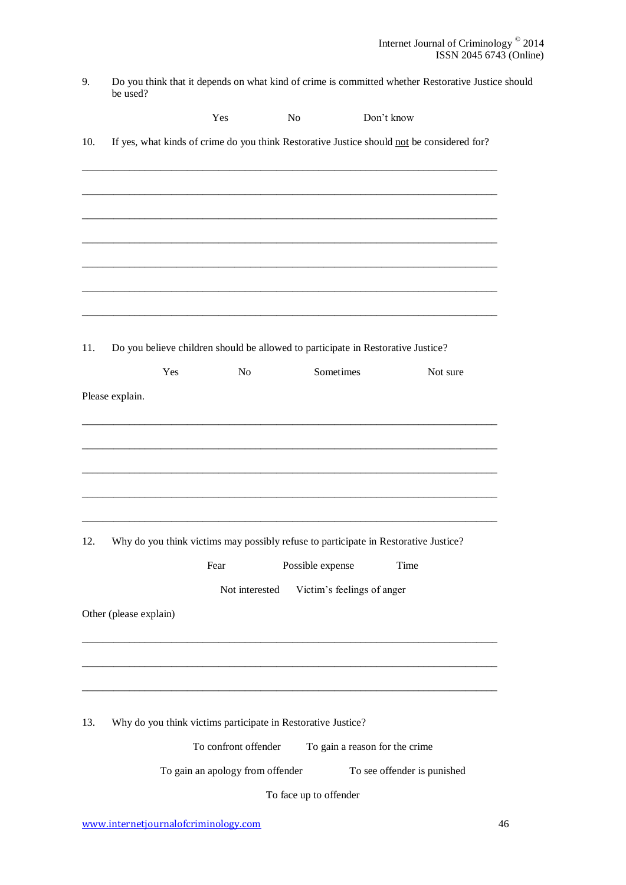9. Do you think that it depends on what kind of crime is committed whether Restorative Justice should be used?

Yes No Don't know

10. If yes, what kinds of crime do you think Restorative Justice should <u>not</u> be considered for?

\_\_\_\_\_\_\_\_\_\_\_\_\_\_\_\_\_\_\_\_\_\_\_\_\_\_\_\_\_\_\_\_\_\_\_\_\_\_\_\_\_\_\_\_\_\_\_\_\_\_\_\_\_\_\_\_\_\_\_\_\_\_\_\_\_\_\_\_\_\_\_\_\_\_\_\_

\_\_\_\_\_\_\_\_\_\_\_\_\_\_\_\_\_\_\_\_\_\_\_\_\_\_\_\_\_\_\_\_\_\_\_\_\_\_\_\_\_\_\_\_\_\_\_\_\_\_\_\_\_\_\_\_\_\_\_\_\_\_\_\_\_\_\_\_\_\_\_\_\_\_\_\_

\_\_\_\_\_\_\_\_\_\_\_\_\_\_\_\_\_\_\_\_\_\_\_\_\_\_\_\_\_\_\_\_\_\_\_\_\_\_\_\_\_\_\_\_\_\_\_\_\_\_\_\_\_\_\_\_\_\_\_\_\_\_\_\_\_\_\_\_\_\_\_\_\_\_\_\_

\_\_\_\_\_\_\_\_\_\_\_\_\_\_\_\_\_\_\_\_\_\_\_\_\_\_\_\_\_\_\_\_\_\_\_\_\_\_\_\_\_\_\_\_\_\_\_\_\_\_\_\_\_\_\_\_\_\_\_\_\_\_\_\_\_\_\_\_\_\_\_\_\_\_\_\_

\_\_\_\_\_\_\_\_\_\_\_\_\_\_\_\_\_\_\_\_\_\_\_\_\_\_\_\_\_\_\_\_\_\_\_\_\_\_\_\_\_\_\_\_\_\_\_\_\_\_\_\_\_\_\_\_\_\_\_\_\_\_\_\_\_\_\_\_\_\_\_\_\_\_\_\_

\_\_\_\_\_\_\_\_\_\_\_\_\_\_\_\_\_\_\_\_\_\_\_\_\_\_\_\_\_\_\_\_\_\_\_\_\_\_\_\_\_\_\_\_\_\_\_\_\_\_\_\_\_\_\_\_\_\_\_\_\_\_\_\_\_\_\_\_\_\_\_\_\_\_\_\_

\_\_\_\_\_\_\_\_\_\_\_\_\_\_\_\_\_\_\_\_\_\_\_\_\_\_\_\_\_\_\_\_\_\_\_\_\_\_\_\_\_\_\_\_\_\_\_\_\_\_\_\_\_\_\_\_\_\_\_\_\_\_\_\_\_\_\_\_\_\_\_\_\_\_\_\_

11. Do you believe children should be allowed to participate in Restorative Justice?

Yes No Sometimes Not sure

Please explain.

\_\_\_\_\_\_\_\_\_\_\_\_\_\_\_\_\_\_\_\_\_\_\_\_\_\_\_\_\_\_\_\_\_\_\_\_\_\_\_\_\_\_\_\_\_\_\_\_\_\_\_\_\_\_\_\_\_\_\_\_\_\_\_\_\_\_\_\_\_\_\_\_\_\_\_\_

\_\_\_\_\_\_\_\_\_\_\_\_\_\_\_\_\_\_\_\_\_\_\_\_\_\_\_\_\_\_\_\_\_\_\_\_\_\_\_\_\_\_\_\_\_\_\_\_\_\_\_\_\_\_\_\_\_\_\_\_\_\_\_\_\_\_\_\_\_\_\_\_\_\_\_\_

\_\_\_\_\_\_\_\_\_\_\_\_\_\_\_\_\_\_\_\_\_\_\_\_\_\_\_\_\_\_\_\_\_\_\_\_\_\_\_\_\_\_\_\_\_\_\_\_\_\_\_\_\_\_\_\_\_\_\_\_\_\_\_\_\_\_\_\_\_\_\_\_\_\_\_\_

\_\_\_\_\_\_\_\_\_\_\_\_\_\_\_\_\_\_\_\_\_\_\_\_\_\_\_\_\_\_\_\_\_\_\_\_\_\_\_\_\_\_\_\_\_\_\_\_\_\_\_\_\_\_\_\_\_\_\_\_\_\_\_\_\_\_\_\_\_\_\_\_\_\_\_\_

\_\_\_\_\_\_\_\_\_\_\_\_\_\_\_\_\_\_\_\_\_\_\_\_\_\_\_\_\_\_\_\_\_\_\_\_\_\_\_\_\_\_\_\_\_\_\_\_\_\_\_\_\_\_\_\_\_\_\_\_\_\_\_\_\_\_\_\_\_\_\_\_\_\_\_\_

12. Why do you think victims may possibly refuse to participate in Restorative Justice?

Fear Possible expense Time

Not interested Victim's feelings of anger

Other (please explain)

\_\_\_\_\_\_\_\_\_\_\_\_\_\_\_\_\_\_\_\_\_\_\_\_\_\_\_\_\_\_\_\_\_\_\_\_\_\_\_\_\_\_\_\_\_\_\_\_\_\_\_\_\_\_\_\_\_\_\_\_\_\_\_\_\_\_\_\_\_\_\_\_\_\_\_\_

\_\_\_\_\_\_\_\_\_\_\_\_\_\_\_\_\_\_\_\_\_\_\_\_\_\_\_\_\_\_\_\_\_\_\_\_\_\_\_\_\_\_\_\_\_\_\_\_\_\_\_\_\_\_\_\_\_\_\_\_\_\_\_\_\_\_\_\_\_\_\_\_\_\_\_\_

\_\_\_\_\_\_\_\_\_\_\_\_\_\_\_\_\_\_\_\_\_\_\_\_\_\_\_\_\_\_\_\_\_\_\_\_\_\_\_\_\_\_\_\_\_\_\_\_\_\_\_\_\_\_\_\_\_\_\_\_\_\_\_\_\_\_\_\_\_\_\_\_\_\_\_\_

13. Why do you think victims participate in Restorative Justice?

To confront offender To gain a reason for the crime

To gain an apology from offender To see offender is punished

To face up to offender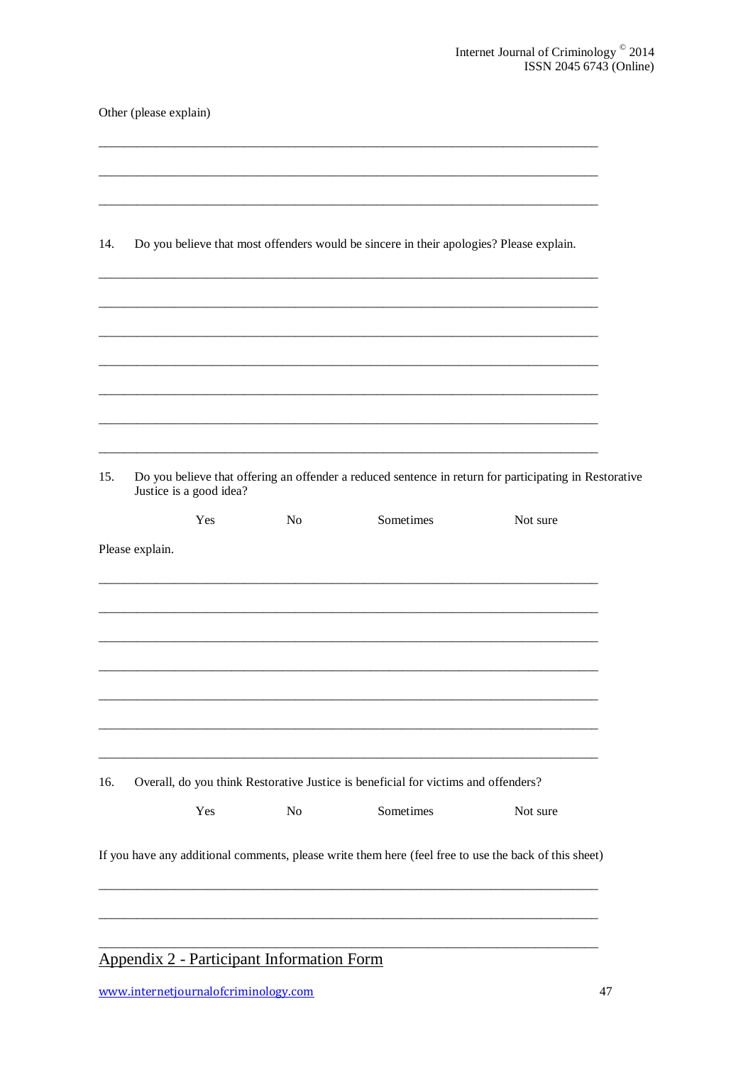Other (please explain)

\_\_\_\_\_\_\_\_\_\_\_\_\_\_\_\_\_\_\_\_\_\_\_\_\_\_\_\_\_\_\_\_\_\_\_\_\_\_\_\_\_\_\_\_\_\_\_\_\_\_\_\_\_\_\_\_\_\_\_\_\_\_\_\_\_\_\_\_\_\_\_\_

\_\_\_\_\_\_\_\_\_\_\_\_\_\_\_\_\_\_\_\_\_\_\_\_\_\_\_\_\_\_\_\_\_\_\_\_\_\_\_\_\_\_\_\_\_\_\_\_\_\_\_\_\_\_\_\_\_\_\_\_\_\_\_\_\_\_\_\_\_\_\_\_

\_\_\_\_\_\_\_\_\_\_\_\_\_\_\_\_\_\_\_\_\_\_\_\_\_\_\_\_\_\_\_\_\_\_\_\_\_\_\_\_\_\_\_\_\_\_\_\_\_\_\_\_\_\_\_\_\_\_\_\_\_\_\_\_\_\_\_\_\_\_\_\_

14. Do you believe that most offenders would be sincere in their apologies? Please explain.

\_\_\_\_\_\_\_\_\_\_\_\_\_\_\_\_\_\_\_\_\_\_\_\_\_\_\_\_\_\_\_\_\_\_\_\_\_\_\_\_\_\_\_\_\_\_\_\_\_\_\_\_\_\_\_\_\_\_\_\_\_\_\_\_\_\_\_\_\_\_\_\_

\_\_\_\_\_\_\_\_\_\_\_\_\_\_\_\_\_\_\_\_\_\_\_\_\_\_\_\_\_\_\_\_\_\_\_\_\_\_\_\_\_\_\_\_\_\_\_\_\_\_\_\_\_\_\_\_\_\_\_\_\_\_\_\_\_\_\_\_\_\_\_\_

\_\_\_\_\_\_\_\_\_\_\_\_\_\_\_\_\_\_\_\_\_\_\_\_\_\_\_\_\_\_\_\_\_\_\_\_\_\_\_\_\_\_\_\_\_\_\_\_\_\_\_\_\_\_\_\_\_\_\_\_\_\_\_\_\_\_\_\_\_\_\_\_

\_\_\_\_\_\_\_\_\_\_\_\_\_\_\_\_\_\_\_\_\_\_\_\_\_\_\_\_\_\_\_\_\_\_\_\_\_\_\_\_\_\_\_\_\_\_\_\_\_\_\_\_\_\_\_\_\_\_\_\_\_\_\_\_\_\_\_\_\_\_\_\_

\_\_\_\_\_\_\_\_\_\_\_\_\_\_\_\_\_\_\_\_\_\_\_\_\_\_\_\_\_\_\_\_\_\_\_\_\_\_\_\_\_\_\_\_\_\_\_\_\_\_\_\_\_\_\_\_\_\_\_\_\_\_\_\_\_\_\_\_\_\_\_\_

\_\_\_\_\_\_\_\_\_\_\_\_\_\_\_\_\_\_\_\_\_\_\_\_\_\_\_\_\_\_\_\_\_\_\_\_\_\_\_\_\_\_\_\_\_\_\_\_\_\_\_\_\_\_\_\_\_\_\_\_\_\_\_\_\_\_\_\_\_\_\_\_

\_\_\_\_\_\_\_\_\_\_\_\_\_\_\_\_\_\_\_\_\_\_\_\_\_\_\_\_\_\_\_\_\_\_\_\_\_\_\_\_\_\_\_\_\_\_\_\_\_\_\_\_\_\_\_\_\_\_\_\_\_\_\_\_\_\_\_\_\_\_\_\_

15. Do you believe that offering an offender a reduced sentence in return for participating in Restorative Justice is a good idea?

Yes &nbsp;&nbsp;&nbsp;&nbsp; No &nbsp;&nbsp;&nbsp;&nbsp; Sometimes &nbsp;&nbsp;&nbsp;&nbsp; Not sure

Please explain.

\_\_\_\_\_\_\_\_\_\_\_\_\_\_\_\_\_\_\_\_\_\_\_\_\_\_\_\_\_\_\_\_\_\_\_\_\_\_\_\_\_\_\_\_\_\_\_\_\_\_\_\_\_\_\_\_\_\_\_\_\_\_\_\_\_\_\_\_\_\_\_\_

\_\_\_\_\_\_\_\_\_\_\_\_\_\_\_\_\_\_\_\_\_\_\_\_\_\_\_\_\_\_\_\_\_\_\_\_\_\_\_\_\_\_\_\_\_\_\_\_\_\_\_\_\_\_\_\_\_\_\_\_\_\_\_\_\_\_\_\_\_\_\_\_

\_\_\_\_\_\_\_\_\_\_\_\_\_\_\_\_\_\_\_\_\_\_\_\_\_\_\_\_\_\_\_\_\_\_\_\_\_\_\_\_\_\_\_\_\_\_\_\_\_\_\_\_\_\_\_\_\_\_\_\_\_\_\_\_\_\_\_\_\_\_\_\_

\_\_\_\_\_\_\_\_\_\_\_\_\_\_\_\_\_\_\_\_\_\_\_\_\_\_\_\_\_\_\_\_\_\_\_\_\_\_\_\_\_\_\_\_\_\_\_\_\_\_\_\_\_\_\_\_\_\_\_\_\_\_\_\_\_\_\_\_\_\_\_\_

\_\_\_\_\_\_\_\_\_\_\_\_\_\_\_\_\_\_\_\_\_\_\_\_\_\_\_\_\_\_\_\_\_\_\_\_\_\_\_\_\_\_\_\_\_\_\_\_\_\_\_\_\_\_\_\_\_\_\_\_\_\_\_\_\_\_\_\_\_\_\_\_

\_\_\_\_\_\_\_\_\_\_\_\_\_\_\_\_\_\_\_\_\_\_\_\_\_\_\_\_\_\_\_\_\_\_\_\_\_\_\_\_\_\_\_\_\_\_\_\_\_\_\_\_\_\_\_\_\_\_\_\_\_\_\_\_\_\_\_\_\_\_\_\_

\_\_\_\_\_\_\_\_\_\_\_\_\_\_\_\_\_\_\_\_\_\_\_\_\_\_\_\_\_\_\_\_\_\_\_\_\_\_\_\_\_\_\_\_\_\_\_\_\_\_\_\_\_\_\_\_\_\_\_\_\_\_\_\_\_\_\_\_\_\_\_\_

16. Overall, do you think Restorative Justice is beneficial for victims and offenders?

Yes &nbsp;&nbsp;&nbsp;&nbsp; No &nbsp;&nbsp;&nbsp;&nbsp; Sometimes &nbsp;&nbsp;&nbsp;&nbsp; Not sure

If you have any additional comments, please write them here (feel free to use the back of this sheet)

\_\_\_\_\_\_\_\_\_\_\_\_\_\_\_\_\_\_\_\_\_\_\_\_\_\_\_\_\_\_\_\_\_\_\_\_\_\_\_\_\_\_\_\_\_\_\_\_\_\_\_\_\_\_\_\_\_\_\_\_\_\_\_\_\_\_\_\_\_\_\_\_

\_\_\_\_\_\_\_\_\_\_\_\_\_\_\_\_\_\_\_\_\_\_\_\_\_\_\_\_\_\_\_\_\_\_\_\_\_\_\_\_\_\_\_\_\_\_\_\_\_\_\_\_\_\_\_\_\_\_\_\_\_\_\_\_\_\_\_\_\_\_\_\_

\_\_\_\_\_\_\_\_\_\_\_\_\_\_\_\_\_\_\_\_\_\_\_\_\_\_\_\_\_\_\_\_\_\_\_\_\_\_\_\_\_\_\_\_\_\_\_\_\_\_\_\_\_\_\_\_\_\_\_\_\_\_\_\_\_\_\_\_\_\_\_\_

## Appendix 2 - Participant Information Form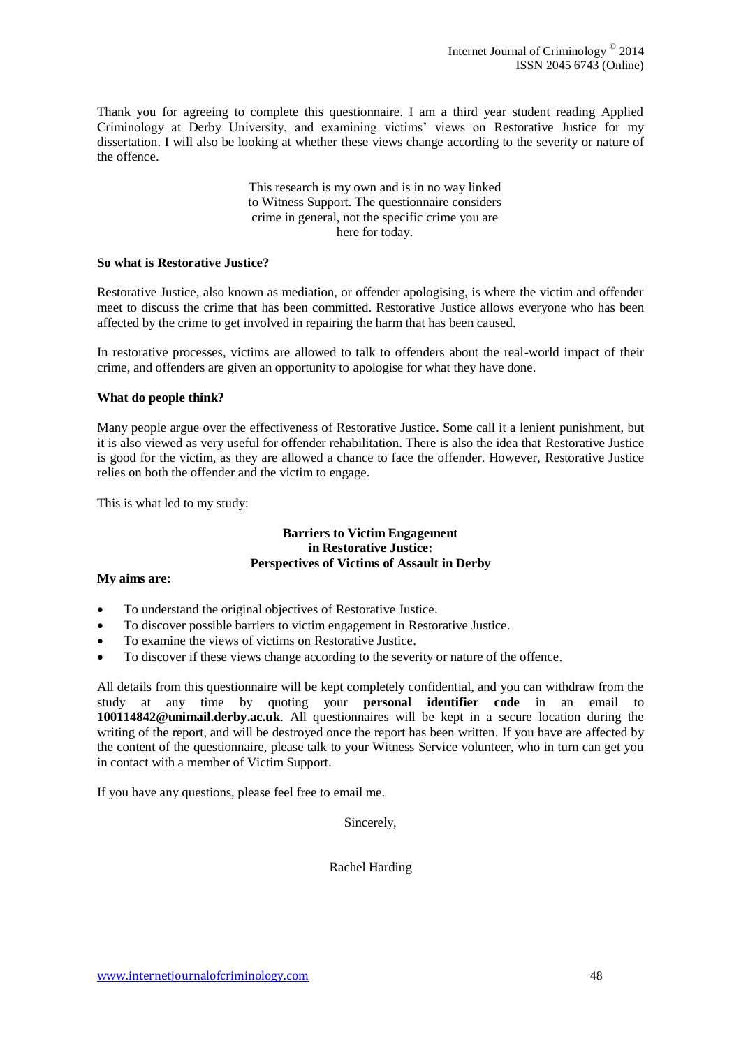Thank you for agreeing to complete this questionnaire. I am a third year student reading Applied Criminology at Derby University, and examining victims' views on Restorative Justice for my dissertation. I will also be looking at whether these views change according to the severity or nature of the offence.

This research is my own and is in no way linked to Witness Support. The questionnaire considers crime in general, not the specific crime you are here for today.

**So what is Restorative Justice?**

Restorative Justice, also known as mediation, or offender apologising, is where the victim and offender meet to discuss the crime that has been committed. Restorative Justice allows everyone who has been affected by the crime to get involved in repairing the harm that has been caused.

In restorative processes, victims are allowed to talk to offenders about the real-world impact of their crime, and offenders are given an opportunity to apologise for what they have done.

**What do people think?**

Many people argue over the effectiveness of Restorative Justice. Some call it a lenient punishment, but it is also viewed as very useful for offender rehabilitation. There is also the idea that Restorative Justice is good for the victim, as they are allowed a chance to face the offender. However, Restorative Justice relies on both the offender and the victim to engage.

This is what led to my study:

**Barriers to Victim Engagement in Restorative Justice: Perspectives of Victims of Assault in Derby**

**My aims are:**

- To understand the original objectives of Restorative Justice.
- To discover possible barriers to victim engagement in Restorative Justice.
- To examine the views of victims on Restorative Justice.
- To discover if these views change according to the severity or nature of the offence.

All details from this questionnaire will be kept completely confidential, and you can withdraw from the study at any time by quoting your **personal identifier code** in an email to **100114842@unimail.derby.ac.uk**. All questionnaires will be kept in a secure location during the writing of the report, and will be destroyed once the report has been written. If you have are affected by the content of the questionnaire, please talk to your Witness Service volunteer, who in turn can get you in contact with a member of Victim Support.

If you have any questions, please feel free to email me.

Sincerely,

Rachel Harding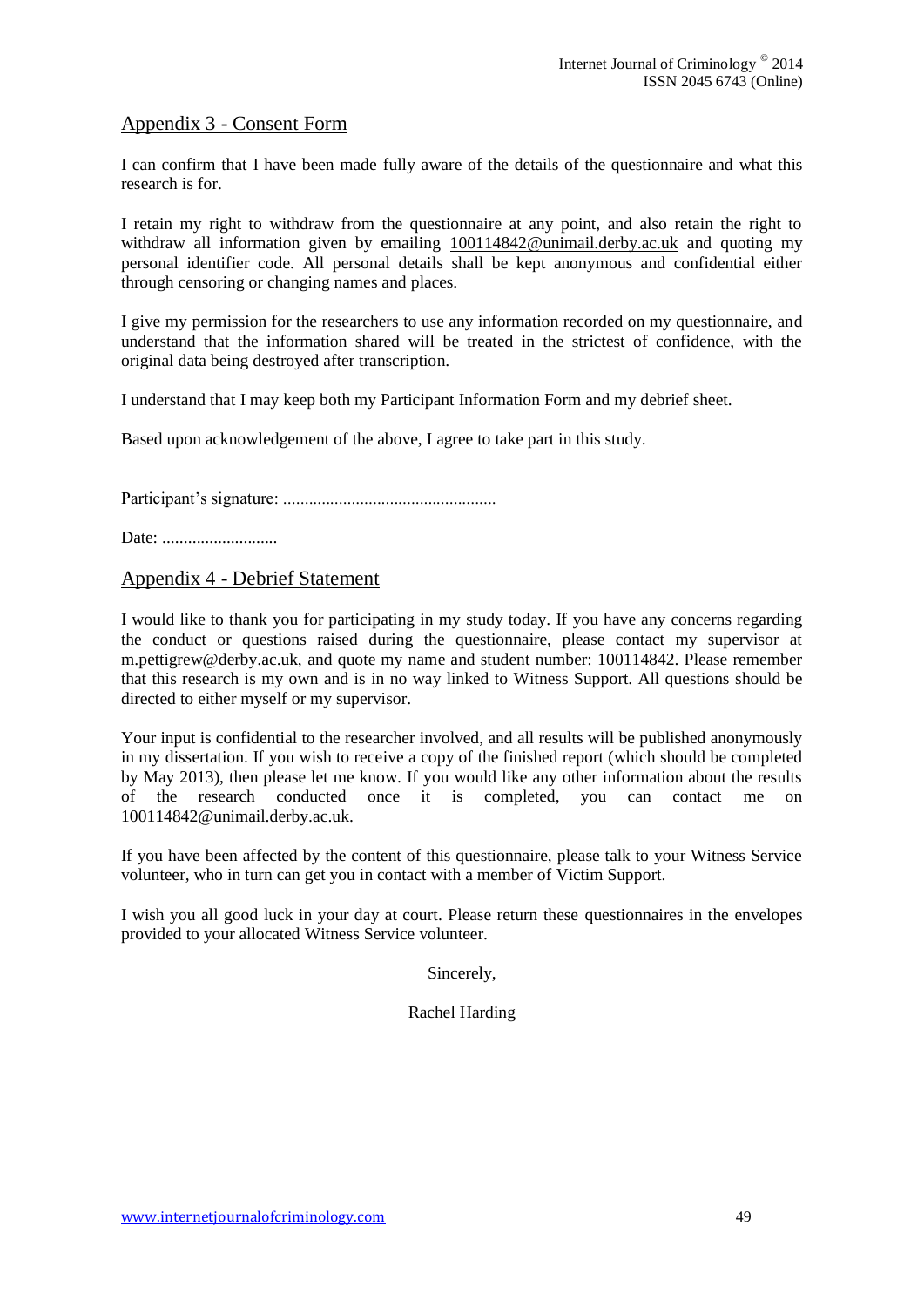## Appendix 3 - Consent Form

I can confirm that I have been made fully aware of the details of the questionnaire and what this research is for.

I retain my right to withdraw from the questionnaire at any point, and also retain the right to withdraw all information given by emailing 100114842@unimail.derby.ac.uk and quoting my personal identifier code. All personal details shall be kept anonymous and confidential either through censoring or changing names and places.

I give my permission for the researchers to use any information recorded on my questionnaire, and understand that the information shared will be treated in the strictest of confidence, with the original data being destroyed after transcription.

I understand that I may keep both my Participant Information Form and my debrief sheet.

Based upon acknowledgement of the above, I agree to take part in this study.

Participant's signature: ..................................................

Date: ...........................

## Appendix 4 - Debrief Statement

I would like to thank you for participating in my study today. If you have any concerns regarding the conduct or questions raised during the questionnaire, please contact my supervisor at m.pettigrew@derby.ac.uk, and quote my name and student number: 100114842. Please remember that this research is my own and is in no way linked to Witness Support. All questions should be directed to either myself or my supervisor.

Your input is confidential to the researcher involved, and all results will be published anonymously in my dissertation. If you wish to receive a copy of the finished report (which should be completed by May 2013), then please let me know. If you would like any other information about the results of the research conducted once it is completed, you can contact me on 100114842@unimail.derby.ac.uk.

If you have been affected by the content of this questionnaire, please talk to your Witness Service volunteer, who in turn can get you in contact with a member of Victim Support.

I wish you all good luck in your day at court. Please return these questionnaires in the envelopes provided to your allocated Witness Service volunteer.

Sincerely,

Rachel Harding